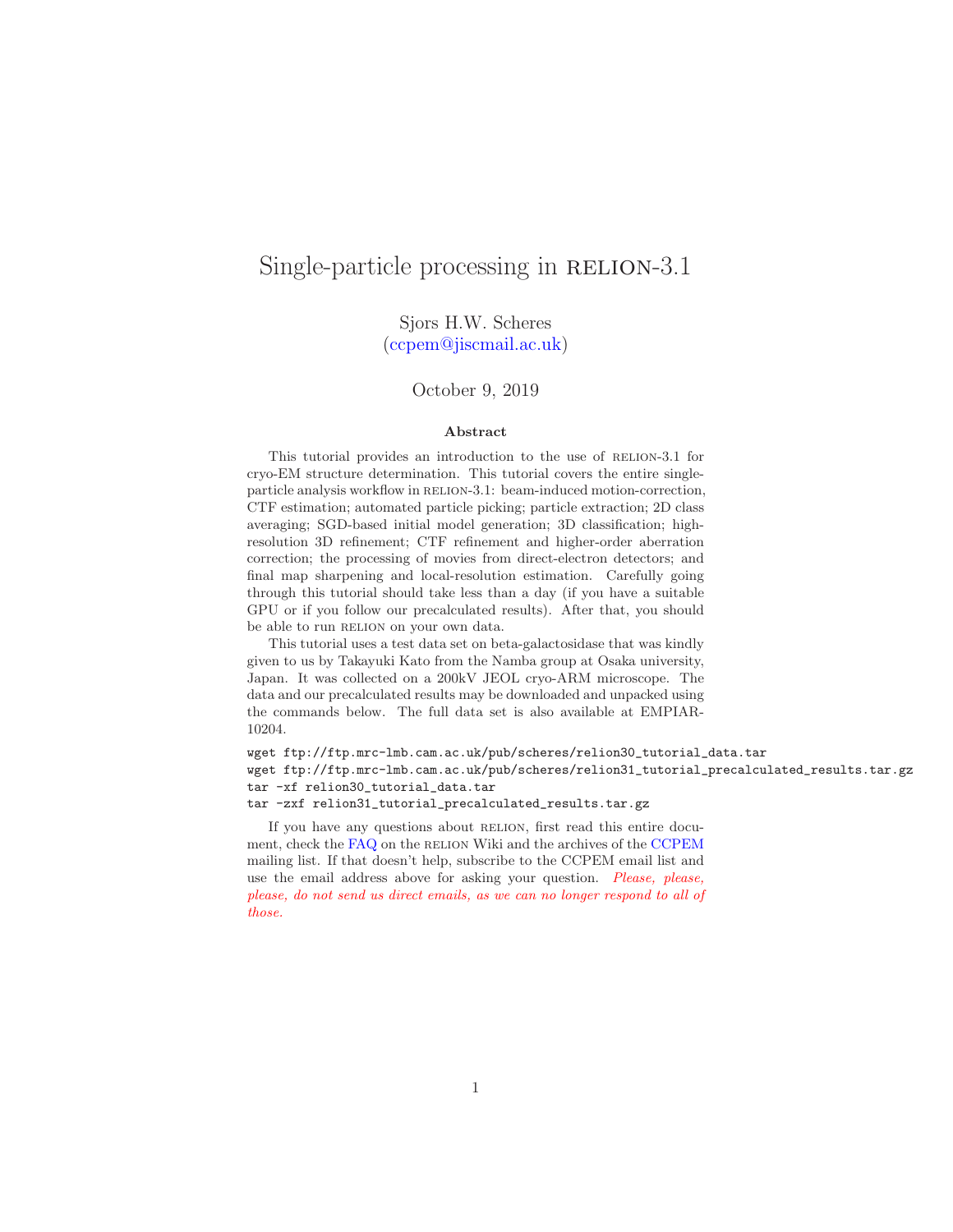# Single-particle processing in RELION-3.1

Sjors H.W. Scheres
(ccpem@jiscmail.ac.uk)

October 9, 2019

### Abstract

This tutorial provides an introduction to the use of RELION-3.1 for cryo-EM structure determination. This tutorial covers the entire single-particle analysis workflow in RELION-3.1: beam-induced motion-correction, CTF estimation; automated particle picking; particle extraction; 2D class averaging; SGD-based initial model generation; 3D classification; high-resolution 3D refinement; CTF refinement and higher-order aberration correction; the processing of movies from direct-electron detectors; and final map sharpening and local-resolution estimation. Carefully going through this tutorial should take less than a day (if you have a suitable GPU or if you follow our precalculated results). After that, you should be able to run RELION on your own data.

This tutorial uses a test data set on beta-galactosidase that was kindly given to us by Takayuki Kato from the Namba group at Osaka university, Japan. It was collected on a 200kV JEOL cryo-ARM microscope. The data and our precalculated results may be downloaded and unpacked using the commands below. The full data set is also available at EMPIAR-10204.

```
wget ftp://ftp.mrc-lmb.cam.ac.uk/pub/scheres/relion30_tutorial_data.tar
wget ftp://ftp.mrc-lmb.cam.ac.uk/pub/scheres/relion31_tutorial_precalculated_results.tar.gz
tar -xf relion30_tutorial_data.tar
tar -zxf relion31_tutorial_precalculated_results.tar.gz
```

If you have any questions about RELION, first read this entire document, check the FAQ on the RELION Wiki and the archives of the CCPEM mailing list. If that doesn't help, subscribe to the CCPEM email list and use the email address above for asking your question. *Please, please, please, do not send us direct emails, as we can no longer respond to all of those.*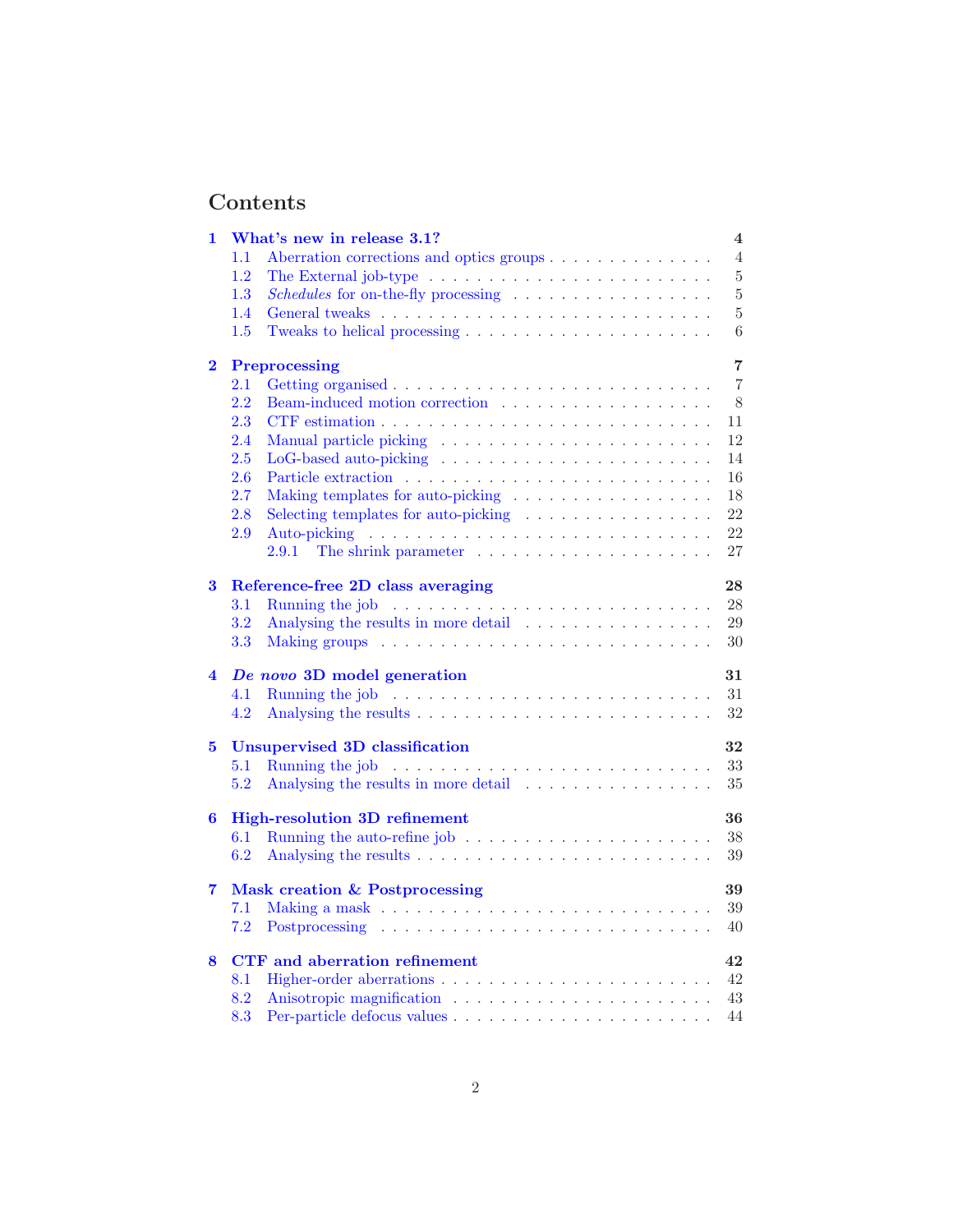# Contents

**1 What's new in release 3.1?** — **4**
- 1.1 Aberration corrections and optics groups — 4
- 1.2 The External job-type — 5
- 1.3 *Schedules* for on-the-fly processing — 5
- 1.4 General tweaks — 5
- 1.5 Tweaks to helical processing — 6

**2 Preprocessing** — **7**
- 2.1 Getting organised — 7
- 2.2 Beam-induced motion correction — 8
- 2.3 CTF estimation — 11
- 2.4 Manual particle picking — 12
- 2.5 LoG-based auto-picking — 14
- 2.6 Particle extraction — 16
- 2.7 Making templates for auto-picking — 18
- 2.8 Selecting templates for auto-picking — 22
- 2.9 Auto-picking — 22
  - 2.9.1 The shrink parameter — 27

**3 Reference-free 2D class averaging** — **28**
- 3.1 Running the job — 28
- 3.2 Analysing the results in more detail — 29
- 3.3 Making groups — 30

**4 *De novo* 3D model generation** — **31**
- 4.1 Running the job — 31
- 4.2 Analysing the results — 32

**5 Unsupervised 3D classification** — **32**
- 5.1 Running the job — 33
- 5.2 Analysing the results in more detail — 35

**6 High-resolution 3D refinement** — **36**
- 6.1 Running the auto-refine job — 38
- 6.2 Analysing the results — 39

**7 Mask creation & Postprocessing** — **39**
- 7.1 Making a mask — 39
- 7.2 Postprocessing — 40

**8 CTF and aberration refinement** — **42**
- 8.1 Higher-order aberrations — 42
- 8.2 Anisotropic magnification — 43
- 8.3 Per-particle defocus values — 44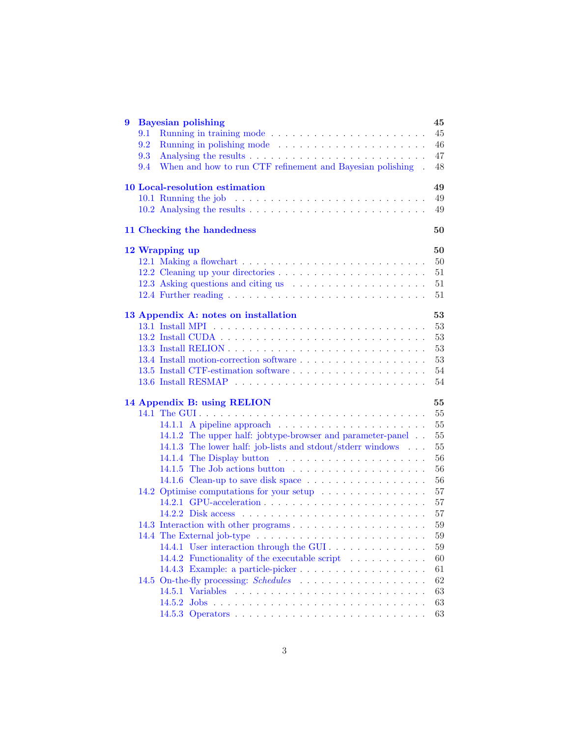**9 Bayesian polishing** 45

- 9.1 Running in training mode . . . . . 45
- 9.2 Running in polishing mode . . . . . 46
- 9.3 Analysing the results . . . . . 47
- 9.4 When and how to run CTF refinement and Bayesian polishing . 48

**10 Local-resolution estimation** 49

- 10.1 Running the job . . . . . 49
- 10.2 Analysing the results . . . . . 49

**11 Checking the handedness** 50

**12 Wrapping up** 50

- 12.1 Making a flowchart . . . . . 50
- 12.2 Cleaning up your directories . . . . . 51
- 12.3 Asking questions and citing us . . . . . 51
- 12.4 Further reading . . . . . 51

**13 Appendix A: notes on installation** 53

- 13.1 Install MPI . . . . . 53
- 13.2 Install CUDA . . . . . 53
- 13.3 Install RELION . . . . . 53
- 13.4 Install motion-correction software . . . . . 53
- 13.5 Install CTF-estimation software . . . . . 54
- 13.6 Install RESMAP . . . . . 54

**14 Appendix B: using RELION** 55

- 14.1 The GUI . . . . . 55
  - 14.1.1 A pipeline approach . . . . . 55
  - 14.1.2 The upper half: jobtype-browser and parameter-panel . . 55
  - 14.1.3 The lower half: job-lists and stdout/stderr windows . . . 55
  - 14.1.4 The Display button . . . . . 56
  - 14.1.5 The Job actions button . . . . . 56
  - 14.1.6 Clean-up to save disk space . . . . . 56
- 14.2 Optimise computations for your setup . . . . . 57
  - 14.2.1 GPU-acceleration . . . . . 57
  - 14.2.2 Disk access . . . . . 57
- 14.3 Interaction with other programs . . . . . 59
- 14.4 The External job-type . . . . . 59
  - 14.4.1 User interaction through the GUI . . . . . 59
  - 14.4.2 Functionality of the executable script . . . . . 60
  - 14.4.3 Example: a particle-picker . . . . . 61
- 14.5 On-the-fly processing: *Schedules* . . . . . 62
  - 14.5.1 Variables . . . . . 63
  - 14.5.2 Jobs . . . . . 63
  - 14.5.3 Operators . . . . . 63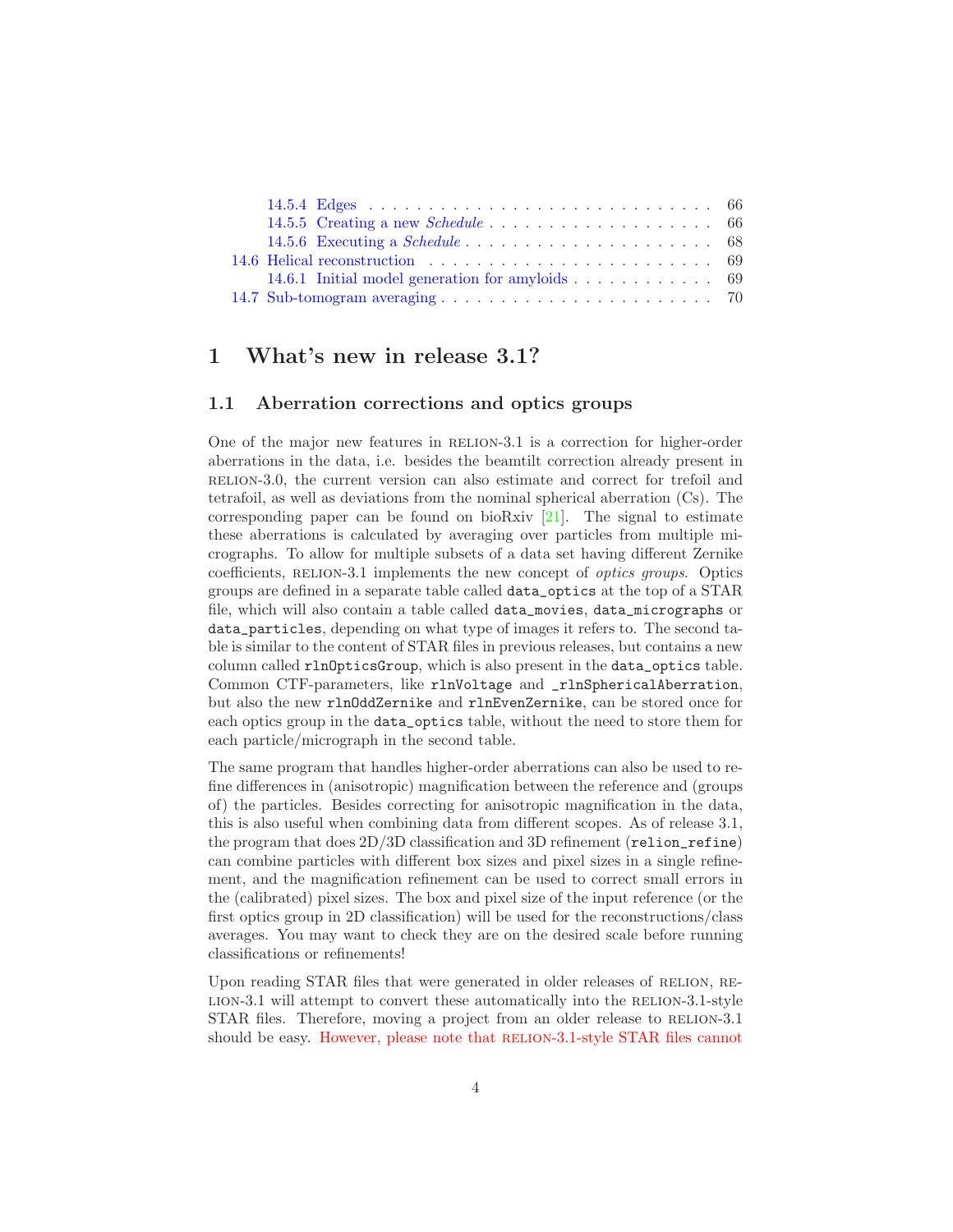14.5.4 Edges . . . . . . . . . . . . . . . . . . . . . . . . . . . . . . 66
14.5.5 Creating a new *Schedule* . . . . . . . . . . . . . . . . . . . . 66
14.5.6 Executing a *Schedule* . . . . . . . . . . . . . . . . . . . . . 68
14.6 Helical reconstruction . . . . . . . . . . . . . . . . . . . . . . . . 69
14.6.1 Initial model generation for amyloids . . . . . . . . . . . . 69
14.7 Sub-tomogram averaging . . . . . . . . . . . . . . . . . . . . . . . . 70

# 1 What's new in release 3.1?

## 1.1 Aberration corrections and optics groups

One of the major new features in RELION-3.1 is a correction for higher-order aberrations in the data, i.e. besides the beamtilt correction already present in RELION-3.0, the current version can also estimate and correct for trefoil and tetrafoil, as well as deviations from the nominal spherical aberration (Cs). The corresponding paper can be found on bioRxiv [21]. The signal to estimate these aberrations is calculated by averaging over particles from multiple micrographs. To allow for multiple subsets of a data set having different Zernike coefficients, RELION-3.1 implements the new concept of *optics groups*. Optics groups are defined in a separate table called `data_optics` at the top of a STAR file, which will also contain a table called `data_movies`, `data_micrographs` or `data_particles`, depending on what type of images it refers to. The second table is similar to the content of STAR files in previous releases, but contains a new column called `rlnOpticsGroup`, which is also present in the `data_optics` table. Common CTF-parameters, like `rlnVoltage` and `_rlnSphericalAberration`, but also the new `rlnOddZernike` and `rlnEvenZernike`, can be stored once for each optics group in the `data_optics` table, without the need to store them for each particle/micrograph in the second table.

The same program that handles higher-order aberrations can also be used to refine differences in (anisotropic) magnification between the reference and (groups of) the particles. Besides correcting for anisotropic magnification in the data, this is also useful when combining data from different scopes. As of release 3.1, the program that does 2D/3D classification and 3D refinement (`relion_refine`) can combine particles with different box sizes and pixel sizes in a single refinement, and the magnification refinement can be used to correct small errors in the (calibrated) pixel sizes. The box and pixel size of the input reference (or the first optics group in 2D classification) will be used for the reconstructions/class averages. You may want to check they are on the desired scale before running classifications or refinements!

Upon reading STAR files that were generated in older releases of RELION, RELION-3.1 will attempt to convert these automatically into the RELION-3.1-style STAR files. Therefore, moving a project from an older release to RELION-3.1 should be easy. However, please note that RELION-3.1-style STAR files cannot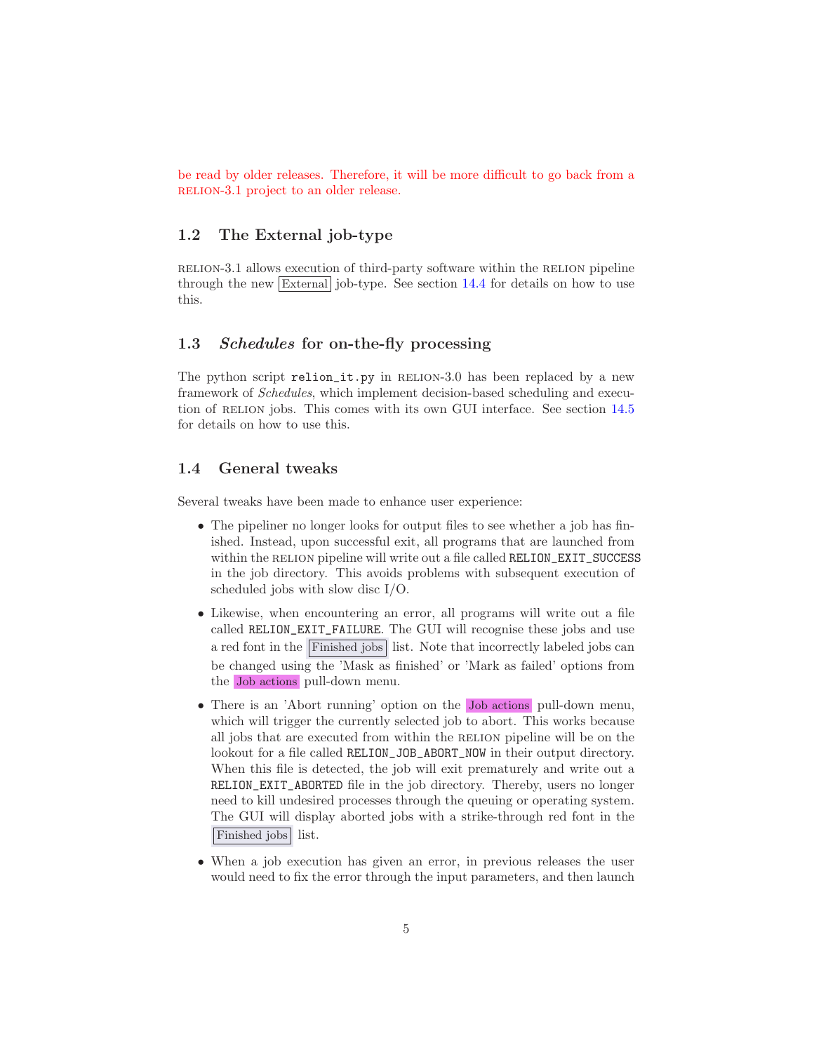be read by older releases. Therefore, it will be more difficult to go back from a RELION-3.1 project to an older release.

## 1.2 The External job-type

RELION-3.1 allows execution of third-party software within the RELION pipeline through the new External job-type. See section 14.4 for details on how to use this.

## 1.3 *Schedules* for on-the-fly processing

The python script `relion_it.py` in RELION-3.0 has been replaced by a new framework of *Schedules*, which implement decision-based scheduling and execution of RELION jobs. This comes with its own GUI interface. See section 14.5 for details on how to use this.

## 1.4 General tweaks

Several tweaks have been made to enhance user experience:

- The pipeliner no longer looks for output files to see whether a job has finished. Instead, upon successful exit, all programs that are launched from within the RELION pipeline will write out a file called `RELION_EXIT_SUCCESS` in the job directory. This avoids problems with subsequent execution of scheduled jobs with slow disc I/O.
- Likewise, when encountering an error, all programs will write out a file called `RELION_EXIT_FAILURE`. The GUI will recognise these jobs and use a red font in the Finished jobs list. Note that incorrectly labeled jobs can be changed using the 'Mask as finished' or 'Mark as failed' options from the Job actions pull-down menu.
- There is an 'Abort running' option on the Job actions pull-down menu, which will trigger the currently selected job to abort. This works because all jobs that are executed from within the RELION pipeline will be on the lookout for a file called `RELION_JOB_ABORT_NOW` in their output directory. When this file is detected, the job will exit prematurely and write out a `RELION_EXIT_ABORTED` file in the job directory. Thereby, users no longer need to kill undesired processes through the queuing or operating system. The GUI will display aborted jobs with a strike-through red font in the Finished jobs list.
- When a job execution has given an error, in previous releases the user would need to fix the error through the input parameters, and then launch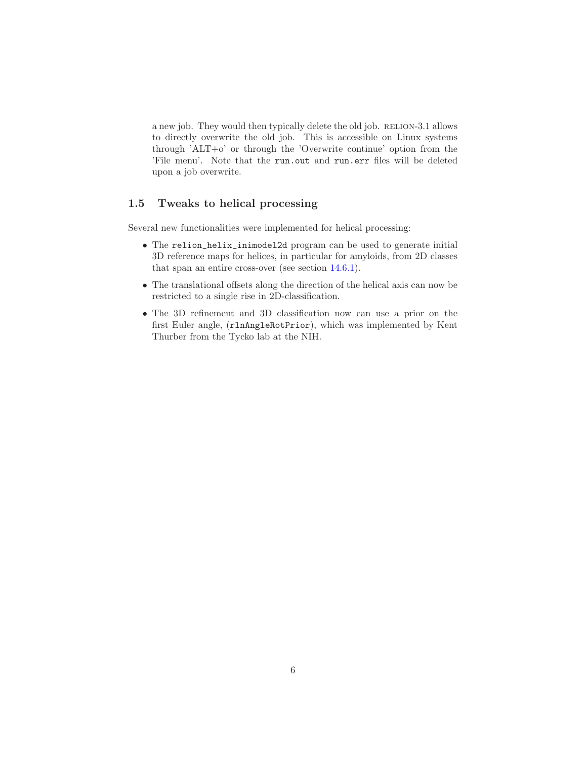a new job. They would then typically delete the old job. RELION-3.1 allows to directly overwrite the old job. This is accessible on Linux systems through 'ALT+o' or through the 'Overwrite continue' option from the 'File menu'. Note that the `run.out` and `run.err` files will be deleted upon a job overwrite.

## 1.5 Tweaks to helical processing

Several new functionalities were implemented for helical processing:

- The `relion_helix_inimodel2d` program can be used to generate initial 3D reference maps for helices, in particular for amyloids, from 2D classes that span an entire cross-over (see section 14.6.1).
- The translational offsets along the direction of the helical axis can now be restricted to a single rise in 2D-classification.
- The 3D refinement and 3D classification now can use a prior on the first Euler angle, (`rlnAngleRotPrior`), which was implemented by Kent Thurber from the Tycko lab at the NIH.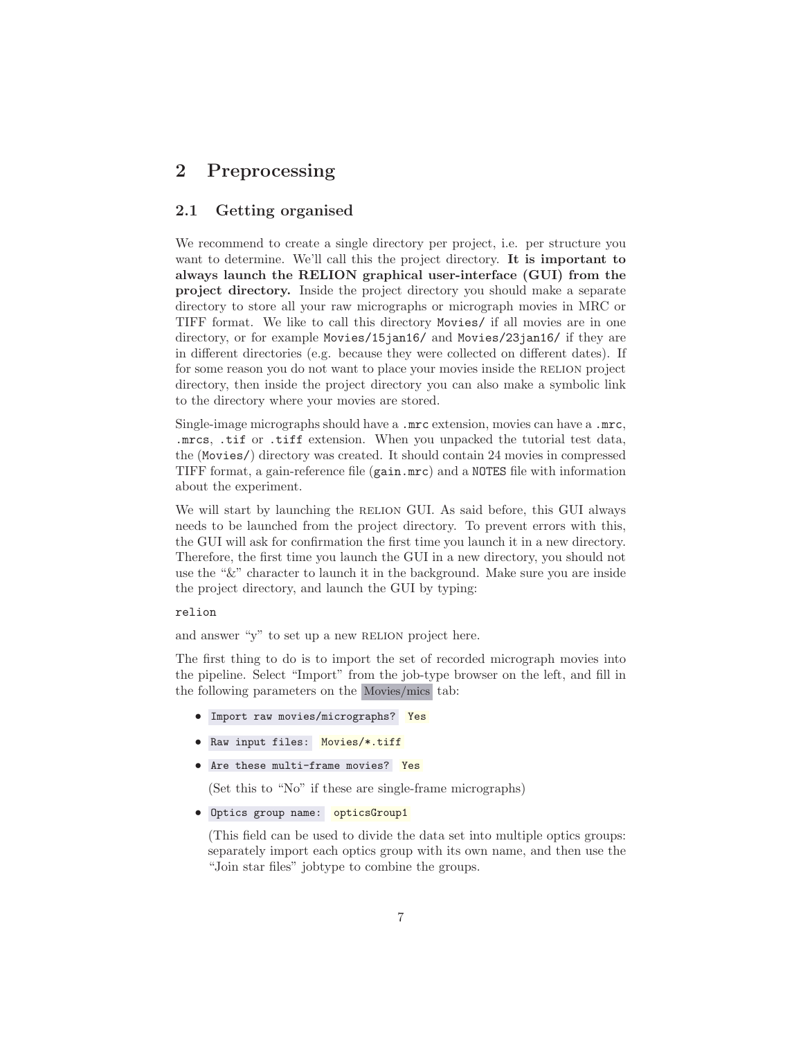# 2 Preprocessing

## 2.1 Getting organised

We recommend to create a single directory per project, i.e. per structure you want to determine. We'll call this the project directory. **It is important to always launch the RELION graphical user-interface (GUI) from the project directory.** Inside the project directory you should make a separate directory to store all your raw micrographs or micrograph movies in MRC or TIFF format. We like to call this directory `Movies/` if all movies are in one directory, or for example `Movies/15jan16/` and `Movies/23jan16/` if they are in different directories (e.g. because they were collected on different dates). If for some reason you do not want to place your movies inside the RELION project directory, then inside the project directory you can also make a symbolic link to the directory where your movies are stored.

Single-image micrographs should have a `.mrc` extension, movies can have a `.mrc`, `.mrcs`, `.tif` or `.tiff` extension. When you unpacked the tutorial test data, the (`Movies/`) directory was created. It should contain 24 movies in compressed TIFF format, a gain-reference file (`gain.mrc`) and a `NOTES` file with information about the experiment.

We will start by launching the RELION GUI. As said before, this GUI always needs to be launched from the project directory. To prevent errors with this, the GUI will ask for confirmation the first time you launch it in a new directory. Therefore, the first time you launch the GUI in a new directory, you should not use the "&" character to launch it in the background. Make sure you are inside the project directory, and launch the GUI by typing:

```
relion
```

and answer "y" to set up a new RELION project here.

The first thing to do is to import the set of recorded micrograph movies into the pipeline. Select "Import" from the job-type browser on the left, and fill in the following parameters on the Movies/mics tab:

- `Import raw movies/micrographs?` `Yes`
- `Raw input files:` `Movies/*.tiff`
- `Are these multi-frame movies?` `Yes`

  (Set this to "No" if these are single-frame micrographs)
- `Optics group name:` `opticsGroup1`

  (This field can be used to divide the data set into multiple optics groups: separately import each optics group with its own name, and then use the "Join star files" jobtype to combine the groups.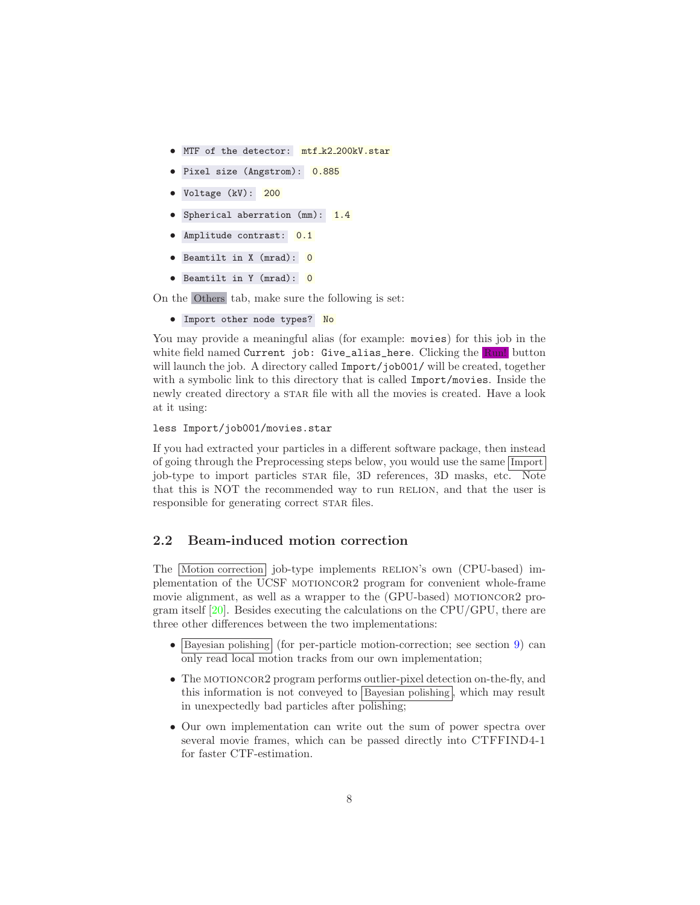- `MTF of the detector:` `mtf_k2_200kV.star`
- `Pixel size (Angstrom):` `0.885`
- `Voltage (kV):` `200`
- `Spherical aberration (mm):` `1.4`
- `Amplitude contrast:` `0.1`
- `Beamtilt in X (mrad):` `0`
- `Beamtilt in Y (mrad):` `0`

On the Others tab, make sure the following is set:

- `Import other node types?` `No`

You may provide a meaningful alias (for example: `movies`) for this job in the white field named `Current job: Give_alias_here`. Clicking the Run! button will launch the job. A directory called `Import/job001/` will be created, together with a symbolic link to this directory that is called `Import/movies`. Inside the newly created directory a STAR file with all the movies is created. Have a look at it using:

```
less Import/job001/movies.star
```

If you had extracted your particles in a different software package, then instead of going through the Preprocessing steps below, you would use the same Import job-type to import particles STAR file, 3D references, 3D masks, etc. Note that this is NOT the recommended way to run RELION, and that the user is responsible for generating correct STAR files.

## 2.2 Beam-induced motion correction

The Motion correction job-type implements RELION's own (CPU-based) implementation of the UCSF MOTIONCOR2 program for convenient whole-frame movie alignment, as well as a wrapper to the (GPU-based) MOTIONCOR2 program itself [20]. Besides executing the calculations on the CPU/GPU, there are three other differences between the two implementations:

- Bayesian polishing (for per-particle motion-correction; see section 9) can only read local motion tracks from our own implementation;
- The MOTIONCOR2 program performs outlier-pixel detection on-the-fly, and this information is not conveyed to Bayesian polishing, which may result in unexpectedly bad particles after polishing;
- Our own implementation can write out the sum of power spectra over several movie frames, which can be passed directly into CTFFIND4-1 for faster CTF-estimation.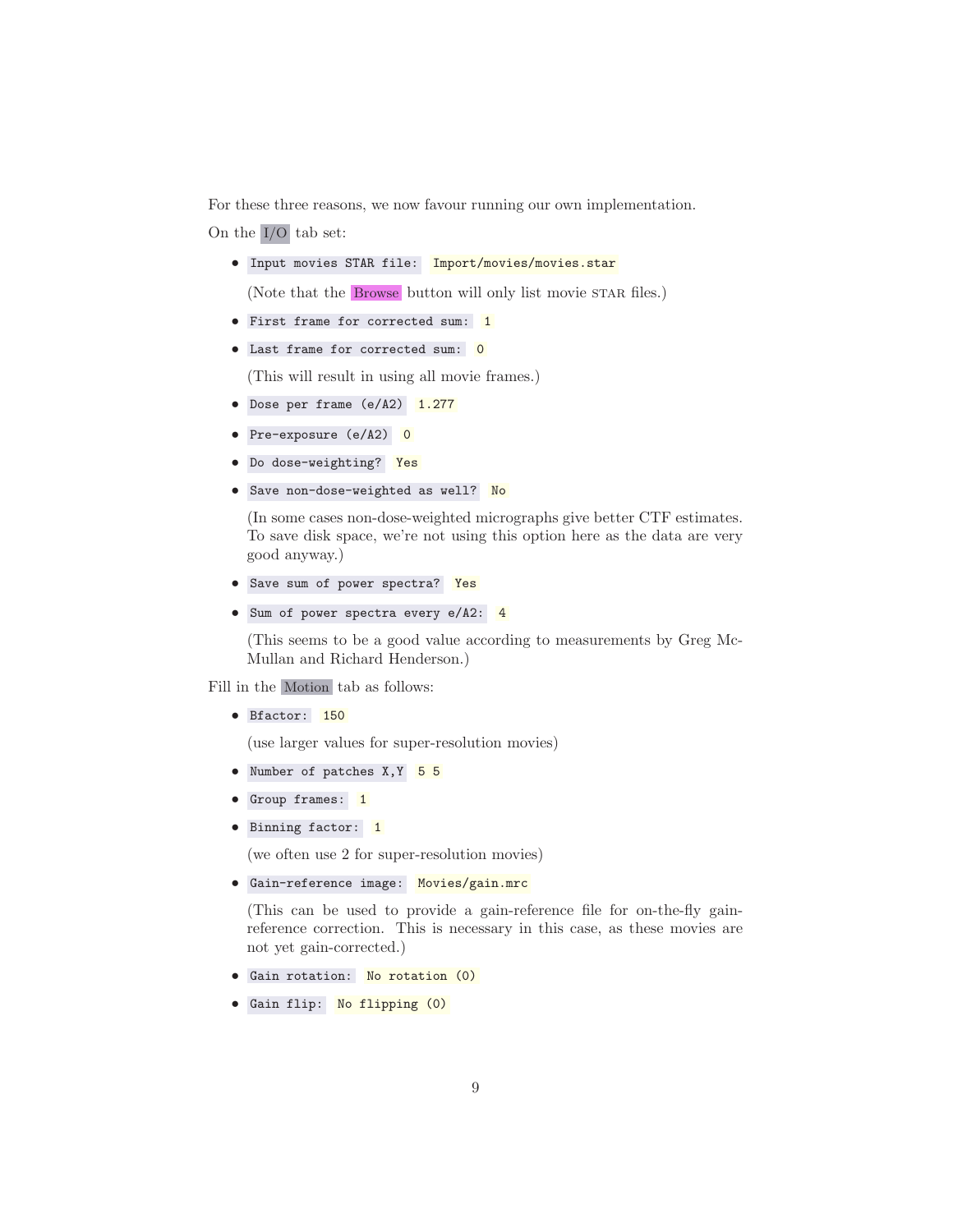For these three reasons, we now favour running our own implementation.

On the I/O tab set:

- `Input movies STAR file:` `Import/movies/movies.star`

  (Note that the Browse button will only list movie STAR files.)

- `First frame for corrected sum:` `1`
- `Last frame for corrected sum:` `0`

  (This will result in using all movie frames.)

- `Dose per frame (e/A2)` `1.277`
- `Pre-exposure (e/A2)` `0`
- `Do dose-weighting?` `Yes`
- `Save non-dose-weighted as well?` `No`

  (In some cases non-dose-weighted micrographs give better CTF estimates. To save disk space, we're not using this option here as the data are very good anyway.)

- `Save sum of power spectra?` `Yes`
- `Sum of power spectra every e/A2:` `4`

  (This seems to be a good value according to measurements by Greg McMullan and Richard Henderson.)

Fill in the Motion tab as follows:

- `Bfactor:` `150`

  (use larger values for super-resolution movies)

- `Number of patches X,Y` `5 5`
- `Group frames:` `1`
- `Binning factor:` `1`

  (we often use 2 for super-resolution movies)

- `Gain-reference image:` `Movies/gain.mrc`

  (This can be used to provide a gain-reference file for on-the-fly gain-reference correction. This is necessary in this case, as these movies are not yet gain-corrected.)

- `Gain rotation:` `No rotation (0)`
- `Gain flip:` `No flipping (0)`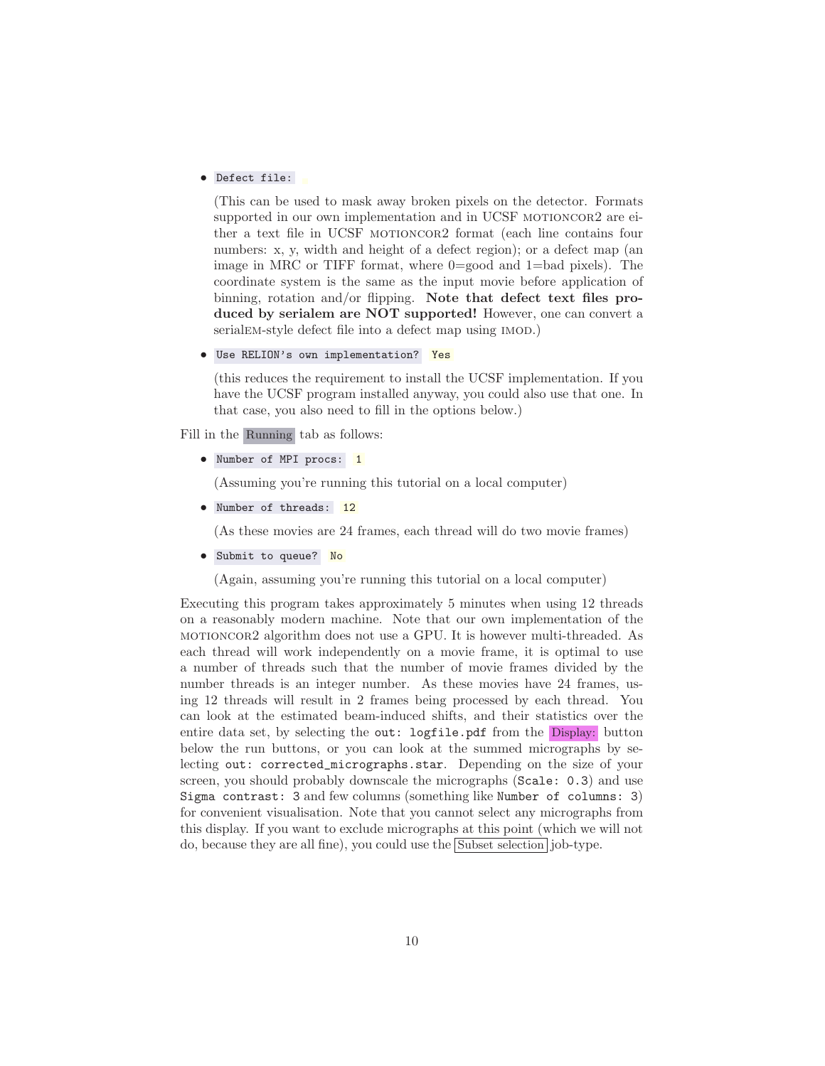- `Defect file:`

  (This can be used to mask away broken pixels on the detector. Formats supported in our own implementation and in UCSF MOTIONCOR2 are either a text file in UCSF MOTIONCOR2 format (each line contains four numbers: x, y, width and height of a defect region); or a defect map (an image in MRC or TIFF format, where 0=good and 1=bad pixels). The coordinate system is the same as the input movie before application of binning, rotation and/or flipping. **Note that defect text files produced by serialem are NOT supported!** However, one can convert a serialEM-style defect file into a defect map using IMOD.)

- `Use RELION's own implementation?` `Yes`

  (this reduces the requirement to install the UCSF implementation. If you have the UCSF program installed anyway, you could also use that one. In that case, you also need to fill in the options below.)

Fill in the Running tab as follows:

- `Number of MPI procs:` `1`

  (Assuming you're running this tutorial on a local computer)

- `Number of threads:` `12`

  (As these movies are 24 frames, each thread will do two movie frames)

- `Submit to queue?` `No`

  (Again, assuming you're running this tutorial on a local computer)

Executing this program takes approximately 5 minutes when using 12 threads on a reasonably modern machine. Note that our own implementation of the MOTIONCOR2 algorithm does not use a GPU. It is however multi-threaded. As each thread will work independently on a movie frame, it is optimal to use a number of threads such that the number of movie frames divided by the number threads is an integer number. As these movies have 24 frames, using 12 threads will result in 2 frames being processed by each thread. You can look at the estimated beam-induced shifts, and their statistics over the entire data set, by selecting the `out: logfile.pdf` from the Display: button below the run buttons, or you can look at the summed micrographs by selecting `out: corrected_micrographs.star`. Depending on the size of your screen, you should probably downscale the micrographs (`Scale: 0.3`) and use `Sigma contrast: 3` and few columns (something like `Number of columns: 3`) for convenient visualisation. Note that you cannot select any micrographs from this display. If you want to exclude micrographs at this point (which we will not do, because they are all fine), you could use the Subset selection job-type.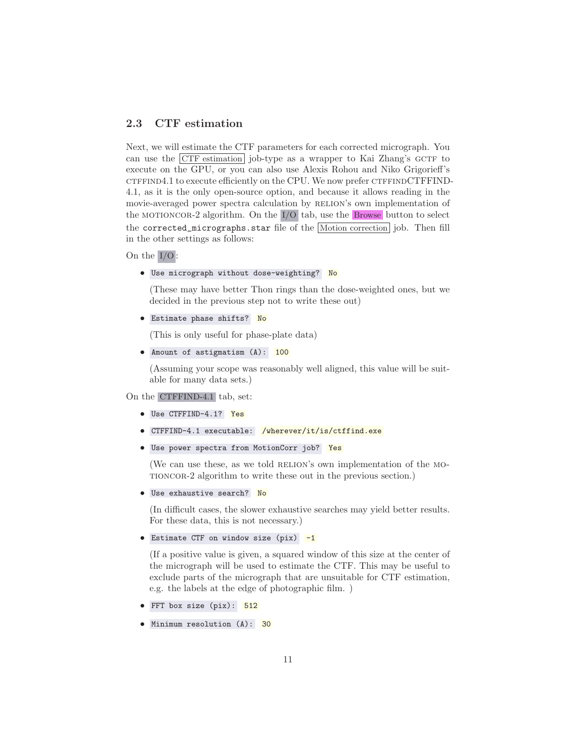## 2.3 CTF estimation

Next, we will estimate the CTF parameters for each corrected micrograph. You can use the CTF estimation job-type as a wrapper to Kai Zhang's GCTF to execute on the GPU, or you can also use Alexis Rohou and Niko Grigorieff's CTFFIND4.1 to execute efficiently on the CPU. We now prefer CTFFINDCTFFIND-4.1, as it is the only open-source option, and because it allows reading in the movie-averaged power spectra calculation by RELION's own implementation of the MOTIONCOR-2 algorithm. On the I/O tab, use the Browse button to select the `corrected_micrographs.star` file of the Motion correction job. Then fill in the other settings as follows:

On the I/O:

- `Use micrograph without dose-weighting?` `No`

  (These may have better Thon rings than the dose-weighted ones, but we decided in the previous step not to write these out)

- `Estimate phase shifts?` `No`

  (This is only useful for phase-plate data)

- `Amount of astigmatism (A):` `100`

  (Assuming your scope was reasonably well aligned, this value will be suitable for many data sets.)

On the CTFFIND-4.1 tab, set:

- `Use CTFFIND-4.1?` `Yes`
- `CTFFIND-4.1 executable:` `/wherever/it/is/ctffind.exe`
- `Use power spectra from MotionCorr job?` `Yes`

  (We can use these, as we told RELION's own implementation of the MOTIONCOR-2 algorithm to write these out in the previous section.)

- `Use exhaustive search?` `No`

  (In difficult cases, the slower exhaustive searches may yield better results. For these data, this is not necessary.)

- `Estimate CTF on window size (pix)` `-1`

  (If a positive value is given, a squared window of this size at the center of the micrograph will be used to estimate the CTF. This may be useful to exclude parts of the micrograph that are unsuitable for CTF estimation, e.g. the labels at the edge of photographic film. )

- `FFT box size (pix):` `512`
- `Minimum resolution (A):` `30`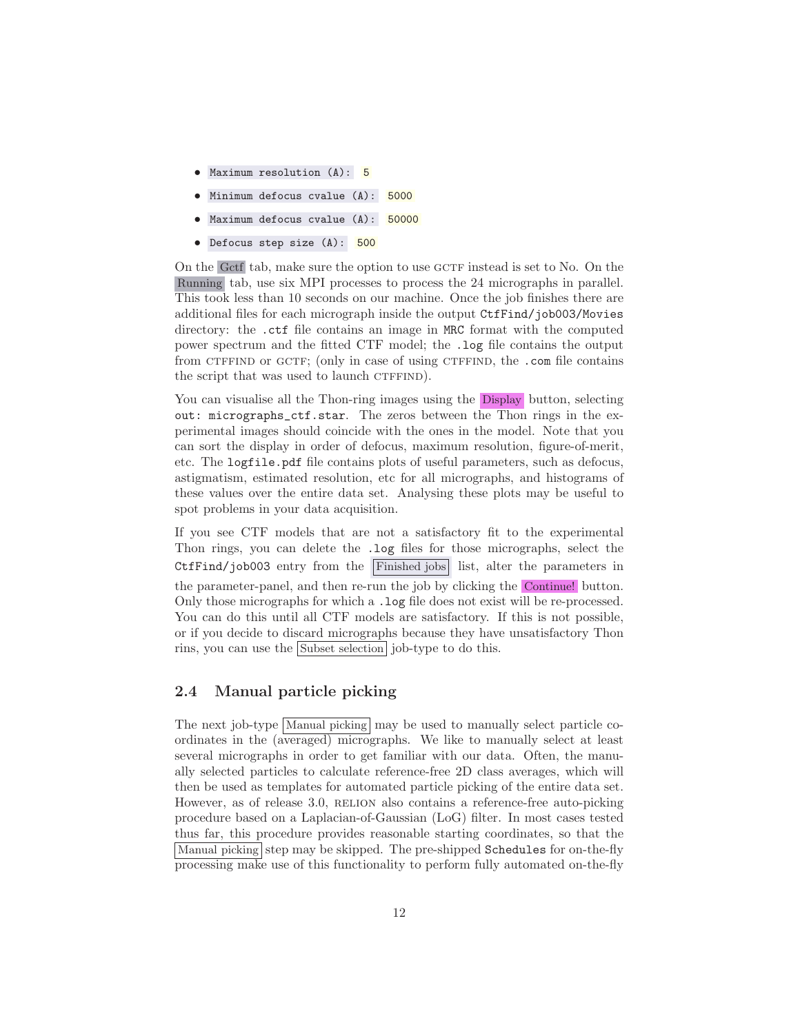- `Maximum resolution (A):` `5`
- `Minimum defocus cvalue (A):` `5000`
- `Maximum defocus cvalue (A):` `50000`
- `Defocus step size (A):` `500`

On the Gctf tab, make sure the option to use GCTF instead is set to No. On the Running tab, use six MPI processes to process the 24 micrographs in parallel. This took less than 10 seconds on our machine. Once the job finishes there are additional files for each micrograph inside the output `CtfFind/job003/Movies` directory: the `.ctf` file contains an image in MRC format with the computed power spectrum and the fitted CTF model; the `.log` file contains the output from CTFFIND or GCTF; (only in case of using CTFFIND, the `.com` file contains the script that was used to launch CTFFIND).

You can visualise all the Thon-ring images using the Display button, selecting `out: micrographs_ctf.star`. The zeros between the Thon rings in the experimental images should coincide with the ones in the model. Note that you can sort the display in order of defocus, maximum resolution, figure-of-merit, etc. The `logfile.pdf` file contains plots of useful parameters, such as defocus, astigmatism, estimated resolution, etc for all micrographs, and histograms of these values over the entire data set. Analysing these plots may be useful to spot problems in your data acquisition.

If you see CTF models that are not a satisfactory fit to the experimental Thon rings, you can delete the `.log` files for those micrographs, select the `CtfFind/job003` entry from the Finished jobs list, alter the parameters in the parameter-panel, and then re-run the job by clicking the Continue! button. Only those micrographs for which a `.log` file does not exist will be re-processed. You can do this until all CTF models are satisfactory. If this is not possible, or if you decide to discard micrographs because they have unsatisfactory Thon rins, you can use the Subset selection job-type to do this.

## 2.4 Manual particle picking

The next job-type Manual picking may be used to manually select particle coordinates in the (averaged) micrographs. We like to manually select at least several micrographs in order to get familiar with our data. Often, the manually selected particles to calculate reference-free 2D class averages, which will then be used as templates for automated particle picking of the entire data set. However, as of release 3.0, RELION also contains a reference-free auto-picking procedure based on a Laplacian-of-Gaussian (LoG) filter. In most cases tested thus far, this procedure provides reasonable starting coordinates, so that the Manual picking step may be skipped. The pre-shipped `Schedules` for on-the-fly processing make use of this functionality to perform fully automated on-the-fly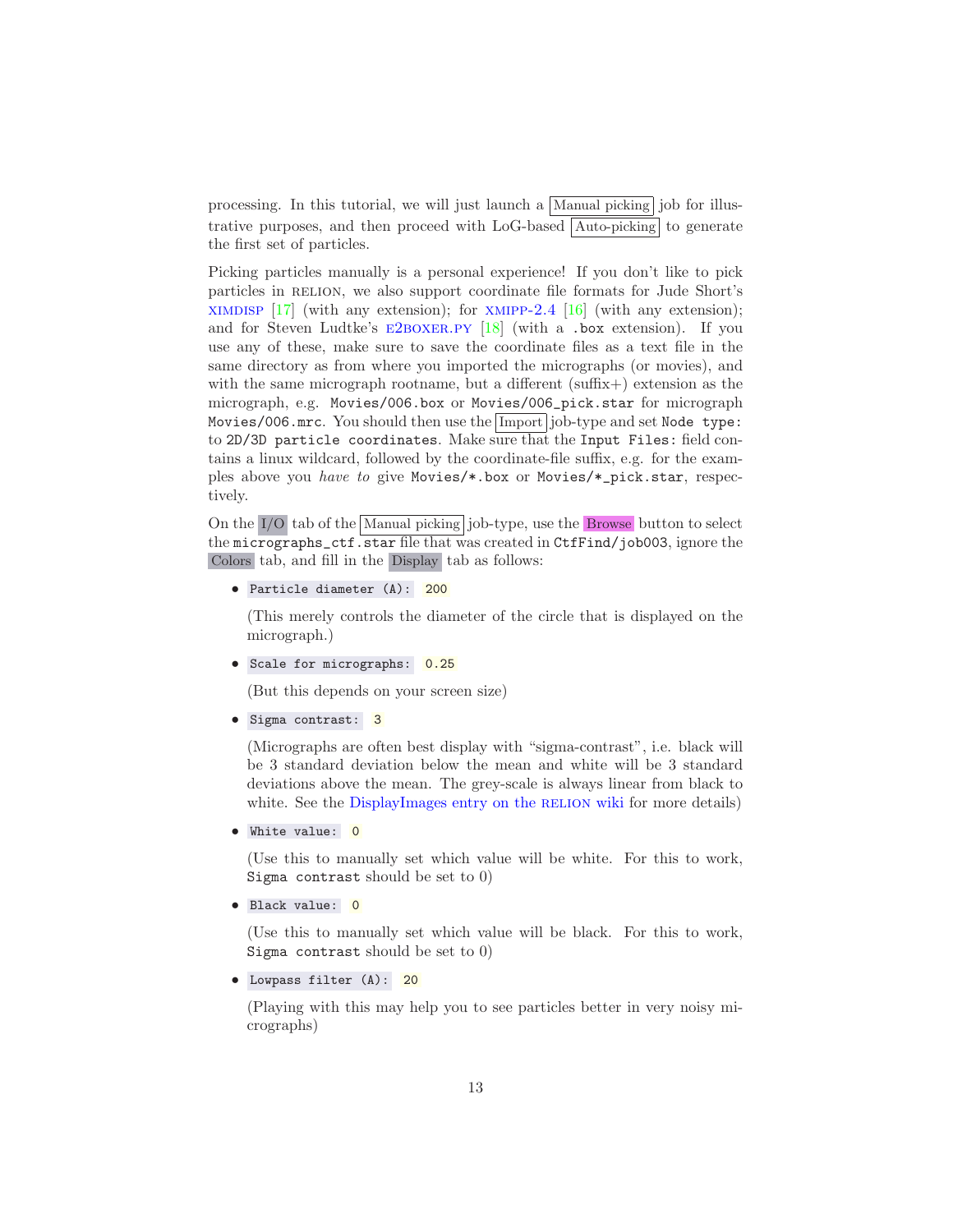processing. In this tutorial, we will just launch a Manual picking job for illustrative purposes, and then proceed with LoG-based Auto-picking to generate the first set of particles.

Picking particles manually is a personal experience! If you don't like to pick particles in RELION, we also support coordinate file formats for Jude Short's XIMDISP [17] (with any extension); for XMIPP-2.4 [16] (with any extension); and for Steven Ludtke's E2BOXER.PY [18] (with a `.box` extension). If you use any of these, make sure to save the coordinate files as a text file in the same directory as from where you imported the micrographs (or movies), and with the same micrograph rootname, but a different (suffix+) extension as the micrograph, e.g. `Movies/006.box` or `Movies/006_pick.star` for micrograph `Movies/006.mrc`. You should then use the Import job-type and set `Node type:` to `2D/3D particle coordinates`. Make sure that the `Input Files:` field contains a linux wildcard, followed by the coordinate-file suffix, e.g. for the examples above you *have to* give `Movies/*.box` or `Movies/*_pick.star`, respectively.

On the I/O tab of the Manual picking job-type, use the Browse button to select the `micrographs_ctf.star` file that was created in `CtfFind/job003`, ignore the Colors tab, and fill in the Display tab as follows:

- `Particle diameter (A):` 200

  (This merely controls the diameter of the circle that is displayed on the micrograph.)

- `Scale for micrographs:` 0.25

  (But this depends on your screen size)

- `Sigma contrast:` 3

  (Micrographs are often best display with "sigma-contrast", i.e. black will be 3 standard deviation below the mean and white will be 3 standard deviations above the mean. The grey-scale is always linear from black to white. See the DisplayImages entry on the RELION wiki for more details)

- `White value:` 0

  (Use this to manually set which value will be white. For this to work, `Sigma contrast` should be set to 0)

- `Black value:` 0

  (Use this to manually set which value will be black. For this to work, `Sigma contrast` should be set to 0)

- `Lowpass filter (A):` 20

  (Playing with this may help you to see particles better in very noisy micrographs)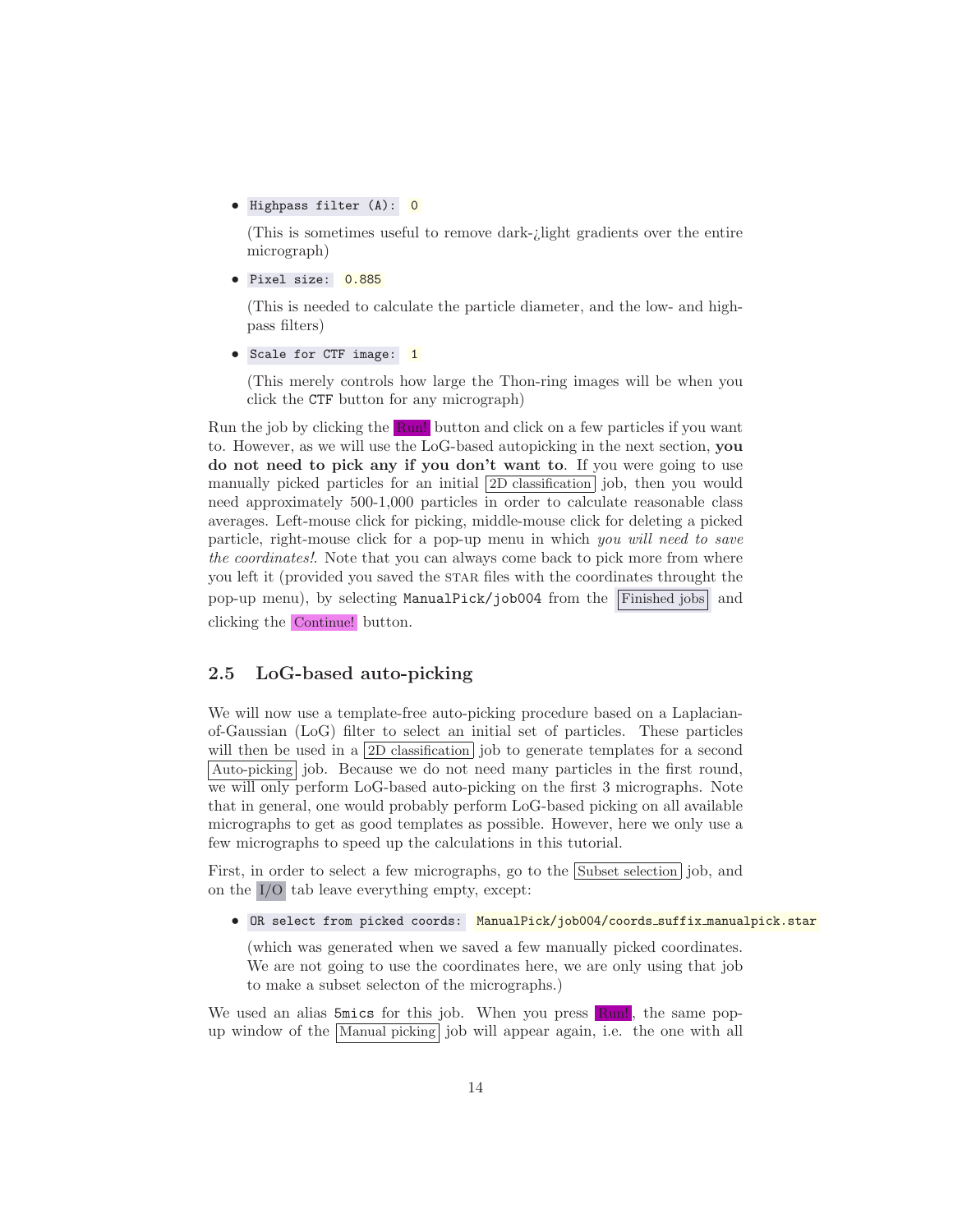- `Highpass filter (A):` `0`

  (This is sometimes useful to remove dark-¿light gradients over the entire micrograph)

- `Pixel size:` `0.885`

  (This is needed to calculate the particle diameter, and the low- and high-pass filters)

- `Scale for CTF image:` `1`

  (This merely controls how large the Thon-ring images will be when you click the `CTF` button for any micrograph)

Run the job by clicking the Run! button and click on a few particles if you want to. However, as we will use the LoG-based autopicking in the next section, **you do not need to pick any if you don't want to**. If you were going to use manually picked particles for an initial 2D classification job, then you would need approximately 500-1,000 particles in order to calculate reasonable class averages. Left-mouse click for picking, middle-mouse click for deleting a picked particle, right-mouse click for a pop-up menu in which *you will need to save the coordinates!*. Note that you can always come back to pick more from where you left it (provided you saved the STAR files with the coordinates throught the pop-up menu), by selecting `ManualPick/job004` from the Finished jobs and clicking the Continue! button.

## 2.5 LoG-based auto-picking

We will now use a template-free auto-picking procedure based on a Laplacian-of-Gaussian (LoG) filter to select an initial set of particles. These particles will then be used in a 2D classification job to generate templates for a second Auto-picking job. Because we do not need many particles in the first round, we will only perform LoG-based auto-picking on the first 3 micrographs. Note that in general, one would probably perform LoG-based picking on all available micrographs to get as good templates as possible. However, here we only use a few micrographs to speed up the calculations in this tutorial.

First, in order to select a few micrographs, go to the Subset selection job, and on the I/O tab leave everything empty, except:

- `OR select from picked coords:` `ManualPick/job004/coords_suffix_manualpick.star`

  (which was generated when we saved a few manually picked coordinates. We are not going to use the coordinates here, we are only using that job to make a subset selecton of the micrographs.)

We used an alias `5mics` for this job. When you press Run!, the same pop-up window of the Manual picking job will appear again, i.e. the one with all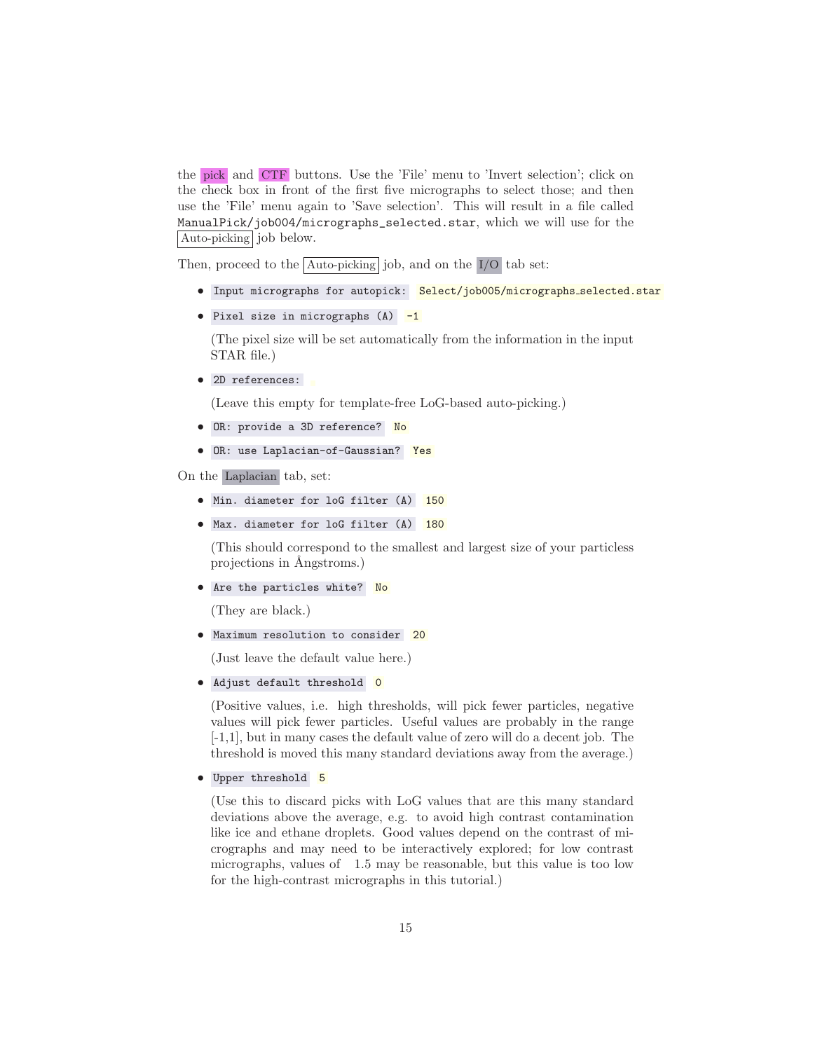the pick and CTF buttons. Use the 'File' menu to 'Invert selection'; click on the check box in front of the first five micrographs to select those; and then use the 'File' menu again to 'Save selection'. This will result in a file called `ManualPick/job004/micrographs_selected.star`, which we will use for the Auto-picking job below.

Then, proceed to the Auto-picking job, and on the I/O tab set:

- `Input micrographs for autopick:` `Select/job005/micrographs_selected.star`
- `Pixel size in micrographs (A)` `-1`

  (The pixel size will be set automatically from the information in the input STAR file.)

- `2D references:`

  (Leave this empty for template-free LoG-based auto-picking.)

- `OR: provide a 3D reference?` `No`
- `OR: use Laplacian-of-Gaussian?` `Yes`

On the Laplacian tab, set:

- `Min. diameter for loG filter (A)` `150`
- `Max. diameter for loG filter (A)` `180`

  (This should correspond to the smallest and largest size of your particless projections in Ångstroms.)

- `Are the particles white?` `No`

  (They are black.)

- `Maximum resolution to consider` `20`

  (Just leave the default value here.)

- `Adjust default threshold` `0`

  (Positive values, i.e. high thresholds, will pick fewer particles, negative values will pick fewer particles. Useful values are probably in the range [-1,1], but in many cases the default value of zero will do a decent job. The threshold is moved this many standard deviations away from the average.)

- `Upper threshold` `5`

  (Use this to discard picks with LoG values that are this many standard deviations above the average, e.g. to avoid high contrast contamination like ice and ethane droplets. Good values depend on the contrast of micrographs and may need to be interactively explored; for low contrast micrographs, values of  1.5 may be reasonable, but this value is too low for the high-contrast micrographs in this tutorial.)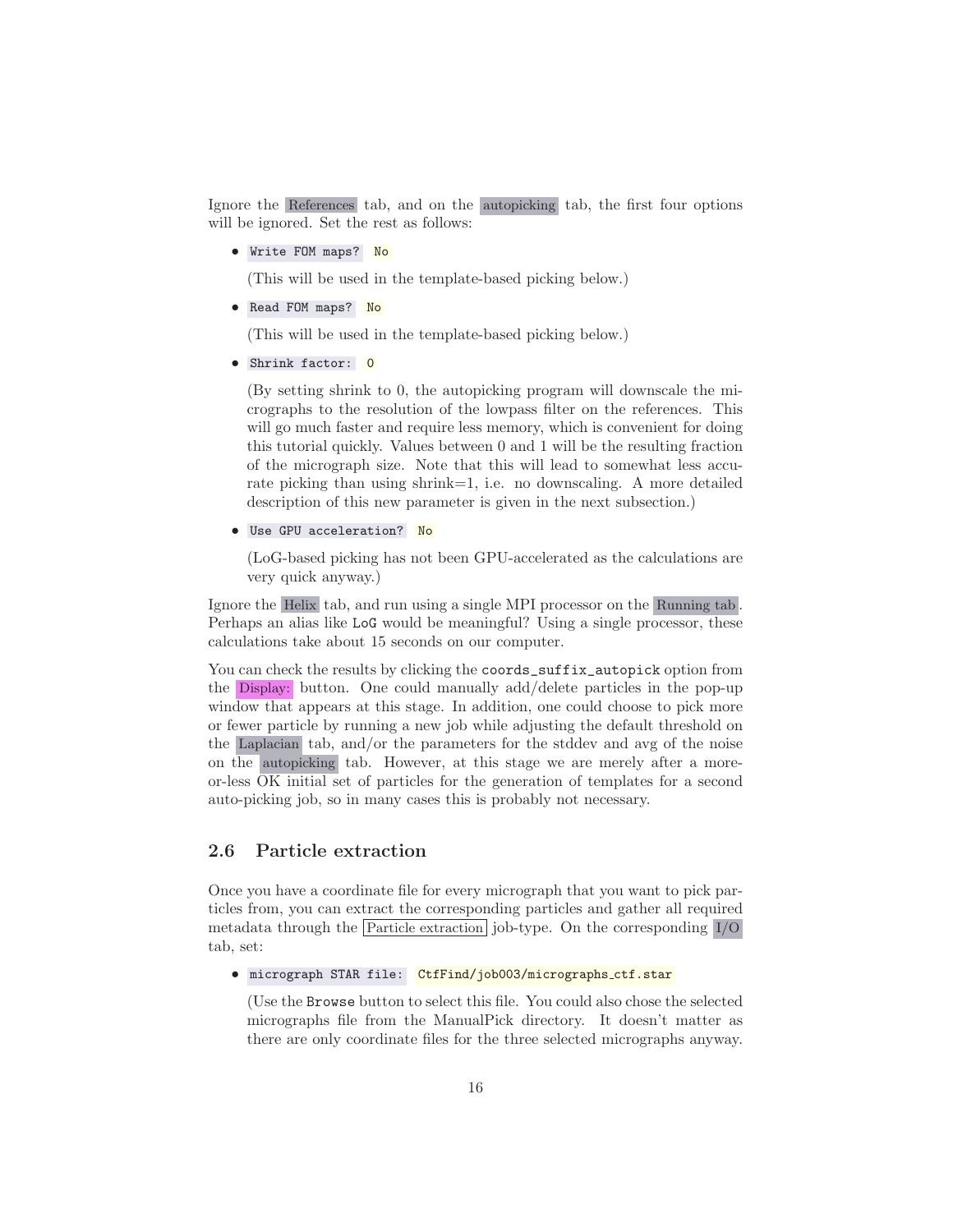Ignore the References tab, and on the autopicking tab, the first four options will be ignored. Set the rest as follows:

- `Write FOM maps?` No

  (This will be used in the template-based picking below.)

- `Read FOM maps?` No

  (This will be used in the template-based picking below.)

- `Shrink factor:` 0

  (By setting shrink to 0, the autopicking program will downscale the micrographs to the resolution of the lowpass filter on the references. This will go much faster and require less memory, which is convenient for doing this tutorial quickly. Values between 0 and 1 will be the resulting fraction of the micrograph size. Note that this will lead to somewhat less accurate picking than using shrink=1, i.e. no downscaling. A more detailed description of this new parameter is given in the next subsection.)

- `Use GPU acceleration?` No

  (LoG-based picking has not been GPU-accelerated as the calculations are very quick anyway.)

Ignore the Helix tab, and run using a single MPI processor on the Running tab. Perhaps an alias like `LoG` would be meaningful? Using a single processor, these calculations take about 15 seconds on our computer.

You can check the results by clicking the `coords_suffix_autopick` option from the Display: button. One could manually add/delete particles in the pop-up window that appears at this stage. In addition, one could choose to pick more or fewer particle by running a new job while adjusting the default threshold on the Laplacian tab, and/or the parameters for the stddev and avg of the noise on the autopicking tab. However, at this stage we are merely after a more-or-less OK initial set of particles for the generation of templates for a second auto-picking job, so in many cases this is probably not necessary.

## 2.6 Particle extraction

Once you have a coordinate file for every micrograph that you want to pick particles from, you can extract the corresponding particles and gather all required metadata through the Particle extraction job-type. On the corresponding I/O tab, set:

- `micrograph STAR file:` `CtfFind/job003/micrographs_ctf.star`

  (Use the `Browse` button to select this file. You could also chose the selected micrographs file from the ManualPick directory. It doesn't matter as there are only coordinate files for the three selected micrographs anyway.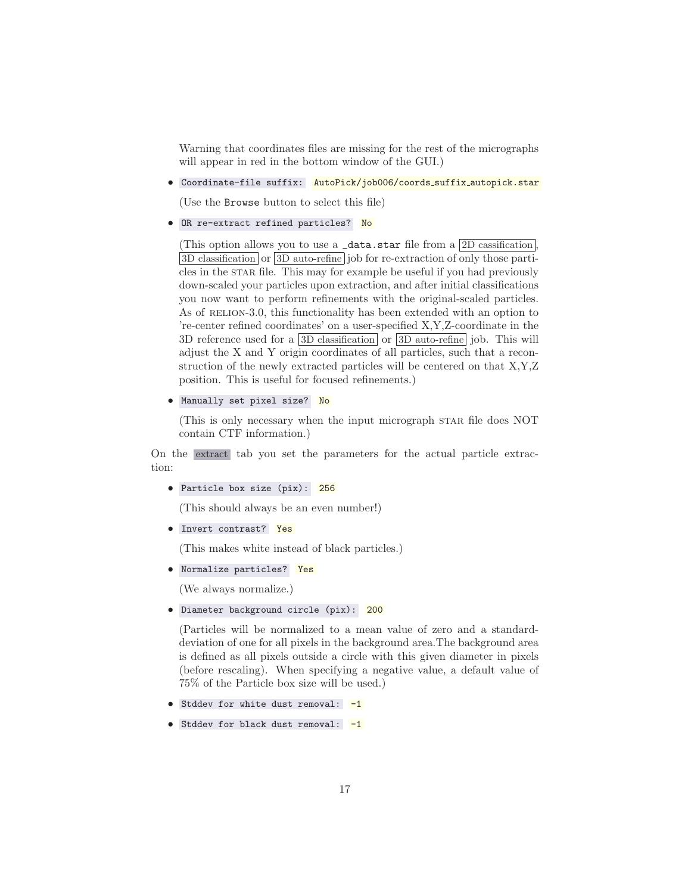Warning that coordinates files are missing for the rest of the micrographs will appear in red in the bottom window of the GUI.)

- `Coordinate-file suffix:` `AutoPick/job006/coords_suffix_autopick.star`

  (Use the `Browse` button to select this file)

- `OR re-extract refined particles?` `No`

  (This option allows you to use a `_data.star` file from a 2D cassification, 3D classification or 3D auto-refine job for re-extraction of only those particles in the STAR file. This may for example be useful if you had previously down-scaled your particles upon extraction, and after initial classifications you now want to perform refinements with the original-scaled particles. As of RELION-3.0, this functionality has been extended with an option to 're-center refined coordinates' on a user-specified X,Y,Z-coordinate in the 3D reference used for a 3D classification or 3D auto-refine job. This will adjust the X and Y origin coordinates of all particles, such that a reconstruction of the newly extracted particles will be centered on that X,Y,Z position. This is useful for focused refinements.)

- `Manually set pixel size?` `No`

  (This is only necessary when the input micrograph STAR file does NOT contain CTF information.)

On the extract tab you set the parameters for the actual particle extraction:

- `Particle box size (pix):` `256`

  (This should always be an even number!)

- `Invert contrast?` `Yes`

  (This makes white instead of black particles.)

- `Normalize particles?` `Yes`

  (We always normalize.)

- `Diameter background circle (pix):` `200`

  (Particles will be normalized to a mean value of zero and a standard-deviation of one for all pixels in the background area.The background area is defined as all pixels outside a circle with this given diameter in pixels (before rescaling). When specifying a negative value, a default value of 75% of the Particle box size will be used.)

- `Stddev for white dust removal:` `-1`

- `Stddev for black dust removal:` `-1`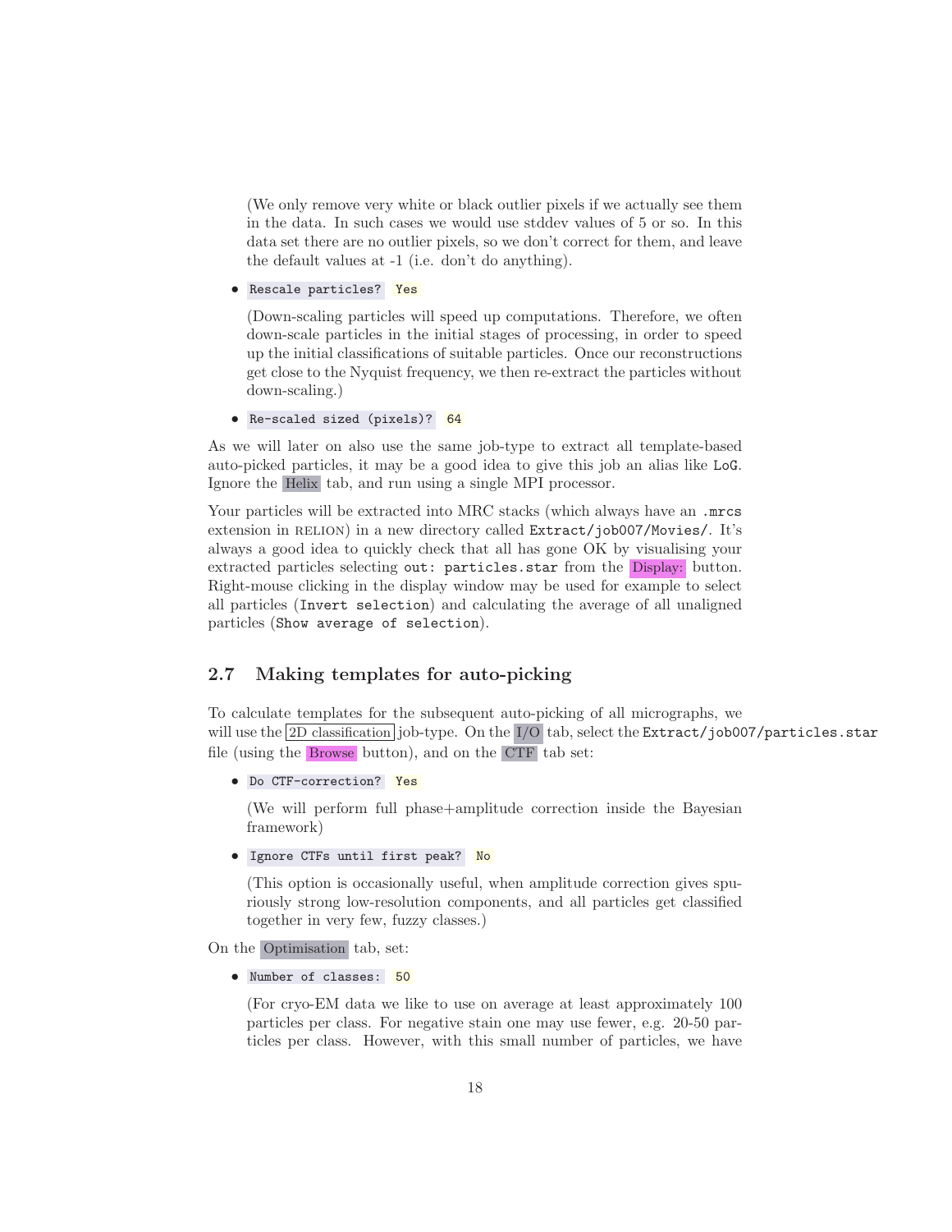(We only remove very white or black outlier pixels if we actually see them in the data. In such cases we would use stddev values of 5 or so. In this data set there are no outlier pixels, so we don't correct for them, and leave the default values at -1 (i.e. don't do anything).

- `Rescale particles?` `Yes`

  (Down-scaling particles will speed up computations. Therefore, we often down-scale particles in the initial stages of processing, in order to speed up the initial classifications of suitable particles. Once our reconstructions get close to the Nyquist frequency, we then re-extract the particles without down-scaling.)

- `Re-scaled sized (pixels)?` `64`

As we will later on also use the same job-type to extract all template-based auto-picked particles, it may be a good idea to give this job an alias like `LoG`. Ignore the Helix tab, and run using a single MPI processor.

Your particles will be extracted into MRC stacks (which always have an `.mrcs` extension in RELION) in a new directory called `Extract/job007/Movies/`. It's always a good idea to quickly check that all has gone OK by visualising your extracted particles selecting `out: particles.star` from the Display: button. Right-mouse clicking in the display window may be used for example to select all particles (`Invert selection`) and calculating the average of all unaligned particles (`Show average of selection`).

## 2.7 Making templates for auto-picking

To calculate templates for the subsequent auto-picking of all micrographs, we will use the 2D classification job-type. On the I/O tab, select the `Extract/job007/particles.star` file (using the Browse button), and on the CTF tab set:

- `Do CTF-correction?` `Yes`

  (We will perform full phase+amplitude correction inside the Bayesian framework)

- `Ignore CTFs until first peak?` `No`

  (This option is occasionally useful, when amplitude correction gives spuriously strong low-resolution components, and all particles get classified together in very few, fuzzy classes.)

On the Optimisation tab, set:

- `Number of classes:` `50`

  (For cryo-EM data we like to use on average at least approximately 100 particles per class. For negative stain one may use fewer, e.g. 20-50 particles per class. However, with this small number of particles, we have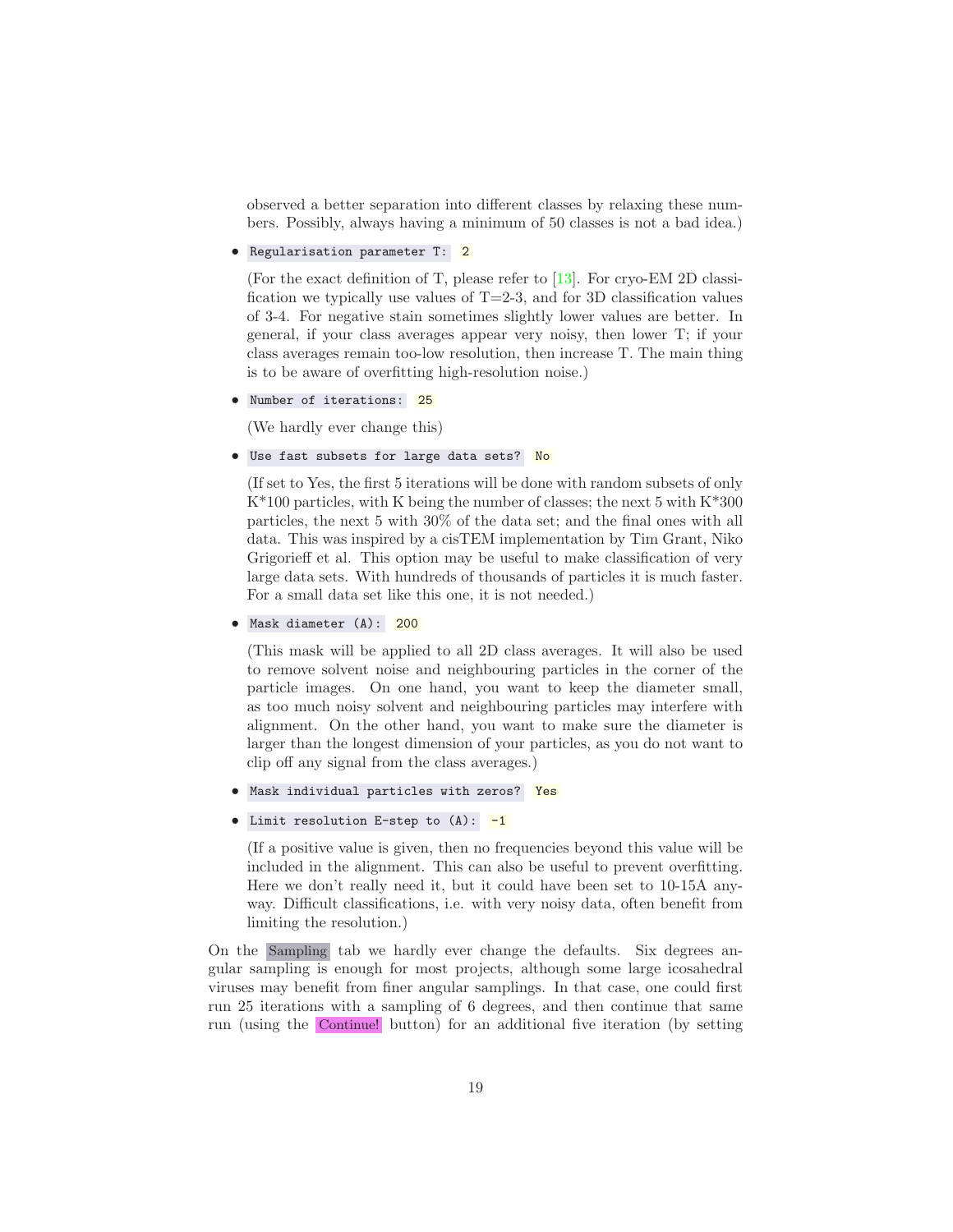observed a better separation into different classes by relaxing these numbers. Possibly, always having a minimum of 50 classes is not a bad idea.)

- `Regularisation parameter T:` `2`

  (For the exact definition of T, please refer to [13]. For cryo-EM 2D classification we typically use values of T=2-3, and for 3D classification values of 3-4. For negative stain sometimes slightly lower values are better. In general, if your class averages appear very noisy, then lower T; if your class averages remain too-low resolution, then increase T. The main thing is to be aware of overfitting high-resolution noise.)

- `Number of iterations:` `25`

  (We hardly ever change this)

- `Use fast subsets for large data sets?` `No`

  (If set to Yes, the first 5 iterations will be done with random subsets of only K*100 particles, with K being the number of classes; the next 5 with K*300 particles, the next 5 with 30% of the data set; and the final ones with all data. This was inspired by a cisTEM implementation by Tim Grant, Niko Grigorieff et al. This option may be useful to make classification of very large data sets. With hundreds of thousands of particles it is much faster. For a small data set like this one, it is not needed.)

- `Mask diameter (A):` `200`

  (This mask will be applied to all 2D class averages. It will also be used to remove solvent noise and neighbouring particles in the corner of the particle images. On one hand, you want to keep the diameter small, as too much noisy solvent and neighbouring particles may interfere with alignment. On the other hand, you want to make sure the diameter is larger than the longest dimension of your particles, as you do not want to clip off any signal from the class averages.)

- `Mask individual particles with zeros?` `Yes`

- `Limit resolution E-step to (A):` `-1`

  (If a positive value is given, then no frequencies beyond this value will be included in the alignment. This can also be useful to prevent overfitting. Here we don't really need it, but it could have been set to 10-15A anyway. Difficult classifications, i.e. with very noisy data, often benefit from limiting the resolution.)

On the Sampling tab we hardly ever change the defaults. Six degrees angular sampling is enough for most projects, although some large icosahedral viruses may benefit from finer angular samplings. In that case, one could first run 25 iterations with a sampling of 6 degrees, and then continue that same run (using the Continue! button) for an additional five iteration (by setting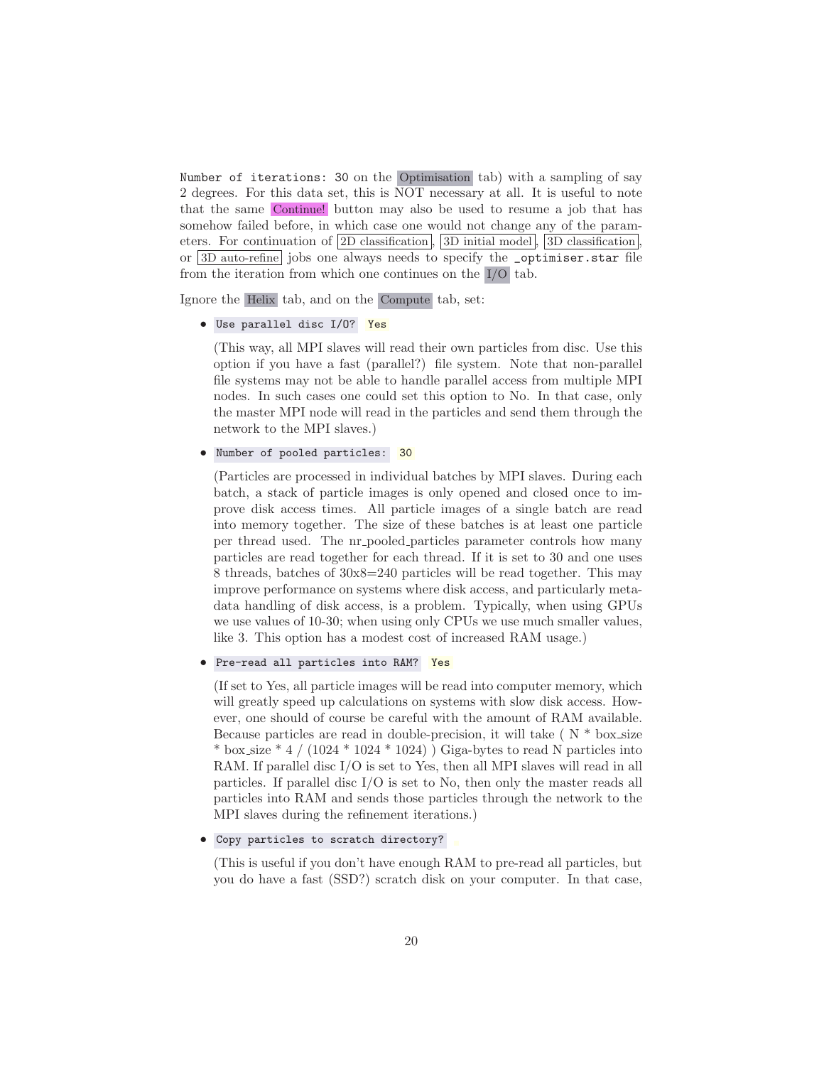`Number of iterations: 30` on the Optimisation tab) with a sampling of say 2 degrees. For this data set, this is NOT necessary at all. It is useful to note that the same Continue! button may also be used to resume a job that has somehow failed before, in which case one would not change any of the parameters. For continuation of 2D classification, 3D initial model, 3D classification, or 3D auto-refine jobs one always needs to specify the `_optimiser.star` file from the iteration from which one continues on the I/O tab.

Ignore the Helix tab, and on the Compute tab, set:

- `Use parallel disc I/O?` `Yes`

  (This way, all MPI slaves will read their own particles from disc. Use this option if you have a fast (parallel?) file system. Note that non-parallel file systems may not be able to handle parallel access from multiple MPI nodes. In such cases one could set this option to No. In that case, only the master MPI node will read in the particles and send them through the network to the MPI slaves.)

- `Number of pooled particles:` `30`

  (Particles are processed in individual batches by MPI slaves. During each batch, a stack of particle images is only opened and closed once to improve disk access times. All particle images of a single batch are read into memory together. The size of these batches is at least one particle per thread used. The nr_pooled_particles parameter controls how many particles are read together for each thread. If it is set to 30 and one uses 8 threads, batches of 30x8=240 particles will be read together. This may improve performance on systems where disk access, and particularly metadata handling of disk access, is a problem. Typically, when using GPUs we use values of 10-30; when using only CPUs we use much smaller values, like 3. This option has a modest cost of increased RAM usage.)

- `Pre-read all particles into RAM?` `Yes`

  (If set to Yes, all particle images will be read into computer memory, which will greatly speed up calculations on systems with slow disk access. However, one should of course be careful with the amount of RAM available. Because particles are read in double-precision, it will take ( N * box_size * box_size * 4 / (1024 * 1024 * 1024) ) Giga-bytes to read N particles into RAM. If parallel disc I/O is set to Yes, then all MPI slaves will read in all particles. If parallel disc I/O is set to No, then only the master reads all particles into RAM and sends those particles through the network to the MPI slaves during the refinement iterations.)

- `Copy particles to scratch directory?`

  (This is useful if you don't have enough RAM to pre-read all particles, but you do have a fast (SSD?) scratch disk on your computer. In that case,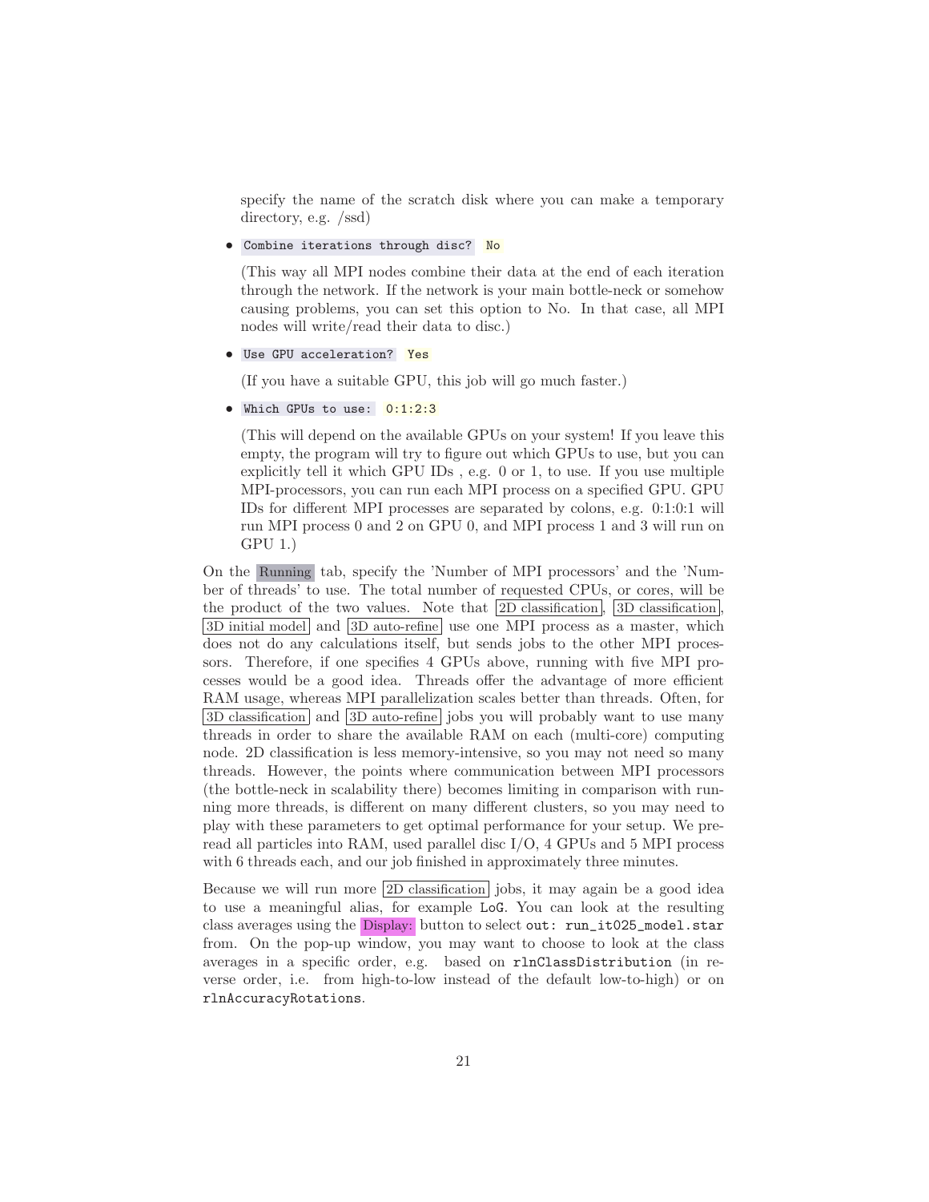specify the name of the scratch disk where you can make a temporary directory, e.g. /ssd)

- `Combine iterations through disc?` `No`

  (This way all MPI nodes combine their data at the end of each iteration through the network. If the network is your main bottle-neck or somehow causing problems, you can set this option to No. In that case, all MPI nodes will write/read their data to disc.)

- `Use GPU acceleration?` `Yes`

  (If you have a suitable GPU, this job will go much faster.)

- `Which GPUs to use:` `0:1:2:3`

  (This will depend on the available GPUs on your system! If you leave this empty, the program will try to figure out which GPUs to use, but you can explicitly tell it which GPU IDs , e.g. 0 or 1, to use. If you use multiple MPI-processors, you can run each MPI process on a specified GPU. GPU IDs for different MPI processes are separated by colons, e.g. 0:1:0:1 will run MPI process 0 and 2 on GPU 0, and MPI process 1 and 3 will run on GPU 1.)

On the Running tab, specify the 'Number of MPI processors' and the 'Number of threads' to use. The total number of requested CPUs, or cores, will be the product of the two values. Note that 2D classification, 3D classification, 3D initial model and 3D auto-refine use one MPI process as a master, which does not do any calculations itself, but sends jobs to the other MPI processors. Therefore, if one specifies 4 GPUs above, running with five MPI processes would be a good idea. Threads offer the advantage of more efficient RAM usage, whereas MPI parallelization scales better than threads. Often, for 3D classification and 3D auto-refine jobs you will probably want to use many threads in order to share the available RAM on each (multi-core) computing node. 2D classification is less memory-intensive, so you may not need so many threads. However, the points where communication between MPI processors (the bottle-neck in scalability there) becomes limiting in comparison with running more threads, is different on many different clusters, so you may need to play with these parameters to get optimal performance for your setup. We pre-read all particles into RAM, used parallel disc I/O, 4 GPUs and 5 MPI process with 6 threads each, and our job finished in approximately three minutes.

Because we will run more 2D classification jobs, it may again be a good idea to use a meaningful alias, for example `LoG`. You can look at the resulting class averages using the Display: button to select `out: run_it025_model.star` from. On the pop-up window, you may want to choose to look at the class averages in a specific order, e.g. based on `rlnClassDistribution` (in reverse order, i.e. from high-to-low instead of the default low-to-high) or on `rlnAccuracyRotations`.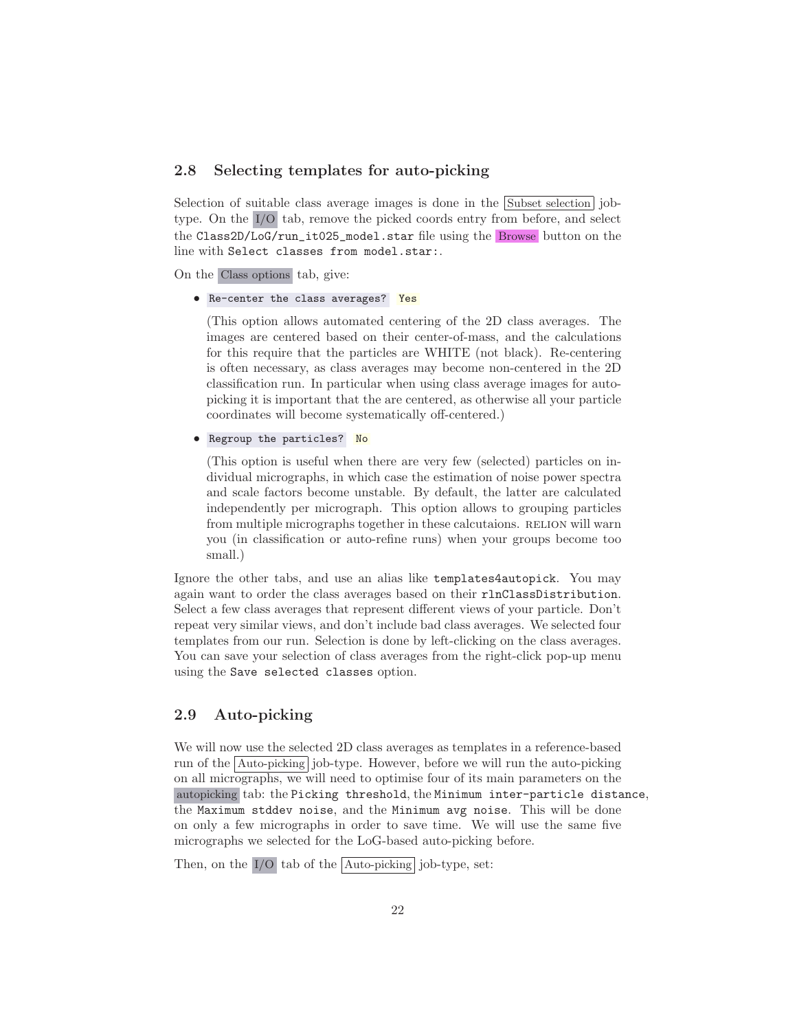## 2.8 Selecting templates for auto-picking

Selection of suitable class average images is done in the Subset selection job-type. On the I/O tab, remove the picked coords entry from before, and select the `Class2D/LoG/run_it025_model.star` file using the Browse button on the line with `Select classes from model.star:`.

On the Class options tab, give:

- `Re-center the class averages?` `Yes`

  (This option allows automated centering of the 2D class averages. The images are centered based on their center-of-mass, and the calculations for this require that the particles are WHITE (not black). Re-centering is often necessary, as class averages may become non-centered in the 2D classification run. In particular when using class average images for auto-picking it is important that the are centered, as otherwise all your particle coordinates will become systematically off-centered.)

- `Regroup the particles?` `No`

  (This option is useful when there are very few (selected) particles on individual micrographs, in which case the estimation of noise power spectra and scale factors become unstable. By default, the latter are calculated independently per micrograph. This option allows to grouping particles from multiple micrographs together in these calcutaions. RELION will warn you (in classification or auto-refine runs) when your groups become too small.)

Ignore the other tabs, and use an alias like `templates4autopick`. You may again want to order the class averages based on their `rlnClassDistribution`. Select a few class averages that represent different views of your particle. Don't repeat very similar views, and don't include bad class averages. We selected four templates from our run. Selection is done by left-clicking on the class averages. You can save your selection of class averages from the right-click pop-up menu using the `Save selected classes` option.

## 2.9 Auto-picking

We will now use the selected 2D class averages as templates in a reference-based run of the Auto-picking job-type. However, before we will run the auto-picking on all micrographs, we will need to optimise four of its main parameters on the autopicking tab: the `Picking threshold`, the `Minimum inter-particle distance`, the `Maximum stddev noise`, and the `Minimum avg noise`. This will be done on only a few micrographs in order to save time. We will use the same five micrographs we selected for the LoG-based auto-picking before.

Then, on the I/O tab of the Auto-picking job-type, set: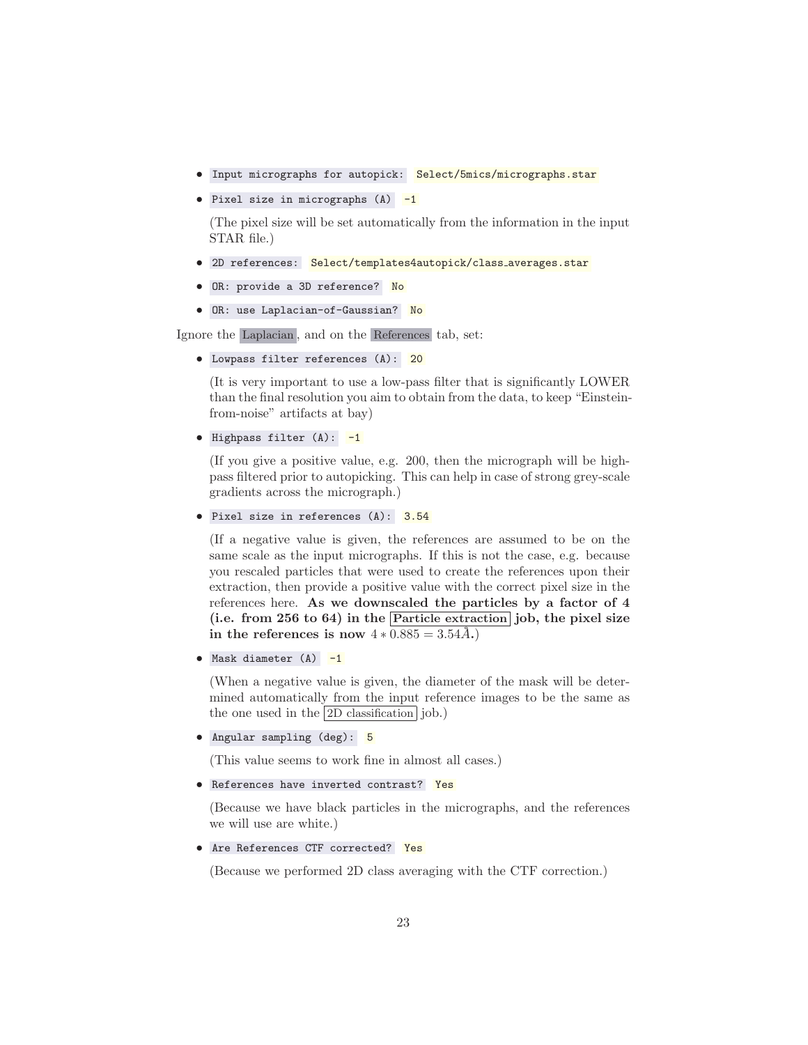- `Input micrographs for autopick:` `Select/5mics/micrographs.star`
- `Pixel size in micrographs (A)` `-1`

  (The pixel size will be set automatically from the information in the input STAR file.)

- `2D references:` `Select/templates4autopick/class_averages.star`
- `OR: provide a 3D reference?` `No`
- `OR: use Laplacian-of-Gaussian?` `No`

Ignore the Laplacian, and on the References tab, set:

- `Lowpass filter references (A):` `20`

  (It is very important to use a low-pass filter that is significantly LOWER than the final resolution you aim to obtain from the data, to keep "Einstein-from-noise" artifacts at bay)

- `Highpass filter (A):` `-1`

  (If you give a positive value, e.g. 200, then the micrograph will be high-pass filtered prior to autopicking. This can help in case of strong grey-scale gradients across the micrograph.)

- `Pixel size in references (A):` `3.54`

  (If a negative value is given, the references are assumed to be on the same scale as the input micrographs. If this is not the case, e.g. because you rescaled particles that were used to create the references upon their extraction, then provide a positive value with the correct pixel size in the references here. **As we downscaled the particles by a factor of 4 (i.e. from 256 to 64) in the Particle extraction job, the pixel size in the references is now** $4 * 0.885 = 3.54 Å$**.**)

- `Mask diameter (A)` `-1`

  (When a negative value is given, the diameter of the mask will be determined automatically from the input reference images to be the same as the one used in the 2D classification job.)

- `Angular sampling (deg):` `5`

  (This value seems to work fine in almost all cases.)

- `References have inverted contrast?` `Yes`

  (Because we have black particles in the micrographs, and the references we will use are white.)

- `Are References CTF corrected?` `Yes`

  (Because we performed 2D class averaging with the CTF correction.)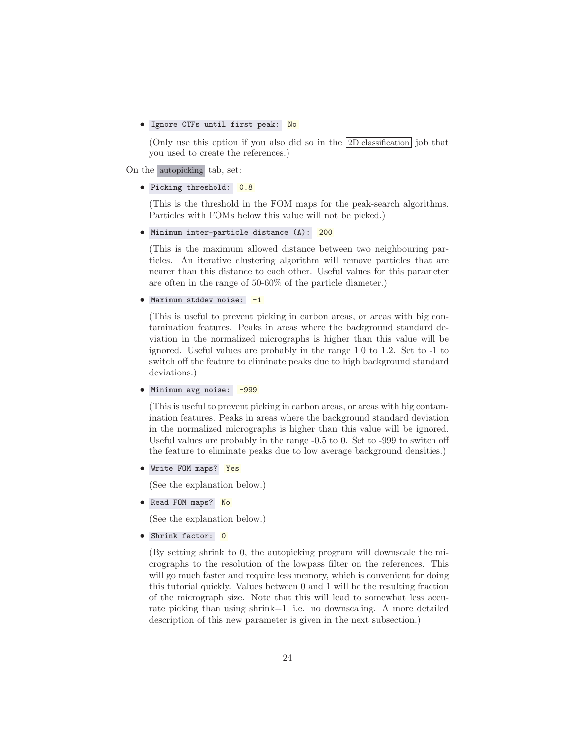- `Ignore CTFs until first peak:` `No`

  (Only use this option if you also did so in the 2D classification job that you used to create the references.)

On the autopicking tab, set:

- `Picking threshold:` `0.8`

  (This is the threshold in the FOM maps for the peak-search algorithms. Particles with FOMs below this value will not be picked.)

- `Minimum inter-particle distance (A):` `200`

  (This is the maximum allowed distance between two neighbouring particles. An iterative clustering algorithm will remove particles that are nearer than this distance to each other. Useful values for this parameter are often in the range of 50-60% of the particle diameter.)

- `Maximum stddev noise:` `-1`

  (This is useful to prevent picking in carbon areas, or areas with big contamination features. Peaks in areas where the background standard deviation in the normalized micrographs is higher than this value will be ignored. Useful values are probably in the range 1.0 to 1.2. Set to -1 to switch off the feature to eliminate peaks due to high background standard deviations.)

- `Minimum avg noise:` `-999`

  (This is useful to prevent picking in carbon areas, or areas with big contamination features. Peaks in areas where the background standard deviation in the normalized micrographs is higher than this value will be ignored. Useful values are probably in the range -0.5 to 0. Set to -999 to switch off the feature to eliminate peaks due to low average background densities.)

- `Write FOM maps?` `Yes`

  (See the explanation below.)

- `Read FOM maps?` `No`

  (See the explanation below.)

- `Shrink factor:` `0`

  (By setting shrink to 0, the autopicking program will downscale the micrographs to the resolution of the lowpass filter on the references. This will go much faster and require less memory, which is convenient for doing this tutorial quickly. Values between 0 and 1 will be the resulting fraction of the micrograph size. Note that this will lead to somewhat less accurate picking than using shrink=1, i.e. no downscaling. A more detailed description of this new parameter is given in the next subsection.)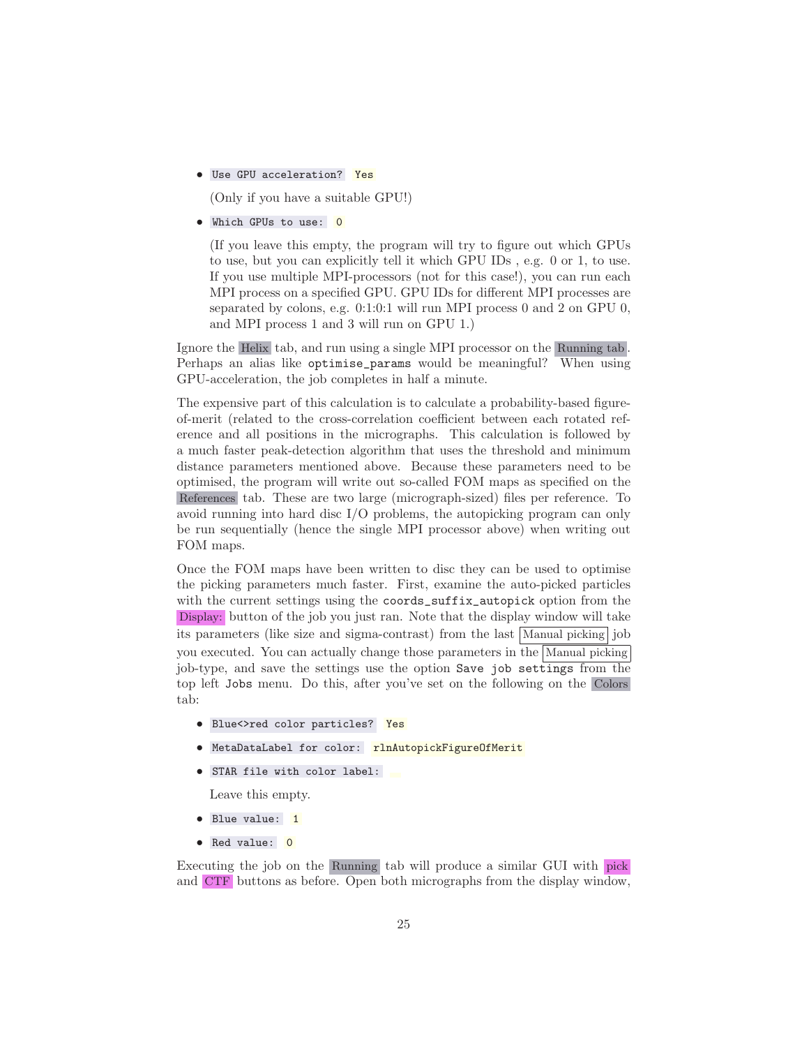- `Use GPU acceleration?` `Yes`

  (Only if you have a suitable GPU!)

- `Which GPUs to use:` `0`

  (If you leave this empty, the program will try to figure out which GPUs to use, but you can explicitly tell it which GPU IDs , e.g. 0 or 1, to use. If you use multiple MPI-processors (not for this case!), you can run each MPI process on a specified GPU. GPU IDs for different MPI processes are separated by colons, e.g. 0:1:0:1 will run MPI process 0 and 2 on GPU 0, and MPI process 1 and 3 will run on GPU 1.)

Ignore the Helix tab, and run using a single MPI processor on the Running tab. Perhaps an alias like `optimise_params` would be meaningful? When using GPU-acceleration, the job completes in half a minute.

The expensive part of this calculation is to calculate a probability-based figure-of-merit (related to the cross-correlation coefficient between each rotated reference and all positions in the micrographs. This calculation is followed by a much faster peak-detection algorithm that uses the threshold and minimum distance parameters mentioned above. Because these parameters need to be optimised, the program will write out so-called FOM maps as specified on the References tab. These are two large (micrograph-sized) files per reference. To avoid running into hard disc I/O problems, the autopicking program can only be run sequentially (hence the single MPI processor above) when writing out FOM maps.

Once the FOM maps have been written to disc they can be used to optimise the picking parameters much faster. First, examine the auto-picked particles with the current settings using the `coords_suffix_autopick` option from the Display: button of the job you just ran. Note that the display window will take its parameters (like size and sigma-contrast) from the last Manual picking job you executed. You can actually change those parameters in the Manual picking job-type, and save the settings use the option `Save job settings` from the top left `Jobs` menu. Do this, after you've set on the following on the Colors tab:

- `Blue<>red color particles?` `Yes`
- `MetaDataLabel for color:` `rlnAutopickFigureOfMerit`
- `STAR file with color label:`

  Leave this empty.

- `Blue value:` `1`
- `Red value:` `0`

Executing the job on the Running tab will produce a similar GUI with pick and CTF buttons as before. Open both micrographs from the display window,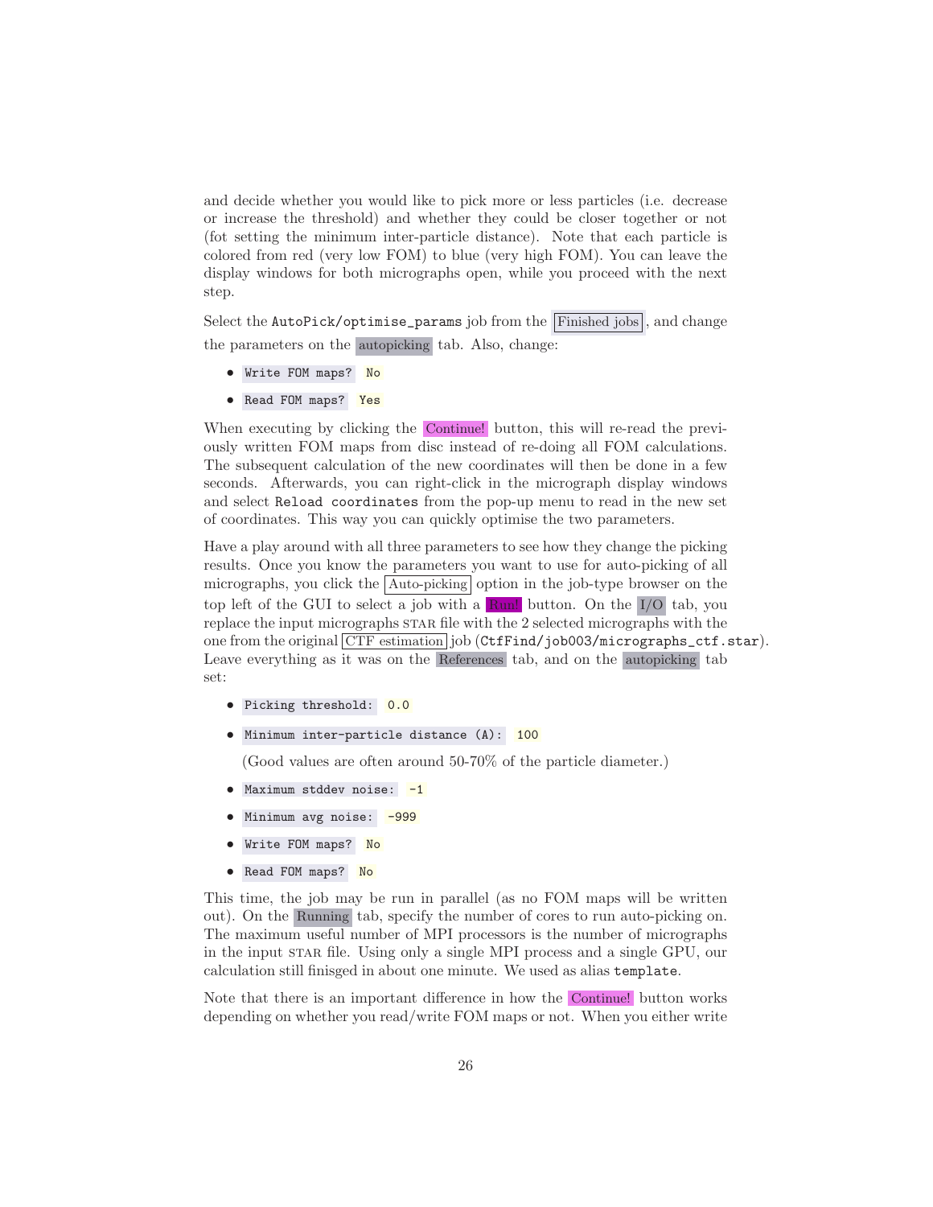and decide whether you would like to pick more or less particles (i.e. decrease or increase the threshold) and whether they could be closer together or not (fot setting the minimum inter-particle distance). Note that each particle is colored from red (very low FOM) to blue (very high FOM). You can leave the display windows for both micrographs open, while you proceed with the next step.

Select the `AutoPick/optimise_params` job from the Finished jobs, and change the parameters on the autopicking tab. Also, change:

- `Write FOM maps?` `No`
- `Read FOM maps?` `Yes`

When executing by clicking the Continue! button, this will re-read the previously written FOM maps from disc instead of re-doing all FOM calculations. The subsequent calculation of the new coordinates will then be done in a few seconds. Afterwards, you can right-click in the micrograph display windows and select `Reload coordinates` from the pop-up menu to read in the new set of coordinates. This way you can quickly optimise the two parameters.

Have a play around with all three parameters to see how they change the picking results. Once you know the parameters you want to use for auto-picking of all micrographs, you click the Auto-picking option in the job-type browser on the top left of the GUI to select a job with a Run! button. On the I/O tab, you replace the input micrographs STAR file with the 2 selected micrographs with the one from the original CTF estimation job (`CtfFind/job003/micrographs_ctf.star`). Leave everything as it was on the References tab, and on the autopicking tab set:

- `Picking threshold:` `0.0`
- `Minimum inter-particle distance (A):` `100`

  (Good values are often around 50-70% of the particle diameter.)
- `Maximum stddev noise:` `-1`
- `Minimum avg noise:` `-999`
- `Write FOM maps?` `No`
- `Read FOM maps?` `No`

This time, the job may be run in parallel (as no FOM maps will be written out). On the Running tab, specify the number of cores to run auto-picking on. The maximum useful number of MPI processors is the number of micrographs in the input STAR file. Using only a single MPI process and a single GPU, our calculation still finisged in about one minute. We used as alias `template`.

Note that there is an important difference in how the Continue! button works depending on whether you read/write FOM maps or not. When you either write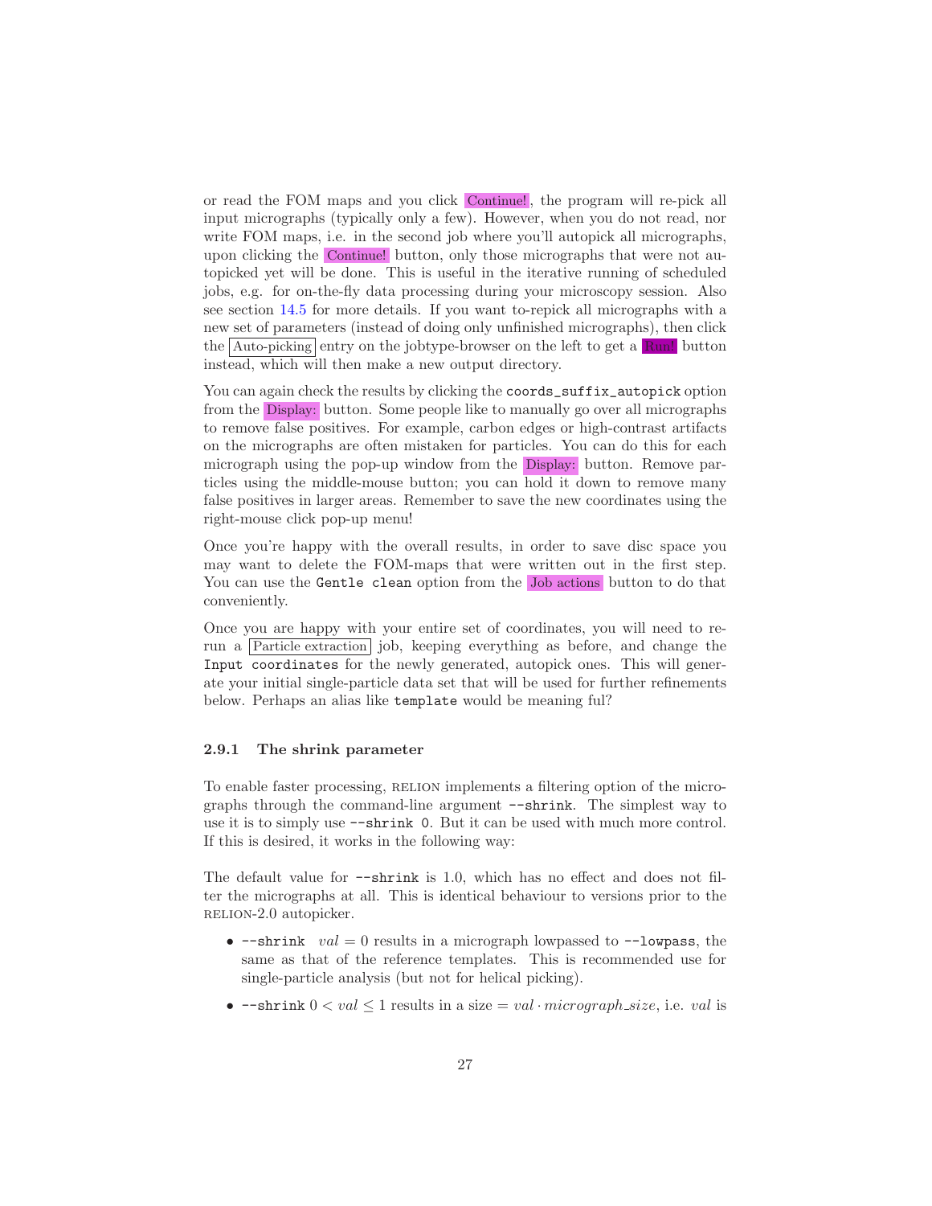or read the FOM maps and you click Continue!, the program will re-pick all input micrographs (typically only a few). However, when you do not read, nor write FOM maps, i.e. in the second job where you'll autopick all micrographs, upon clicking the Continue! button, only those micrographs that were not autopicked yet will be done. This is useful in the iterative running of scheduled jobs, e.g. for on-the-fly data processing during your microscopy session. Also see section 14.5 for more details. If you want to-repick all micrographs with a new set of parameters (instead of doing only unfinished micrographs), then click the Auto-picking entry on the jobtype-browser on the left to get a Run! button instead, which will then make a new output directory.

You can again check the results by clicking the `coords_suffix_autopick` option from the Display: button. Some people like to manually go over all micrographs to remove false positives. For example, carbon edges or high-contrast artifacts on the micrographs are often mistaken for particles. You can do this for each micrograph using the pop-up window from the Display: button. Remove particles using the middle-mouse button; you can hold it down to remove many false positives in larger areas. Remember to save the new coordinates using the right-mouse click pop-up menu!

Once you're happy with the overall results, in order to save disc space you may want to delete the FOM-maps that were written out in the first step. You can use the `Gentle clean` option from the Job actions button to do that conveniently.

Once you are happy with your entire set of coordinates, you will need to re-run a Particle extraction job, keeping everything as before, and change the `Input coordinates` for the newly generated, autopick ones. This will generate your initial single-particle data set that will be used for further refinements below. Perhaps an alias like `template` would be meaning ful?

### 2.9.1 The shrink parameter

To enable faster processing, RELION implements a filtering option of the micrographs through the command-line argument `--shrink`. The simplest way to use it is to simply use `--shrink 0`. But it can be used with much more control. If this is desired, it works in the following way:

The default value for `--shrink` is 1.0, which has no effect and does not filter the micrographs at all. This is identical behaviour to versions prior to the RELION-2.0 autopicker.

- `--shrink` $val = 0$ results in a micrograph lowpassed to `--lowpass`, the same as that of the reference templates. This is recommended use for single-particle analysis (but not for helical picking).
- `--shrink` $0 < val \leq 1$ results in a size $= val \cdot micrograph\_size$, i.e. $val$ is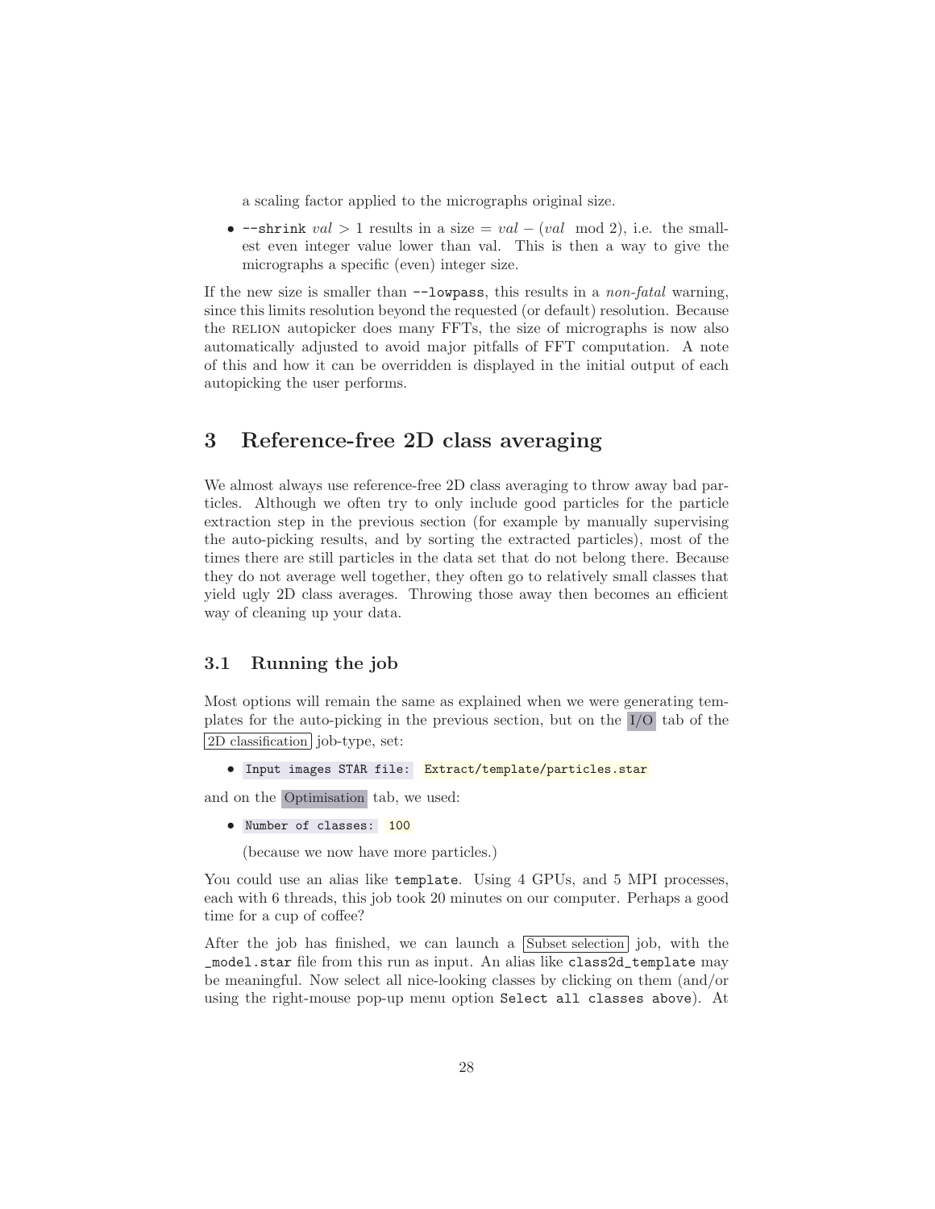a scaling factor applied to the micrographs original size.

- `--shrink` $val > 1$ results in a size $= val - (val \mod 2)$, i.e. the smallest even integer value lower than val. This is then a way to give the micrographs a specific (even) integer size.

If the new size is smaller than `--lowpass`, this results in a *non-fatal* warning, since this limits resolution beyond the requested (or default) resolution. Because the RELION autopicker does many FFTs, the size of micrographs is now also automatically adjusted to avoid major pitfalls of FFT computation. A note of this and how it can be overridden is displayed in the initial output of each autopicking the user performs.

# 3 Reference-free 2D class averaging

We almost always use reference-free 2D class averaging to throw away bad particles. Although we often try to only include good particles for the particle extraction step in the previous section (for example by manually supervising the auto-picking results, and by sorting the extracted particles), most of the times there are still particles in the data set that do not belong there. Because they do not average well together, they often go to relatively small classes that yield ugly 2D class averages. Throwing those away then becomes an efficient way of cleaning up your data.

## 3.1 Running the job

Most options will remain the same as explained when we were generating templates for the auto-picking in the previous section, but on the I/O tab of the 2D classification job-type, set:

- `Input images STAR file:` `Extract/template/particles.star`

and on the Optimisation tab, we used:

- `Number of classes:` `100`

  (because we now have more particles.)

You could use an alias like `template`. Using 4 GPUs, and 5 MPI processes, each with 6 threads, this job took 20 minutes on our computer. Perhaps a good time for a cup of coffee?

After the job has finished, we can launch a Subset selection job, with the `_model.star` file from this run as input. An alias like `class2d_template` may be meaningful. Now select all nice-looking classes by clicking on them (and/or using the right-mouse pop-up menu option `Select all classes above`). At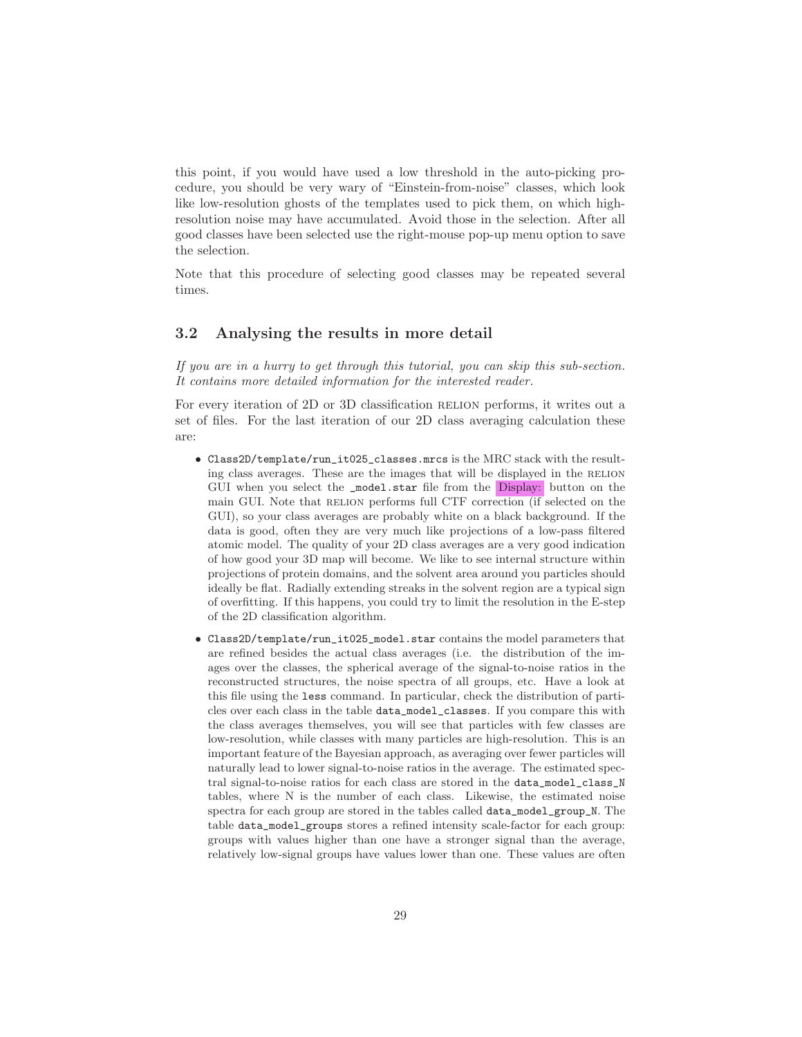this point, if you would have used a low threshold in the auto-picking procedure, you should be very wary of "Einstein-from-noise" classes, which look like low-resolution ghosts of the templates used to pick them, on which high-resolution noise may have accumulated. Avoid those in the selection. After all good classes have been selected use the right-mouse pop-up menu option to save the selection.

Note that this procedure of selecting good classes may be repeated several times.

### 3.2 Analysing the results in more detail

*If you are in a hurry to get through this tutorial, you can skip this sub-section. It contains more detailed information for the interested reader.*

For every iteration of 2D or 3D classification RELION performs, it writes out a set of files. For the last iteration of our 2D class averaging calculation these are:

- `Class2D/template/run_it025_classes.mrcs` is the MRC stack with the resulting class averages. These are the images that will be displayed in the RELION GUI when you select the `_model.star` file from the Display: button on the main GUI. Note that RELION performs full CTF correction (if selected on the GUI), so your class averages are probably white on a black background. If the data is good, often they are very much like projections of a low-pass filtered atomic model. The quality of your 2D class averages are a very good indication of how good your 3D map will become. We like to see internal structure within projections of protein domains, and the solvent area around you particles should ideally be flat. Radially extending streaks in the solvent region are a typical sign of overfitting. If this happens, you could try to limit the resolution in the E-step of the 2D classification algorithm.
- `Class2D/template/run_it025_model.star` contains the model parameters that are refined besides the actual class averages (i.e. the distribution of the images over the classes, the spherical average of the signal-to-noise ratios in the reconstructed structures, the noise spectra of all groups, etc. Have a look at this file using the `less` command. In particular, check the distribution of particles over each class in the table `data_model_classes`. If you compare this with the class averages themselves, you will see that particles with few classes are low-resolution, while classes with many particles are high-resolution. This is an important feature of the Bayesian approach, as averaging over fewer particles will naturally lead to lower signal-to-noise ratios in the average. The estimated spectral signal-to-noise ratios for each class are stored in the `data_model_class_N` tables, where N is the number of each class. Likewise, the estimated noise spectra for each group are stored in the tables called `data_model_group_N`. The table `data_model_groups` stores a refined intensity scale-factor for each group: groups with values higher than one have a stronger signal than the average, relatively low-signal groups have values lower than one. These values are often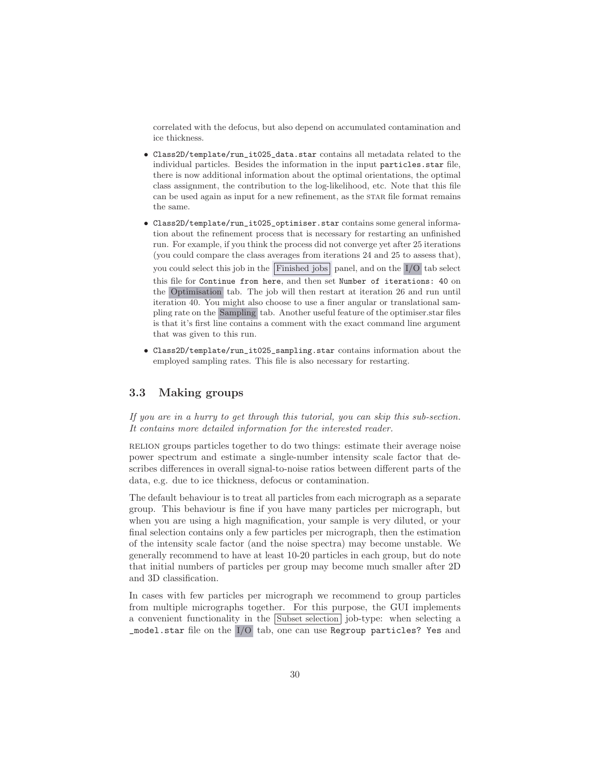correlated with the defocus, but also depend on accumulated contamination and ice thickness.

- `Class2D/template/run_it025_data.star` contains all metadata related to the individual particles. Besides the information in the input `particles.star` file, there is now additional information about the optimal orientations, the optimal class assignment, the contribution to the log-likelihood, etc. Note that this file can be used again as input for a new refinement, as the STAR file format remains the same.
- `Class2D/template/run_it025_optimiser.star` contains some general information about the refinement process that is necessary for restarting an unfinished run. For example, if you think the process did not converge yet after 25 iterations (you could compare the class averages from iterations 24 and 25 to assess that), you could select this job in the Finished jobs panel, and on the I/O tab select this file for `Continue from here`, and then set `Number of iterations: 40` on the Optimisation tab. The job will then restart at iteration 26 and run until iteration 40. You might also choose to use a finer angular or translational sampling rate on the Sampling tab. Another useful feature of the optimiser.star files is that it's first line contains a comment with the exact command line argument that was given to this run.
- `Class2D/template/run_it025_sampling.star` contains information about the employed sampling rates. This file is also necessary for restarting.

## 3.3 Making groups

*If you are in a hurry to get through this tutorial, you can skip this sub-section. It contains more detailed information for the interested reader.*

RELION groups particles together to do two things: estimate their average noise power spectrum and estimate a single-number intensity scale factor that describes differences in overall signal-to-noise ratios between different parts of the data, e.g. due to ice thickness, defocus or contamination.

The default behaviour is to treat all particles from each micrograph as a separate group. This behaviour is fine if you have many particles per micrograph, but when you are using a high magnification, your sample is very diluted, or your final selection contains only a few particles per micrograph, then the estimation of the intensity scale factor (and the noise spectra) may become unstable. We generally recommend to have at least 10-20 particles in each group, but do note that initial numbers of particles per group may become much smaller after 2D and 3D classification.

In cases with few particles per micrograph we recommend to group particles from multiple micrographs together. For this purpose, the GUI implements a convenient functionality in the Subset selection job-type: when selecting a `_model.star` file on the I/O tab, one can use `Regroup particles? Yes` and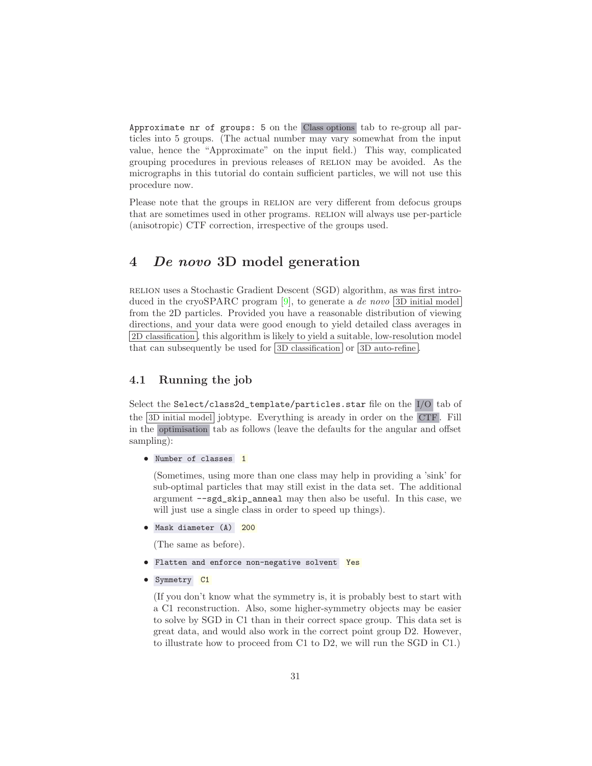Approximate nr of groups: 5 on the Class options tab to re-group all particles into 5 groups. (The actual number may vary somewhat from the input value, hence the "Approximate" on the input field.) This way, complicated grouping procedures in previous releases of RELION may be avoided. As the micrographs in this tutorial do contain sufficient particles, we will not use this procedure now.

Please note that the groups in RELION are very different from defocus groups that are sometimes used in other programs. RELION will always use per-particle (anisotropic) CTF correction, irrespective of the groups used.

# 4 *De novo* 3D model generation

RELION uses a Stochastic Gradient Descent (SGD) algorithm, as was first introduced in the cryoSPARC program [9], to generate a *de novo* 3D initial model from the 2D particles. Provided you have a reasonable distribution of viewing directions, and your data were good enough to yield detailed class averages in 2D classification, this algorithm is likely to yield a suitable, low-resolution model that can subsequently be used for 3D classification or 3D auto-refine.

## 4.1 Running the job

Select the `Select/class2d_template/particles.star` file on the I/O tab of the 3D initial model jobtype. Everything is aready in order on the CTF. Fill in the optimisation tab as follows (leave the defaults for the angular and offset sampling):

- `Number of classes` `1`

  (Sometimes, using more than one class may help in providing a 'sink' for sub-optimal particles that may still exist in the data set. The additional argument `--sgd_skip_anneal` may then also be useful. In this case, we will just use a single class in order to speed up things).

- `Mask diameter (A)` `200`

  (The same as before).

- `Flatten and enforce non-negative solvent` `Yes`

- `Symmetry` `C1`

  (If you don't know what the symmetry is, it is probably best to start with a C1 reconstruction. Also, some higher-symmetry objects may be easier to solve by SGD in C1 than in their correct space group. This data set is great data, and would also work in the correct point group D2. However, to illustrate how to proceed from C1 to D2, we will run the SGD in C1.)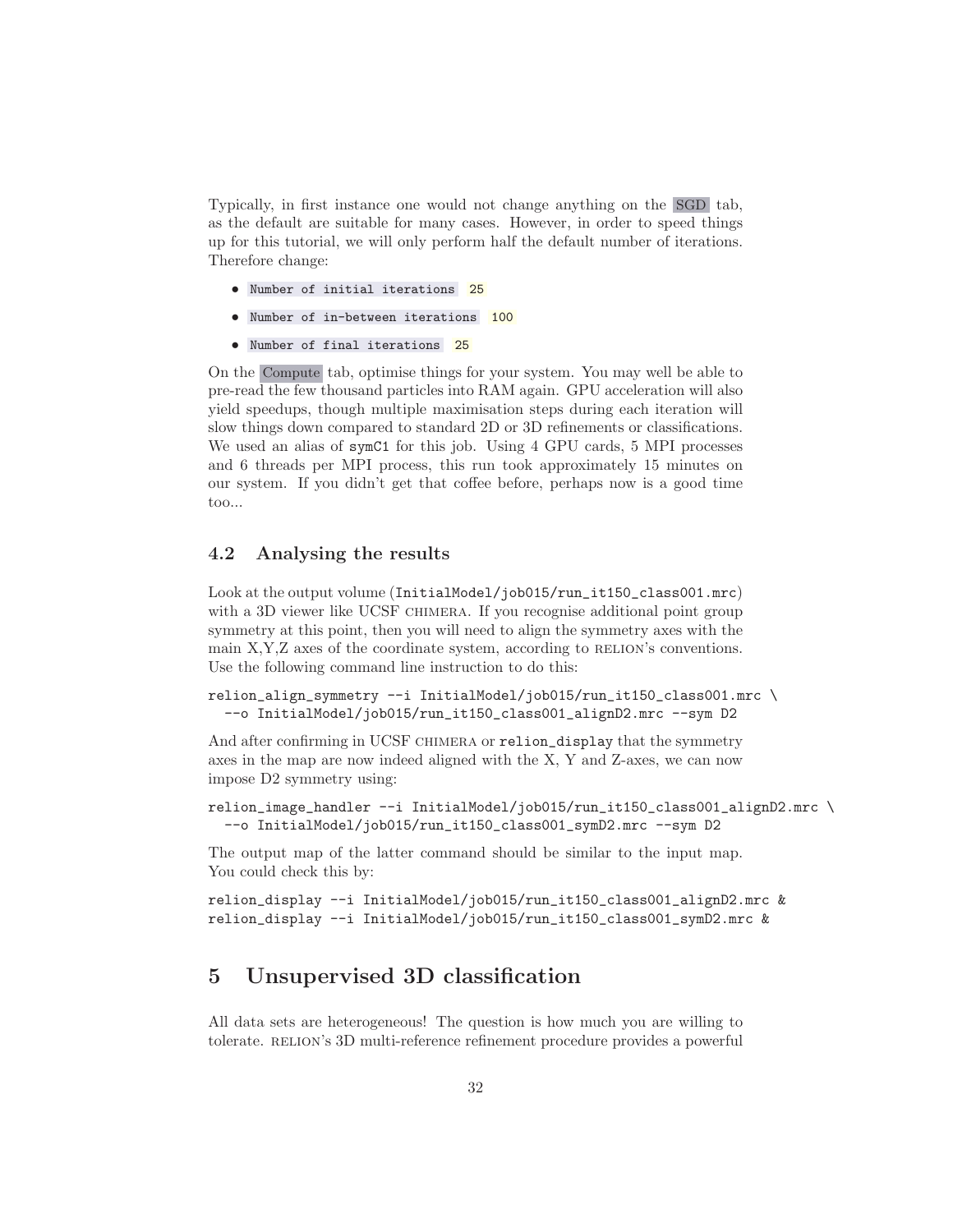Typically, in first instance one would not change anything on the SGD tab, as the default are suitable for many cases. However, in order to speed things up for this tutorial, we will only perform half the default number of iterations. Therefore change:

- `Number of initial iterations` 25
- `Number of in-between iterations` 100
- `Number of final iterations` 25

On the Compute tab, optimise things for your system. You may well be able to pre-read the few thousand particles into RAM again. GPU acceleration will also yield speedups, though multiple maximisation steps during each iteration will slow things down compared to standard 2D or 3D refinements or classifications. We used an alias of `symC1` for this job. Using 4 GPU cards, 5 MPI processes and 6 threads per MPI process, this run took approximately 15 minutes on our system. If you didn't get that coffee before, perhaps now is a good time too...

### 4.2 Analysing the results

Look at the output volume (`InitialModel/job015/run_it150_class001.mrc`) with a 3D viewer like UCSF CHIMERA. If you recognise additional point group symmetry at this point, then you will need to align the symmetry axes with the main X,Y,Z axes of the coordinate system, according to RELION's conventions. Use the following command line instruction to do this:

```
relion_align_symmetry --i InitialModel/job015/run_it150_class001.mrc \
  --o InitialModel/job015/run_it150_class001_alignD2.mrc --sym D2
```

And after confirming in UCSF CHIMERA or `relion_display` that the symmetry axes in the map are now indeed aligned with the X, Y and Z-axes, we can now impose D2 symmetry using:

```
relion_image_handler --i InitialModel/job015/run_it150_class001_alignD2.mrc \
  --o InitialModel/job015/run_it150_class001_symD2.mrc --sym D2
```

The output map of the latter command should be similar to the input map. You could check this by:

```
relion_display --i InitialModel/job015/run_it150_class001_alignD2.mrc &
relion_display --i InitialModel/job015/run_it150_class001_symD2.mrc &
```

## 5 Unsupervised 3D classification

All data sets are heterogeneous! The question is how much you are willing to tolerate. RELION's 3D multi-reference refinement procedure provides a powerful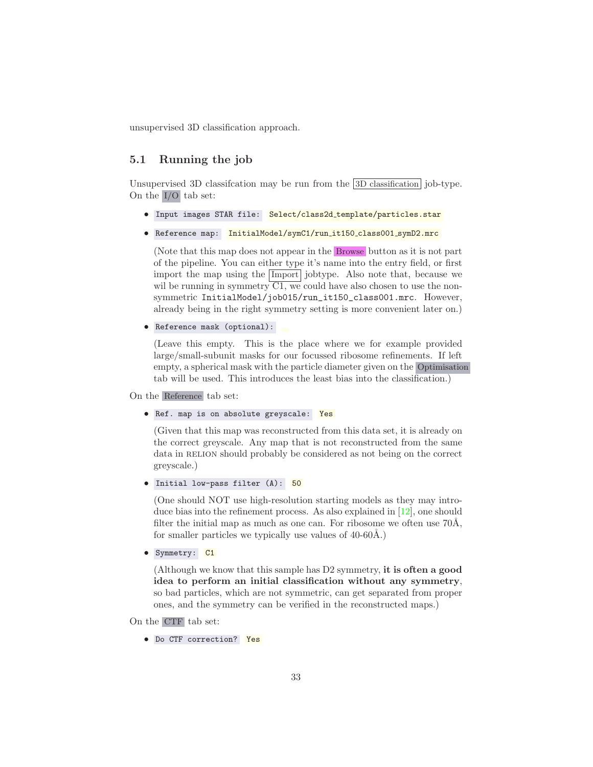unsupervised 3D classification approach.

## 5.1 Running the job

Unsupervised 3D classifcation may be run from the 3D classification job-type. On the I/O tab set:

- `Input images STAR file:` `Select/class2d_template/particles.star`
- `Reference map:` `InitialModel/symC1/run_it150_class001_symD2.mrc`

  (Note that this map does not appear in the Browse button as it is not part of the pipeline. You can either type it's name into the entry field, or first import the map using the Import jobtype. Also note that, because we wil be running in symmetry C1, we could have also chosen to use the non-symmetric `InitialModel/job015/run_it150_class001.mrc`. However, already being in the right symmetry setting is more convenient later on.)

- `Reference mask (optional):`

  (Leave this empty. This is the place where we for example provided large/small-subunit masks for our focussed ribosome refinements. If left empty, a spherical mask with the particle diameter given on the Optimisation tab will be used. This introduces the least bias into the classification.)

On the Reference tab set:

- `Ref. map is on absolute greyscale:` `Yes`

  (Given that this map was reconstructed from this data set, it is already on the correct greyscale. Any map that is not reconstructed from the same data in RELION should probably be considered as not being on the correct greyscale.)

- `Initial low-pass filter (A):` `50`

  (One should NOT use high-resolution starting models as they may introduce bias into the refinement process. As also explained in [12], one should filter the initial map as much as one can. For ribosome we often use 70Å, for smaller particles we typically use values of 40-60Å.)

- `Symmetry:` `C1`

  (Although we know that this sample has D2 symmetry, **it is often a good idea to perform an initial classification without any symmetry**, so bad particles, which are not symmetric, can get separated from proper ones, and the symmetry can be verified in the reconstructed maps.)

On the CTF tab set:

- `Do CTF correction?` `Yes`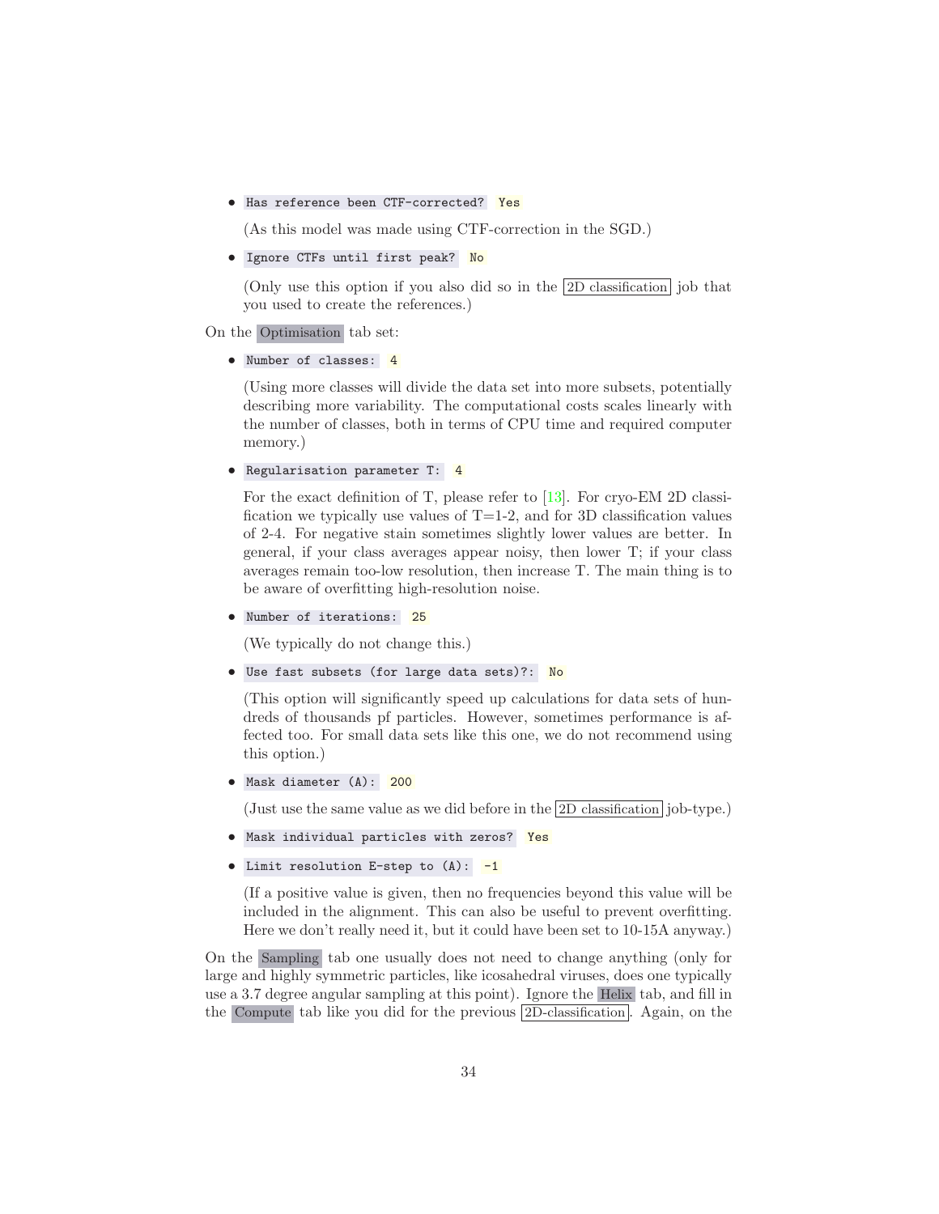- `Has reference been CTF-corrected?` `Yes`

  (As this model was made using CTF-correction in the SGD.)

- `Ignore CTFs until first peak?` `No`

  (Only use this option if you also did so in the 2D classification job that you used to create the references.)

On the Optimisation tab set:

- `Number of classes:` `4`

  (Using more classes will divide the data set into more subsets, potentially describing more variability. The computational costs scales linearly with the number of classes, both in terms of CPU time and required computer memory.)

- `Regularisation parameter T:` `4`

  For the exact definition of T, please refer to [13]. For cryo-EM 2D classification we typically use values of T=1-2, and for 3D classification values of 2-4. For negative stain sometimes slightly lower values are better. In general, if your class averages appear noisy, then lower T; if your class averages remain too-low resolution, then increase T. The main thing is to be aware of overfitting high-resolution noise.

- `Number of iterations:` `25`

  (We typically do not change this.)

- `Use fast subsets (for large data sets)?:` `No`

  (This option will significantly speed up calculations for data sets of hundreds of thousands pf particles. However, sometimes performance is affected too. For small data sets like this one, we do not recommend using this option.)

- `Mask diameter (A):` `200`

  (Just use the same value as we did before in the 2D classification job-type.)

- `Mask individual particles with zeros?` `Yes`

- `Limit resolution E-step to (A):` `-1`

  (If a positive value is given, then no frequencies beyond this value will be included in the alignment. This can also be useful to prevent overfitting. Here we don't really need it, but it could have been set to 10-15A anyway.)

On the Sampling tab one usually does not need to change anything (only for large and highly symmetric particles, like icosahedral viruses, does one typically use a 3.7 degree angular sampling at this point). Ignore the Helix tab, and fill in the Compute tab like you did for the previous 2D-classification. Again, on the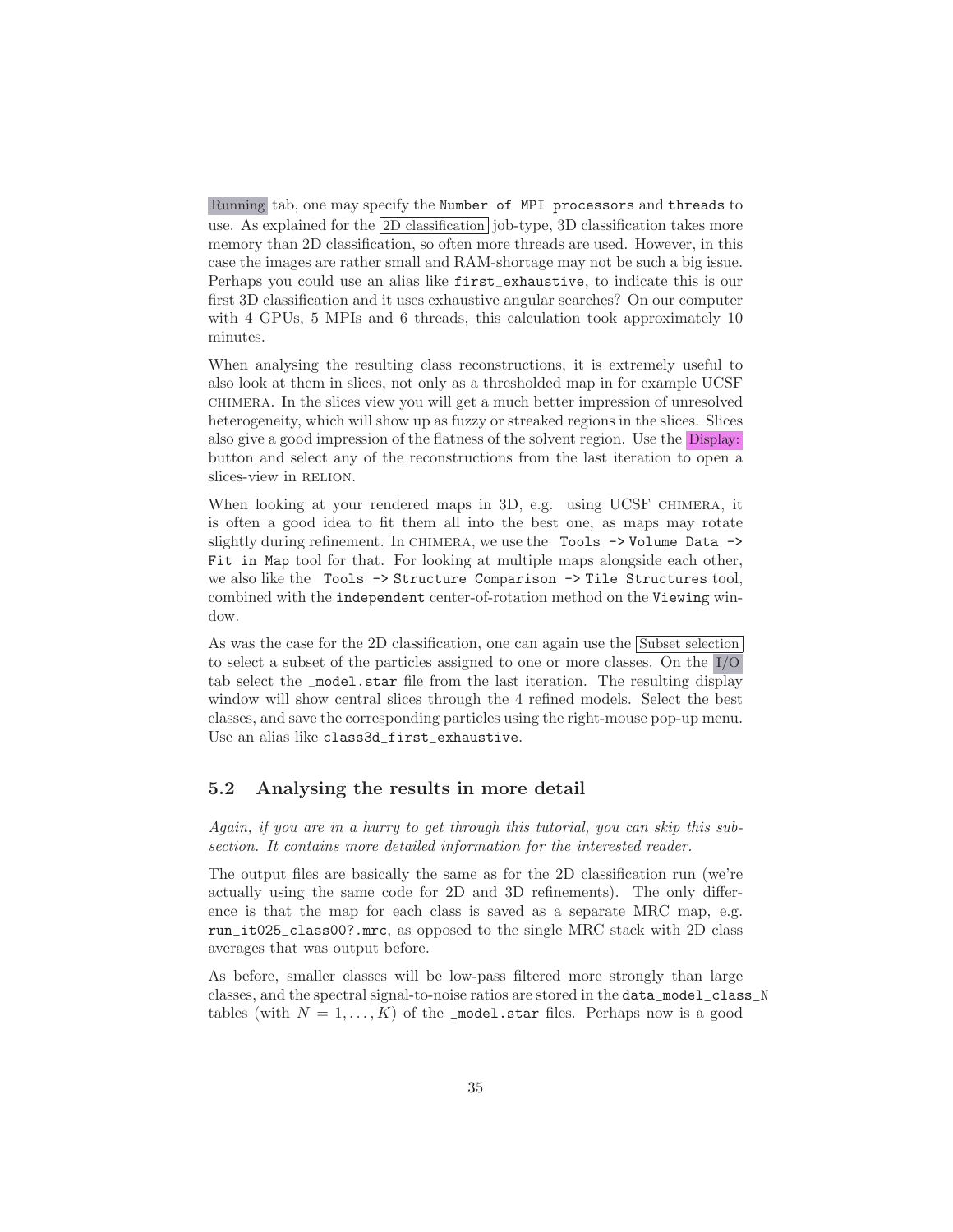Running tab, one may specify the `Number of MPI processors` and `threads` to use. As explained for the 2D classification job-type, 3D classification takes more memory than 2D classification, so often more threads are used. However, in this case the images are rather small and RAM-shortage may not be such a big issue. Perhaps you could use an alias like `first_exhaustive`, to indicate this is our first 3D classification and it uses exhaustive angular searches? On our computer with 4 GPUs, 5 MPIs and 6 threads, this calculation took approximately 10 minutes.

When analysing the resulting class reconstructions, it is extremely useful to also look at them in slices, not only as a thresholded map in for example UCSF CHIMERA. In the slices view you will get a much better impression of unresolved heterogeneity, which will show up as fuzzy or streaked regions in the slices. Slices also give a good impression of the flatness of the solvent region. Use the Display: button and select any of the reconstructions from the last iteration to open a slices-view in RELION.

When looking at your rendered maps in 3D, e.g. using UCSF CHIMERA, it is often a good idea to fit them all into the best one, as maps may rotate slightly during refinement. In CHIMERA, we use the `Tools -> Volume Data -> Fit in Map` tool for that. For looking at multiple maps alongside each other, we also like the `Tools -> Structure Comparison -> Tile Structures` tool, combined with the `independent` center-of-rotation method on the `Viewing` window.

As was the case for the 2D classification, one can again use the Subset selection to select a subset of the particles assigned to one or more classes. On the I/O tab select the `_model.star` file from the last iteration. The resulting display window will show central slices through the 4 refined models. Select the best classes, and save the corresponding particles using the right-mouse pop-up menu. Use an alias like `class3d_first_exhaustive`.

## 5.2 Analysing the results in more detail

*Again, if you are in a hurry to get through this tutorial, you can skip this subsection. It contains more detailed information for the interested reader.*

The output files are basically the same as for the 2D classification run (we're actually using the same code for 2D and 3D refinements). The only difference is that the map for each class is saved as a separate MRC map, e.g. `run_it025_class00?.mrc`, as opposed to the single MRC stack with 2D class averages that was output before.

As before, smaller classes will be low-pass filtered more strongly than large classes, and the spectral signal-to-noise ratios are stored in the `data_model_class_N` tables (with $N = 1, \ldots, K$) of the `_model.star` files. Perhaps now is a good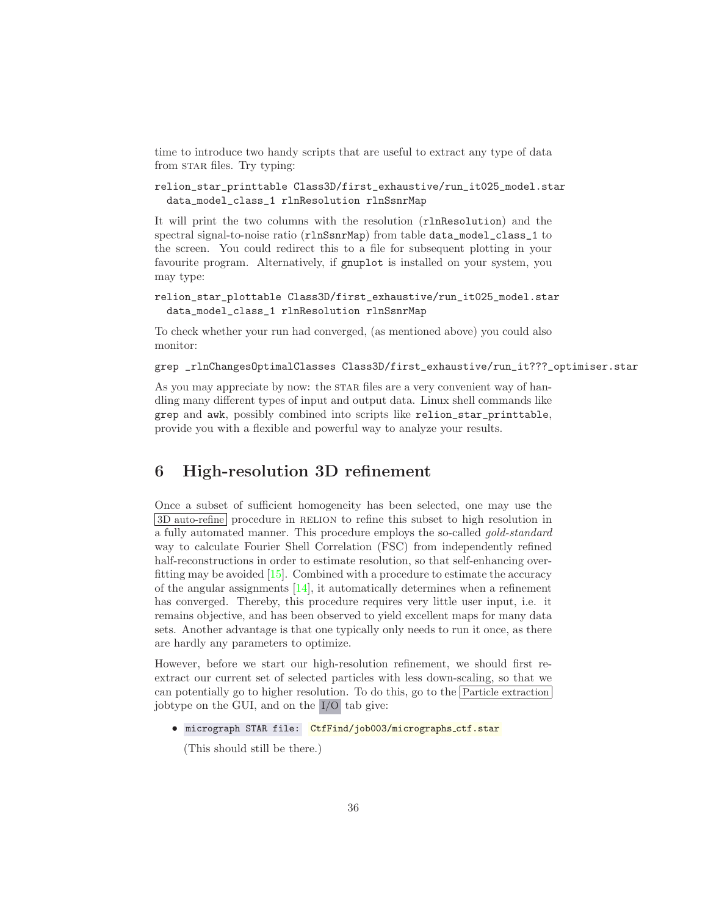time to introduce two handy scripts that are useful to extract any type of data from STAR files. Try typing:

```
relion_star_printtable Class3D/first_exhaustive/run_it025_model.star
  data_model_class_1 rlnResolution rlnSsnrMap
```

It will print the two columns with the resolution (`rlnResolution`) and the spectral signal-to-noise ratio (`rlnSsnrMap`) from table `data_model_class_1` to the screen. You could redirect this to a file for subsequent plotting in your favourite program. Alternatively, if `gnuplot` is installed on your system, you may type:

```
relion_star_plottable Class3D/first_exhaustive/run_it025_model.star
  data_model_class_1 rlnResolution rlnSsnrMap
```

To check whether your run had converged, (as mentioned above) you could also monitor:

```
grep _rlnChangesOptimalClasses Class3D/first_exhaustive/run_it???_optimiser.star
```

As you may appreciate by now: the STAR files are a very convenient way of handling many different types of input and output data. Linux shell commands like `grep` and `awk`, possibly combined into scripts like `relion_star_printtable`, provide you with a flexible and powerful way to analyze your results.

# 6 High-resolution 3D refinement

Once a subset of sufficient homogeneity has been selected, one may use the 3D auto-refine procedure in RELION to refine this subset to high resolution in a fully automated manner. This procedure employs the so-called *gold-standard* way to calculate Fourier Shell Correlation (FSC) from independently refined half-reconstructions in order to estimate resolution, so that self-enhancing overfitting may be avoided [15]. Combined with a procedure to estimate the accuracy of the angular assignments [14], it automatically determines when a refinement has converged. Thereby, this procedure requires very little user input, i.e. it remains objective, and has been observed to yield excellent maps for many data sets. Another advantage is that one typically only needs to run it once, as there are hardly any parameters to optimize.

However, before we start our high-resolution refinement, we should first re-extract our current set of selected particles with less down-scaling, so that we can potentially go to higher resolution. To do this, go to the Particle extraction jobtype on the GUI, and on the I/O tab give:

- `micrograph STAR file:` `CtfFind/job003/micrographs_ctf.star`

  (This should still be there.)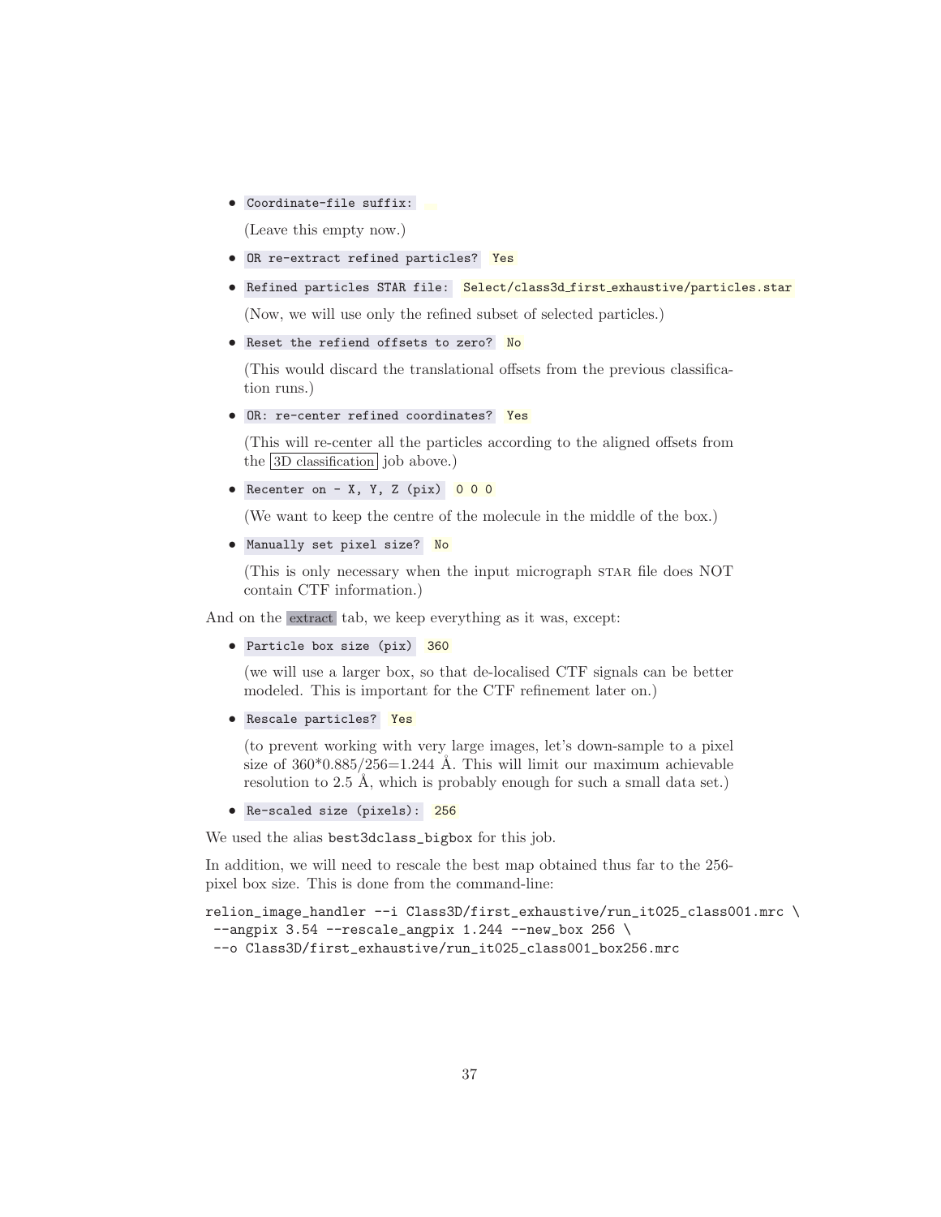- `Coordinate-file suffix:`

  (Leave this empty now.)

- `OR re-extract refined particles?` Yes

- `Refined particles STAR file:` Select/class3d_first_exhaustive/particles.star

  (Now, we will use only the refined subset of selected particles.)

- `Reset the refiend offsets to zero?` No

  (This would discard the translational offsets from the previous classification runs.)

- `OR: re-center refined coordinates?` Yes

  (This will re-center all the particles according to the aligned offsets from the 3D classification job above.)

- `Recenter on - X, Y, Z (pix)` 0 0 0

  (We want to keep the centre of the molecule in the middle of the box.)

- `Manually set pixel size?` No

  (This is only necessary when the input micrograph STAR file does NOT contain CTF information.)

And on the extract tab, we keep everything as it was, except:

- `Particle box size (pix)` 360

  (we will use a larger box, so that de-localised CTF signals can be better modeled. This is important for the CTF refinement later on.)

- `Rescale particles?` Yes

  (to prevent working with very large images, let's down-sample to a pixel size of 360*0.885/256=1.244 Å. This will limit our maximum achievable resolution to 2.5 Å, which is probably enough for such a small data set.)

- `Re-scaled size (pixels):` 256

We used the alias `best3dclass_bigbox` for this job.

In addition, we will need to rescale the best map obtained thus far to the 256-pixel box size. This is done from the command-line:

```
relion_image_handler --i Class3D/first_exhaustive/run_it025_class001.mrc \
 --angpix 3.54 --rescale_angpix 1.244 --new_box 256 \
 --o Class3D/first_exhaustive/run_it025_class001_box256.mrc
```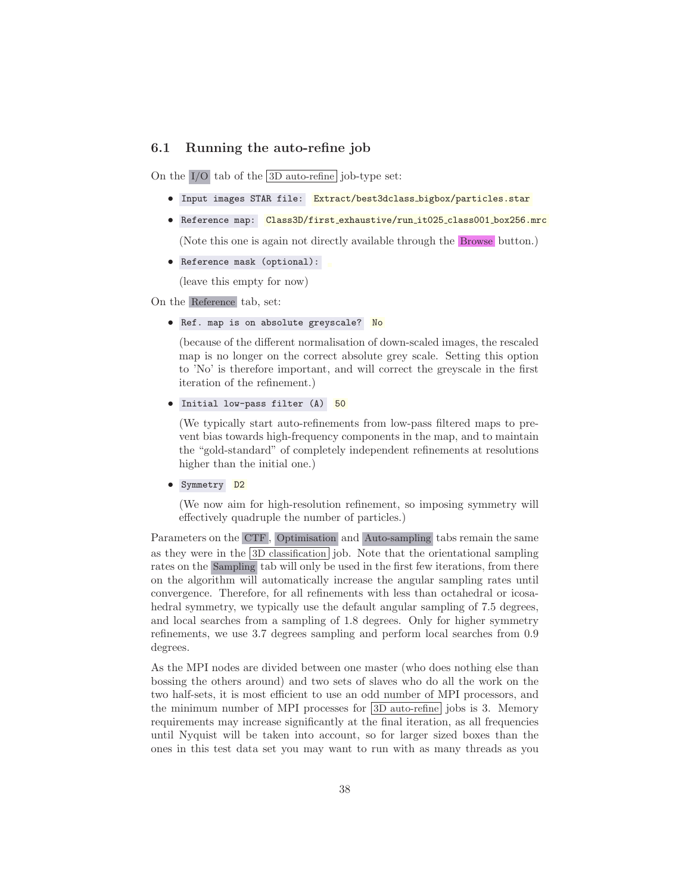### 6.1 Running the auto-refine job

On the I/O tab of the 3D auto-refine job-type set:

- `Input images STAR file:` `Extract/best3dclass_bigbox/particles.star`
- `Reference map:` `Class3D/first_exhaustive/run_it025_class001_box256.mrc`

  (Note this one is again not directly available through the Browse button.)

- `Reference mask (optional):`

  (leave this empty for now)

On the Reference tab, set:

- `Ref. map is on absolute greyscale?` `No`

  (because of the different normalisation of down-scaled images, the rescaled map is no longer on the correct absolute grey scale. Setting this option to 'No' is therefore important, and will correct the greyscale in the first iteration of the refinement.)

- `Initial low-pass filter (A)` `50`

  (We typically start auto-refinements from low-pass filtered maps to prevent bias towards high-frequency components in the map, and to maintain the "gold-standard" of completely independent refinements at resolutions higher than the initial one.)

- `Symmetry` `D2`

  (We now aim for high-resolution refinement, so imposing symmetry will effectively quadruple the number of particles.)

Parameters on the CTF, Optimisation and Auto-sampling tabs remain the same as they were in the 3D classification job. Note that the orientational sampling rates on the Sampling tab will only be used in the first few iterations, from there on the algorithm will automatically increase the angular sampling rates until convergence. Therefore, for all refinements with less than octahedral or icosahedral symmetry, we typically use the default angular sampling of 7.5 degrees, and local searches from a sampling of 1.8 degrees. Only for higher symmetry refinements, we use 3.7 degrees sampling and perform local searches from 0.9 degrees.

As the MPI nodes are divided between one master (who does nothing else than bossing the others around) and two sets of slaves who do all the work on the two half-sets, it is most efficient to use an odd number of MPI processors, and the minimum number of MPI processes for 3D auto-refine jobs is 3. Memory requirements may increase significantly at the final iteration, as all frequencies until Nyquist will be taken into account, so for larger sized boxes than the ones in this test data set you may want to run with as many threads as you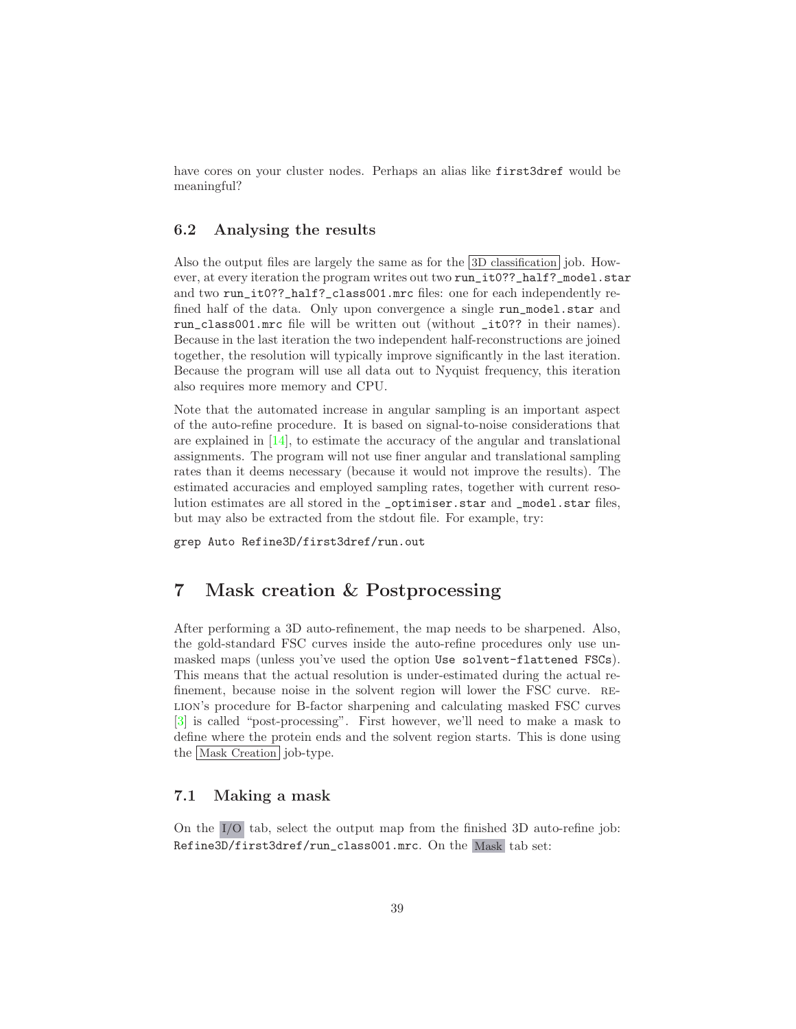have cores on your cluster nodes. Perhaps an alias like `first3dref` would be meaningful?

### 6.2 Analysing the results

Also the output files are largely the same as for the 3D classification job. However, at every iteration the program writes out two `run_it0??_half?_model.star` and two `run_it0??_half?_class001.mrc` files: one for each independently refined half of the data. Only upon convergence a single `run_model.star` and `run_class001.mrc` file will be written out (without `_it0??` in their names). Because in the last iteration the two independent half-reconstructions are joined together, the resolution will typically improve significantly in the last iteration. Because the program will use all data out to Nyquist frequency, this iteration also requires more memory and CPU.

Note that the automated increase in angular sampling is an important aspect of the auto-refine procedure. It is based on signal-to-noise considerations that are explained in [14], to estimate the accuracy of the angular and translational assignments. The program will not use finer angular and translational sampling rates than it deems necessary (because it would not improve the results). The estimated accuracies and employed sampling rates, together with current resolution estimates are all stored in the `_optimiser.star` and `_model.star` files, but may also be extracted from the stdout file. For example, try:

```
grep Auto Refine3D/first3dref/run.out
```

## 7 Mask creation & Postprocessing

After performing a 3D auto-refinement, the map needs to be sharpened. Also, the gold-standard FSC curves inside the auto-refine procedures only use unmasked maps (unless you've used the option `Use solvent-flattened FSCs`). This means that the actual resolution is under-estimated during the actual refinement, because noise in the solvent region will lower the FSC curve. RELION's procedure for B-factor sharpening and calculating masked FSC curves [3] is called "post-processing". First however, we'll need to make a mask to define where the protein ends and the solvent region starts. This is done using the Mask Creation job-type.

### 7.1 Making a mask

On the I/O tab, select the output map from the finished 3D auto-refine job: `Refine3D/first3dref/run_class001.mrc`. On the Mask tab set: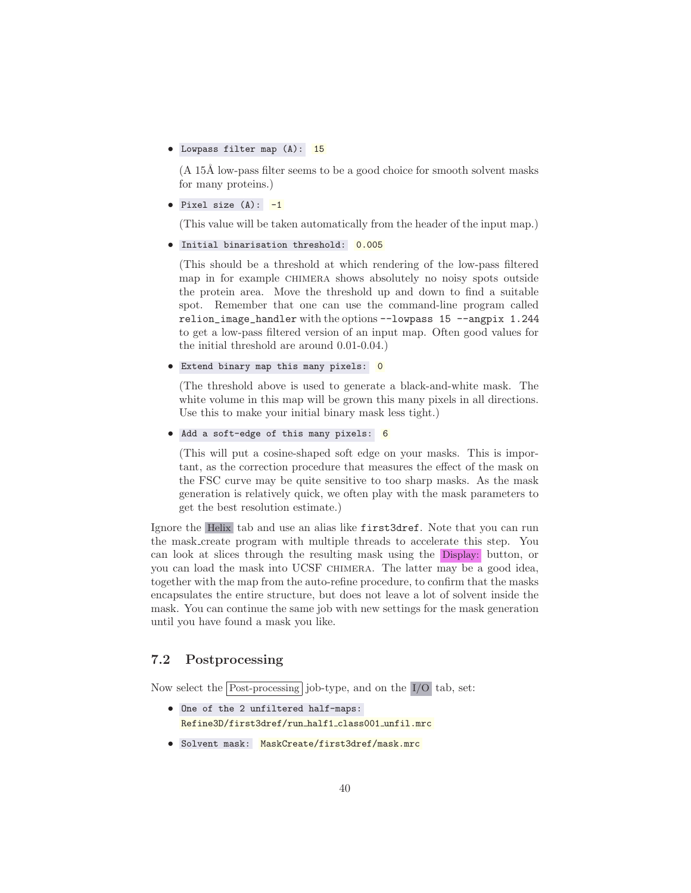- `Lowpass filter map (A):` `15`

  (A 15Å low-pass filter seems to be a good choice for smooth solvent masks for many proteins.)

- `Pixel size (A):` `-1`

  (This value will be taken automatically from the header of the input map.)

- `Initial binarisation threshold:` `0.005`

  (This should be a threshold at which rendering of the low-pass filtered map in for example CHIMERA shows absolutely no noisy spots outside the protein area. Move the threshold up and down to find a suitable spot. Remember that one can use the command-line program called `relion_image_handler` with the options `--lowpass 15 --angpix 1.244` to get a low-pass filtered version of an input map. Often good values for the initial threshold are around 0.01-0.04.)

- `Extend binary map this many pixels:` `0`

  (The threshold above is used to generate a black-and-white mask. The white volume in this map will be grown this many pixels in all directions. Use this to make your initial binary mask less tight.)

- `Add a soft-edge of this many pixels:` `6`

  (This will put a cosine-shaped soft edge on your masks. This is important, as the correction procedure that measures the effect of the mask on the FSC curve may be quite sensitive to too sharp masks. As the mask generation is relatively quick, we often play with the mask parameters to get the best resolution estimate.)

Ignore the Helix tab and use an alias like `first3dref`. Note that you can run the mask_create program with multiple threads to accelerate this step. You can look at slices through the resulting mask using the Display: button, or you can load the mask into UCSF CHIMERA. The latter may be a good idea, together with the map from the auto-refine procedure, to confirm that the masks encapsulates the entire structure, but does not leave a lot of solvent inside the mask. You can continue the same job with new settings for the mask generation until you have found a mask you like.

## 7.2 Postprocessing

Now select the Post-processing job-type, and on the I/O tab, set:

- `One of the 2 unfiltered half-maps:` `Refine3D/first3dref/run_half1_class001_unfil.mrc`
- `Solvent mask:` `MaskCreate/first3dref/mask.mrc`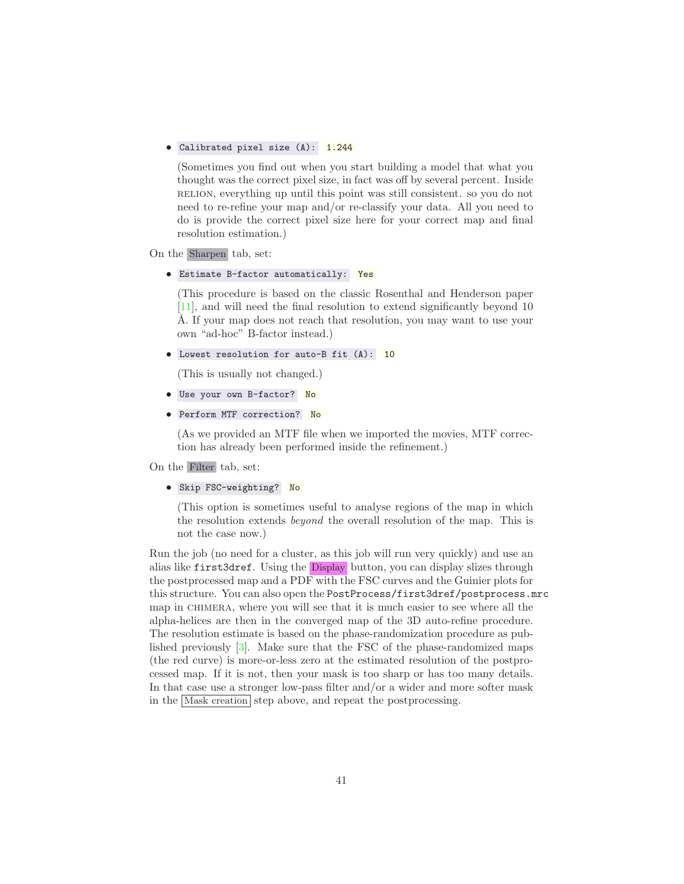- `Calibrated pixel size (A):` `1.244`

  (Sometimes you find out when you start building a model that what you thought was the correct pixel size, in fact was off by several percent. Inside RELION, everything up until this point was still consistent. so you do not need to re-refine your map and/or re-classify your data. All you need to do is provide the correct pixel size here for your correct map and final resolution estimation.)

On the Sharpen tab, set:

- `Estimate B-factor automatically:` `Yes`

  (This procedure is based on the classic Rosenthal and Henderson paper [11], and will need the final resolution to extend significantly beyond 10 Å. If your map does not reach that resolution, you may want to use your own "ad-hoc" B-factor instead.)

- `Lowest resolution for auto-B fit (A):` `10`

  (This is usually not changed.)

- `Use your own B-factor?` `No`

- `Perform MTF correction?` `No`

  (As we provided an MTF file when we imported the movies, MTF correction has already been performed inside the refinement.)

On the Filter tab, set:

- `Skip FSC-weighting?` `No`

  (This option is sometimes useful to analyse regions of the map in which the resolution extends *beyond* the overall resolution of the map. This is not the case now.)

Run the job (no need for a cluster, as this job will run very quickly) and use an alias like `first3dref`. Using the Display button, you can display slizes through the postprocessed map and a PDF with the FSC curves and the Guinier plots for this structure. You can also open the `PostProcess/first3dref/postprocess.mrc` map in CHIMERA, where you will see that it is much easier to see where all the alpha-helices are then in the converged map of the 3D auto-refine procedure. The resolution estimate is based on the phase-randomization procedure as published previously [3]. Make sure that the FSC of the phase-randomized maps (the red curve) is more-or-less zero at the estimated resolution of the postprocessed map. If it is not, then your mask is too sharp or has too many details. In that case use a stronger low-pass filter and/or a wider and more softer mask in the Mask creation step above, and repeat the postprocessing.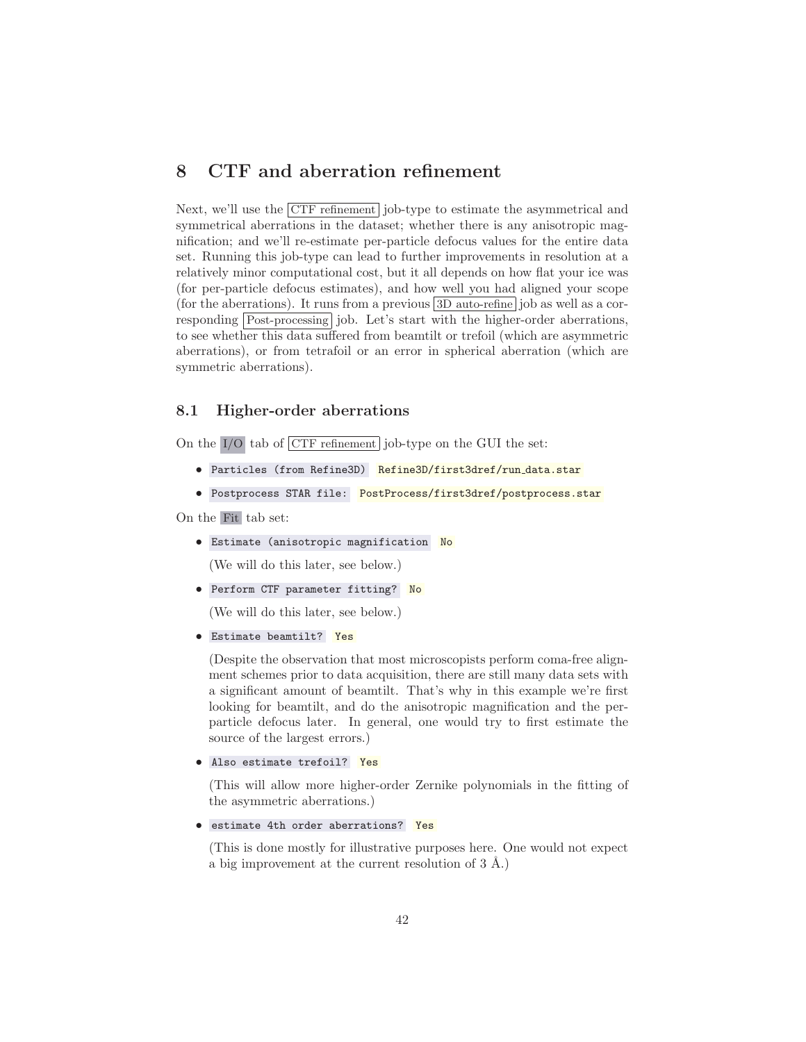# 8 CTF and aberration refinement

Next, we'll use the CTF refinement job-type to estimate the asymmetrical and symmetrical aberrations in the dataset; whether there is any anisotropic magnification; and we'll re-estimate per-particle defocus values for the entire data set. Running this job-type can lead to further improvements in resolution at a relatively minor computational cost, but it all depends on how flat your ice was (for per-particle defocus estimates), and how well you had aligned your scope (for the aberrations). It runs from a previous 3D auto-refine job as well as a corresponding Post-processing job. Let's start with the higher-order aberrations, to see whether this data suffered from beamtilt or trefoil (which are asymmetric aberrations), or from tetrafoil or an error in spherical aberration (which are symmetric aberrations).

## 8.1 Higher-order aberrations

On the I/O tab of CTF refinement job-type on the GUI the set:

- `Particles (from Refine3D)` `Refine3D/first3dref/run_data.star`
- `Postprocess STAR file:` `PostProcess/first3dref/postprocess.star`

On the Fit tab set:

- `Estimate (anisotropic magnification` `No`

  (We will do this later, see below.)

- `Perform CTF parameter fitting?` `No`

  (We will do this later, see below.)

- `Estimate beamtilt?` `Yes`

  (Despite the observation that most microscopists perform coma-free alignment schemes prior to data acquisition, there are still many data sets with a significant amount of beamtilt. That's why in this example we're first looking for beamtilt, and do the anisotropic magnification and the per-particle defocus later. In general, one would try to first estimate the source of the largest errors.)

- `Also estimate trefoil?` `Yes`

  (This will allow more higher-order Zernike polynomials in the fitting of the asymmetric aberrations.)

- `estimate 4th order aberrations?` `Yes`

  (This is done mostly for illustrative purposes here. One would not expect a big improvement at the current resolution of 3 Å.)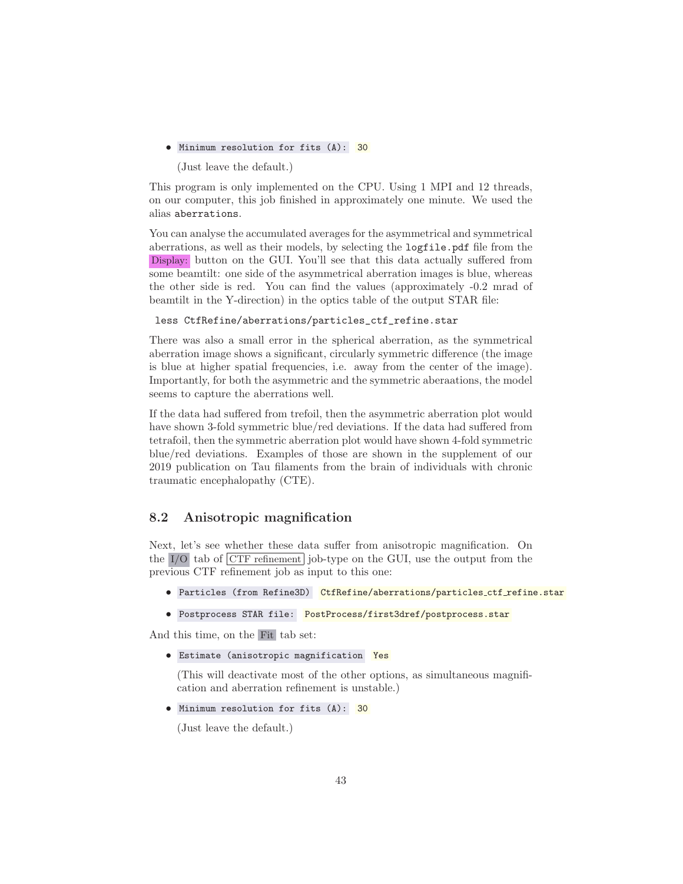- `Minimum resolution for fits (A):` 30

  (Just leave the default.)

This program is only implemented on the CPU. Using 1 MPI and 12 threads, on our computer, this job finished in approximately one minute. We used the alias `aberrations`.

You can analyse the accumulated averages for the asymmetrical and symmetrical aberrations, as well as their models, by selecting the `logfile.pdf` file from the Display: button on the GUI. You'll see that this data actually suffered from some beamtilt: one side of the asymmetrical aberration images is blue, whereas the other side is red. You can find the values (approximately -0.2 mrad of beamtilt in the Y-direction) in the optics table of the output STAR file:

```
less CtfRefine/aberrations/particles_ctf_refine.star
```

There was also a small error in the spherical aberration, as the symmetrical aberration image shows a significant, circularly symmetric difference (the image is blue at higher spatial frequencies, i.e. away from the center of the image). Importantly, for both the asymmetric and the symmetric aberaations, the model seems to capture the aberrations well.

If the data had suffered from trefoil, then the asymmetric aberration plot would have shown 3-fold symmetric blue/red deviations. If the data had suffered from tetrafoil, then the symmetric aberration plot would have shown 4-fold symmetric blue/red deviations. Examples of those are shown in the supplement of our 2019 publication on Tau filaments from the brain of individuals with chronic traumatic encephalopathy (CTE).

## 8.2 Anisotropic magnification

Next, let's see whether these data suffer from anisotropic magnification. On the I/O tab of CTF refinement job-type on the GUI, use the output from the previous CTF refinement job as input to this one:

- `Particles (from Refine3D)` `CtfRefine/aberrations/particles_ctf_refine.star`
- `Postprocess STAR file:` `PostProcess/first3dref/postprocess.star`

And this time, on the Fit tab set:

- `Estimate (anisotropic magnification` Yes

  (This will deactivate most of the other options, as simultaneous magnification and aberration refinement is unstable.)

- `Minimum resolution for fits (A):` 30

  (Just leave the default.)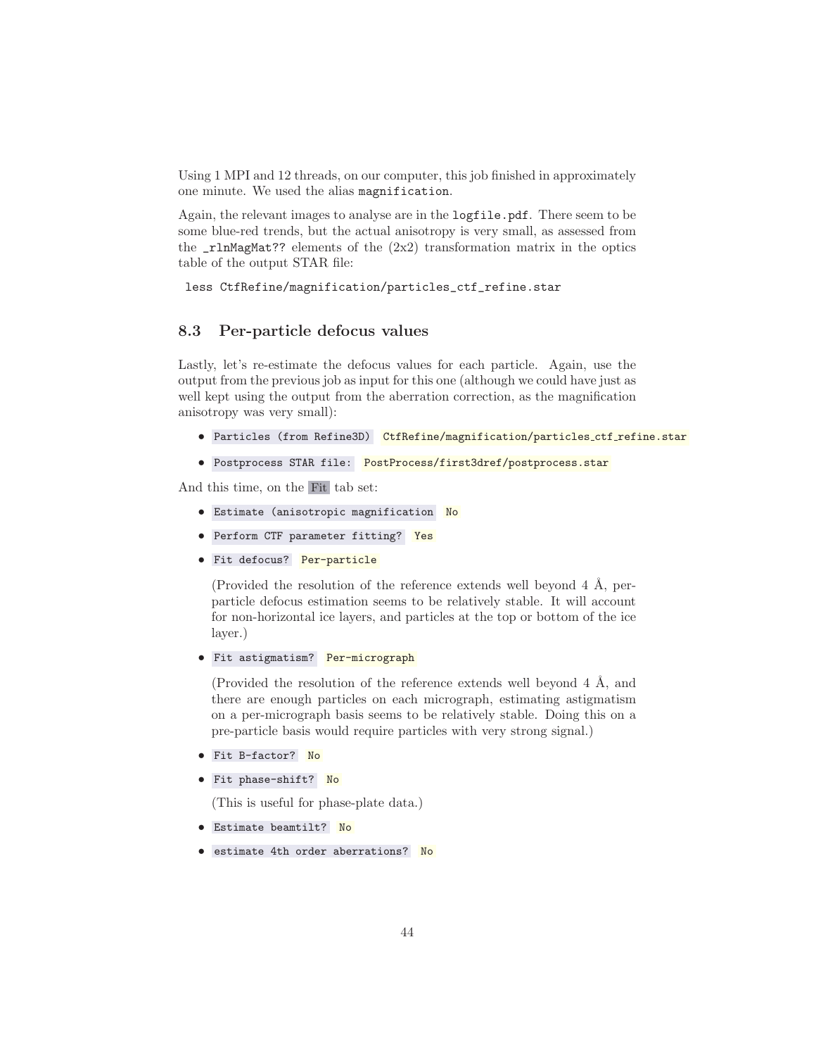Using 1 MPI and 12 threads, on our computer, this job finished in approximately one minute. We used the alias `magnification`.

Again, the relevant images to analyse are in the `logfile.pdf`. There seem to be some blue-red trends, but the actual anisotropy is very small, as assessed from the `_rlnMagMat??` elements of the (2x2) transformation matrix in the optics table of the output STAR file:

```
less CtfRefine/magnification/particles_ctf_refine.star
```

## 8.3 Per-particle defocus values

Lastly, let's re-estimate the defocus values for each particle. Again, use the output from the previous job as input for this one (although we could have just as well kept using the output from the aberration correction, as the magnification anisotropy was very small):

- `Particles (from Refine3D)` `CtfRefine/magnification/particles_ctf_refine.star`
- `Postprocess STAR file:` `PostProcess/first3dref/postprocess.star`

And this time, on the Fit tab set:

- `Estimate (anisotropic magnification` `No`
- `Perform CTF parameter fitting?` `Yes`
- `Fit defocus?` `Per-particle`

  (Provided the resolution of the reference extends well beyond 4 Å, per-particle defocus estimation seems to be relatively stable. It will account for non-horizontal ice layers, and particles at the top or bottom of the ice layer.)

- `Fit astigmatism?` `Per-micrograph`

  (Provided the resolution of the reference extends well beyond 4 Å, and there are enough particles on each micrograph, estimating astigmatism on a per-micrograph basis seems to be relatively stable. Doing this on a pre-particle basis would require particles with very strong signal.)

- `Fit B-factor?` `No`
- `Fit phase-shift?` `No`

  (This is useful for phase-plate data.)

- `Estimate beamtilt?` `No`
- `estimate 4th order aberrations?` `No`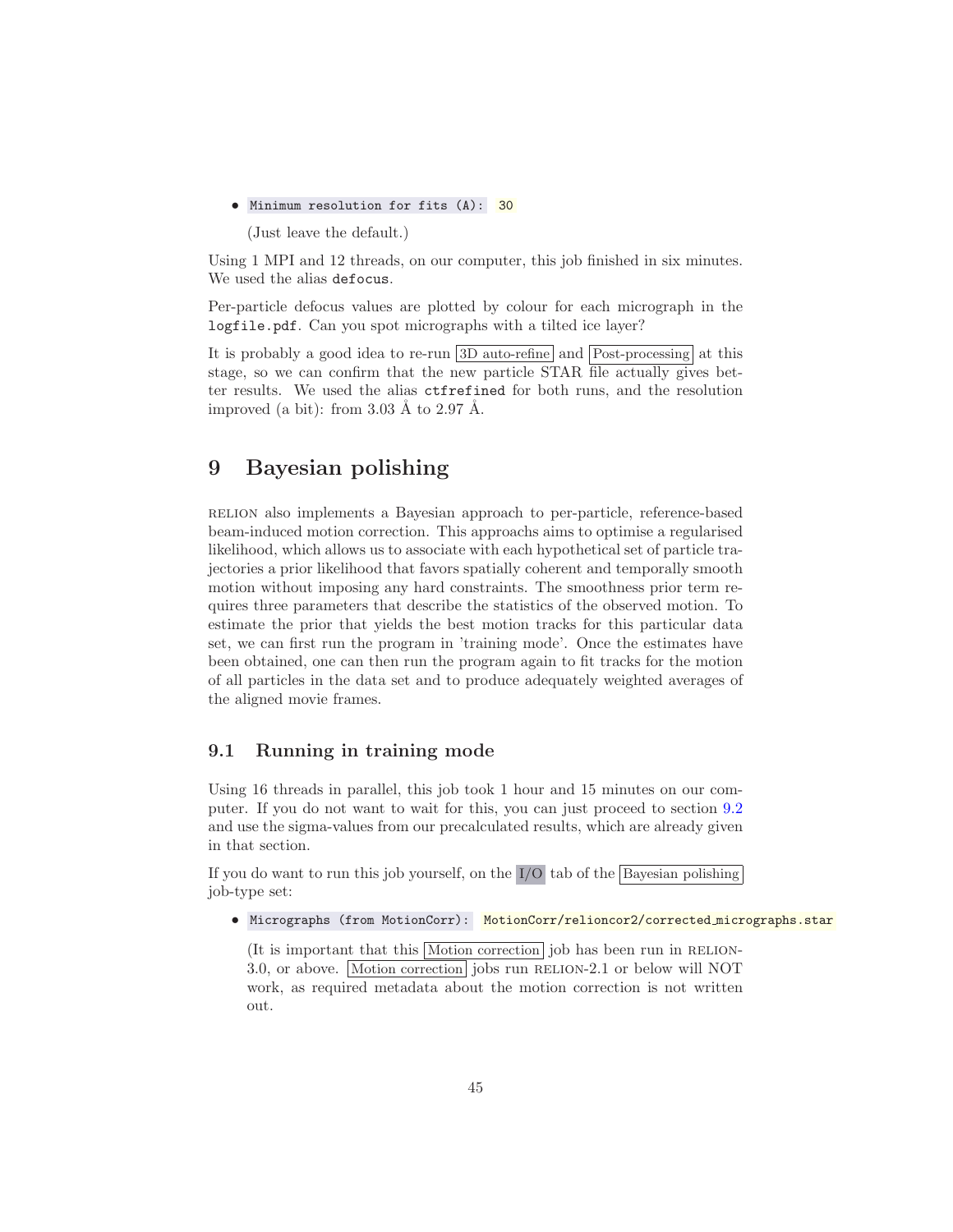- `Minimum resolution for fits (A):` `30`

  (Just leave the default.)

Using 1 MPI and 12 threads, on our computer, this job finished in six minutes. We used the alias `defocus`.

Per-particle defocus values are plotted by colour for each micrograph in the `logfile.pdf`. Can you spot micrographs with a tilted ice layer?

It is probably a good idea to re-run 3D auto-refine and Post-processing at this stage, so we can confirm that the new particle STAR file actually gives better results. We used the alias `ctfrefined` for both runs, and the resolution improved (a bit): from 3.03 Å to 2.97 Å.

# 9 Bayesian polishing

RELION also implements a Bayesian approach to per-particle, reference-based beam-induced motion correction. This approachs aims to optimise a regularised likelihood, which allows us to associate with each hypothetical set of particle trajectories a prior likelihood that favors spatially coherent and temporally smooth motion without imposing any hard constraints. The smoothness prior term requires three parameters that describe the statistics of the observed motion. To estimate the prior that yields the best motion tracks for this particular data set, we can first run the program in 'training mode'. Once the estimates have been obtained, one can then run the program again to fit tracks for the motion of all particles in the data set and to produce adequately weighted averages of the aligned movie frames.

## 9.1 Running in training mode

Using 16 threads in parallel, this job took 1 hour and 15 minutes on our computer. If you do not want to wait for this, you can just proceed to section 9.2 and use the sigma-values from our precalculated results, which are already given in that section.

If you do want to run this job yourself, on the I/O tab of the Bayesian polishing job-type set:

- `Micrographs (from MotionCorr):` `MotionCorr/relioncor2/corrected_micrographs.star`

  (It is important that this Motion correction job has been run in RELION-3.0, or above. Motion correction jobs run RELION-2.1 or below will NOT work, as required metadata about the motion correction is not written out.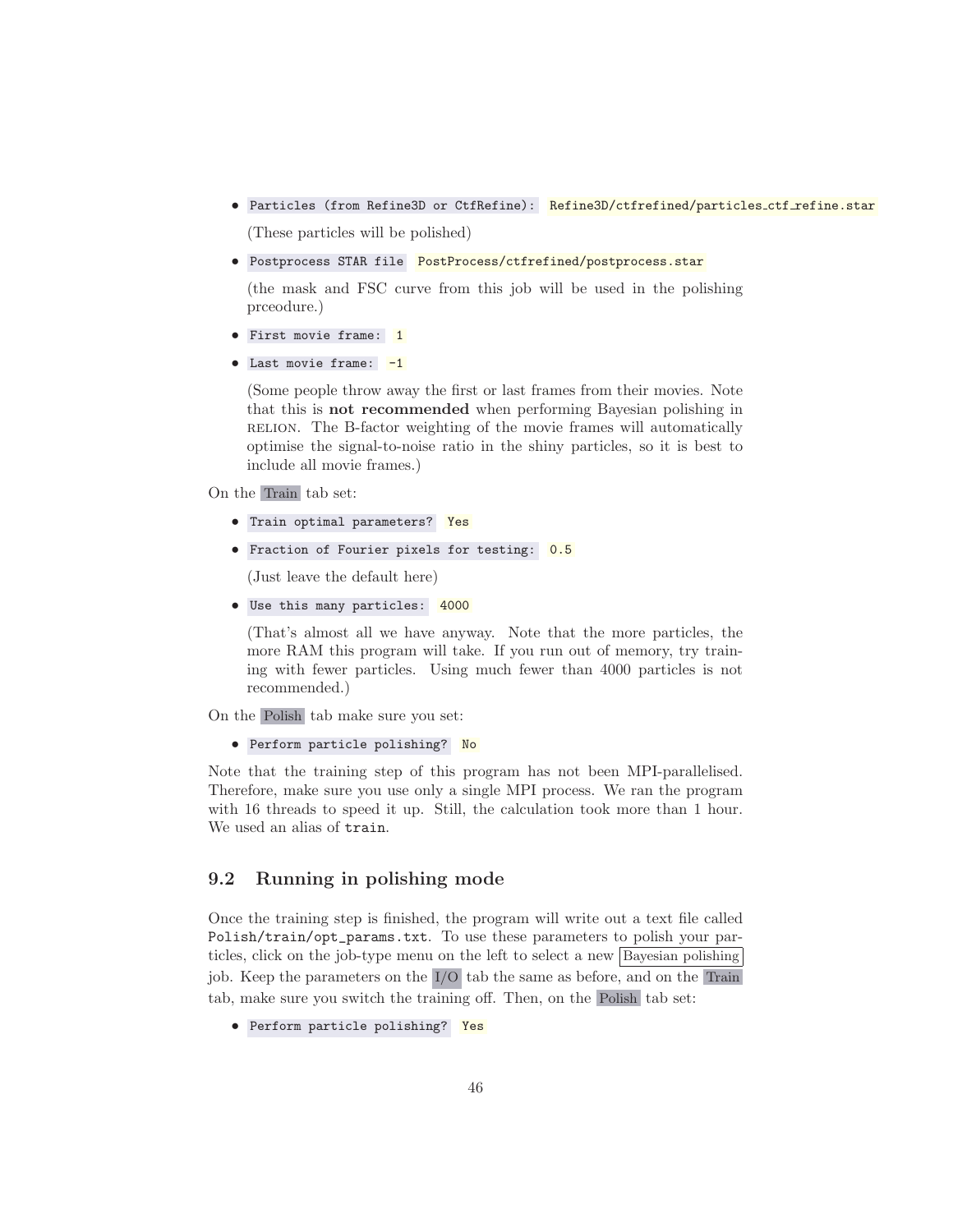- `Particles (from Refine3D or CtfRefine):` `Refine3D/ctfrefined/particles_ctf_refine.star`

  (These particles will be polished)

- `Postprocess STAR file` `PostProcess/ctfrefined/postprocess.star`

  (the mask and FSC curve from this job will be used in the polishing prceodure.)

- `First movie frame:` `1`

- `Last movie frame:` `-1`

  (Some people throw away the first or last frames from their movies. Note that this is **not recommended** when performing Bayesian polishing in RELION. The B-factor weighting of the movie frames will automatically optimise the signal-to-noise ratio in the shiny particles, so it is best to include all movie frames.)

On the Train tab set:

- `Train optimal parameters?` `Yes`

- `Fraction of Fourier pixels for testing:` `0.5`

  (Just leave the default here)

- `Use this many particles:` `4000`

  (That's almost all we have anyway. Note that the more particles, the more RAM this program will take. If you run out of memory, try training with fewer particles. Using much fewer than 4000 particles is not recommended.)

On the Polish tab make sure you set:

- `Perform particle polishing?` `No`

Note that the training step of this program has not been MPI-parallelised. Therefore, make sure you use only a single MPI process. We ran the program with 16 threads to speed it up. Still, the calculation took more than 1 hour. We used an alias of `train`.

## 9.2 Running in polishing mode

Once the training step is finished, the program will write out a text file called `Polish/train/opt_params.txt`. To use these parameters to polish your particles, click on the job-type menu on the left to select a new Bayesian polishing job. Keep the parameters on the I/O tab the same as before, and on the Train tab, make sure you switch the training off. Then, on the Polish tab set:

- `Perform particle polishing?` `Yes`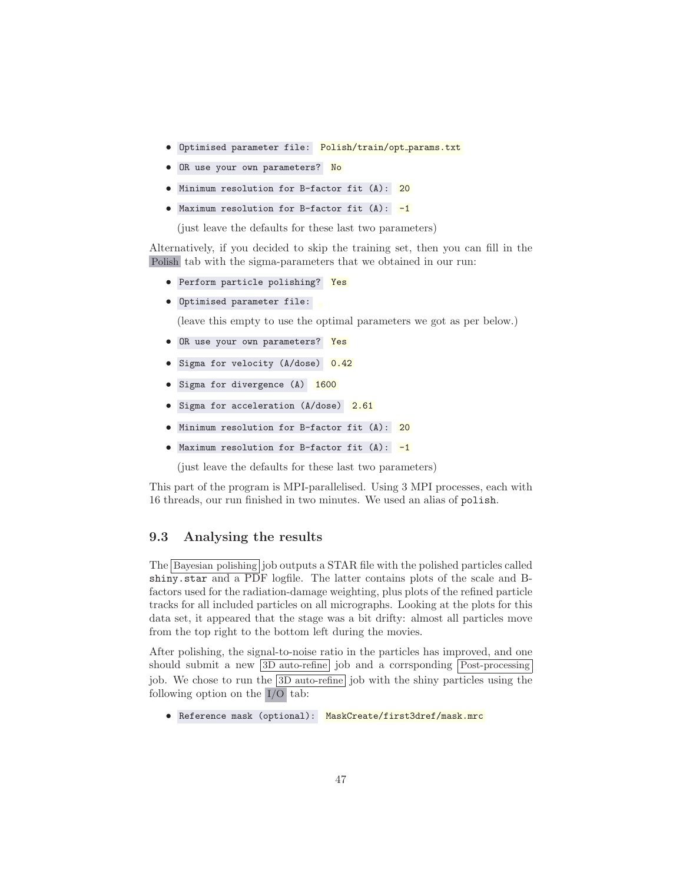- `Optimised parameter file:` `Polish/train/opt_params.txt`
- `OR use your own parameters?` `No`
- `Minimum resolution for B-factor fit (A):` `20`
- `Maximum resolution for B-factor fit (A):` `-1`

  (just leave the defaults for these last two parameters)

Alternatively, if you decided to skip the training set, then you can fill in the Polish tab with the sigma-parameters that we obtained in our run:

- `Perform particle polishing?` `Yes`
- `Optimised parameter file:`

  (leave this empty to use the optimal parameters we got as per below.)

- `OR use your own parameters?` `Yes`
- `Sigma for velocity (A/dose)` `0.42`
- `Sigma for divergence (A)` `1600`
- `Sigma for acceleration (A/dose)` `2.61`
- `Minimum resolution for B-factor fit (A):` `20`
- `Maximum resolution for B-factor fit (A):` `-1`

  (just leave the defaults for these last two parameters)

This part of the program is MPI-parallelised. Using 3 MPI processes, each with 16 threads, our run finished in two minutes. We used an alias of `polish`.

### 9.3 Analysing the results

The Bayesian polishing job outputs a STAR file with the polished particles called `shiny.star` and a PDF logfile. The latter contains plots of the scale and B-factors used for the radiation-damage weighting, plus plots of the refined particle tracks for all included particles on all micrographs. Looking at the plots for this data set, it appeared that the stage was a bit drifty: almost all particles move from the top right to the bottom left during the movies.

After polishing, the signal-to-noise ratio in the particles has improved, and one should submit a new 3D auto-refine job and a corrsponding Post-processing job. We chose to run the 3D auto-refine job with the shiny particles using the following option on the I/O tab:

- `Reference mask (optional):` `MaskCreate/first3dref/mask.mrc`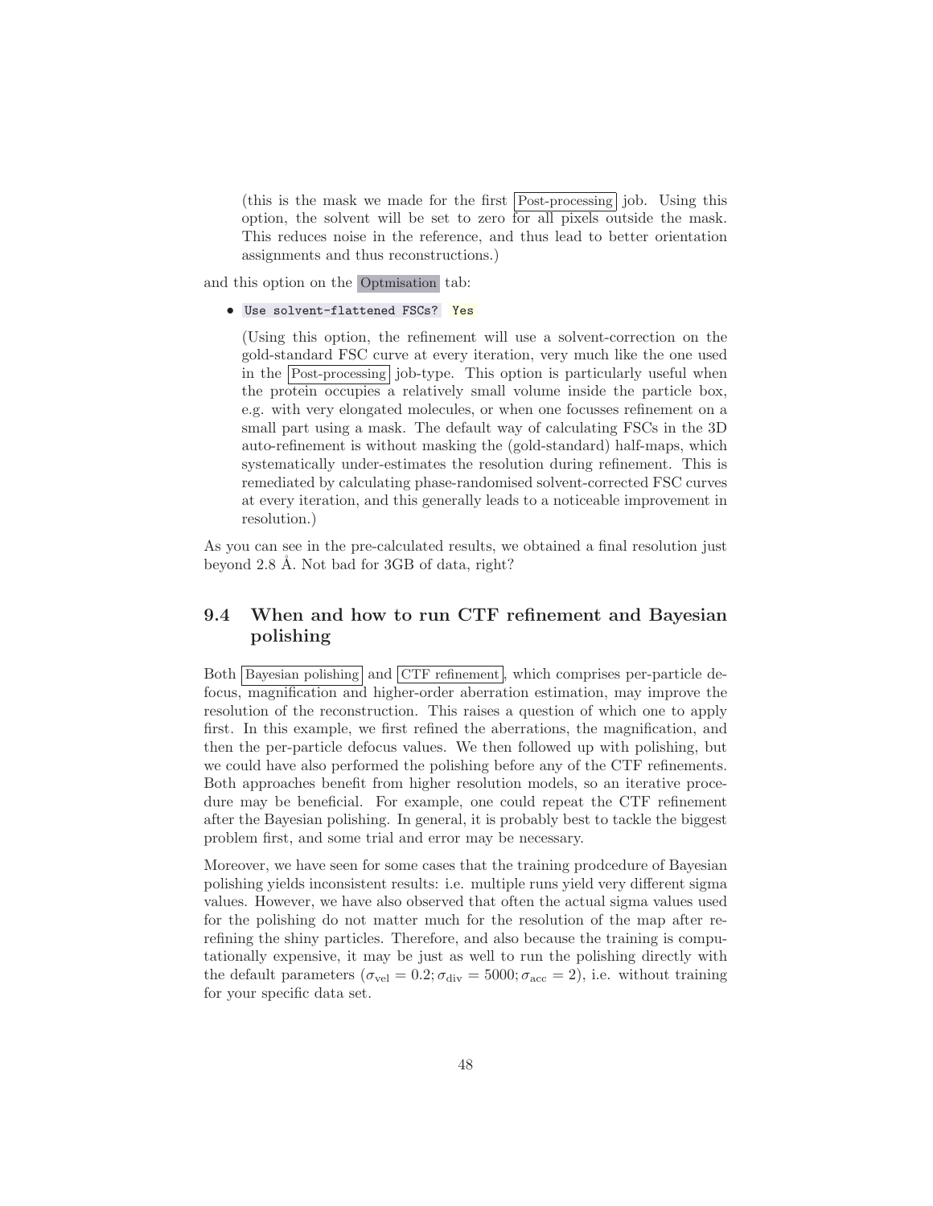(this is the mask we made for the first Post-processing job. Using this option, the solvent will be set to zero for all pixels outside the mask. This reduces noise in the reference, and thus lead to better orientation assignments and thus reconstructions.)

and this option on the Optmisation tab:

- `Use solvent-flattened FSCs?` `Yes`

  (Using this option, the refinement will use a solvent-correction on the gold-standard FSC curve at every iteration, very much like the one used in the Post-processing job-type. This option is particularly useful when the protein occupies a relatively small volume inside the particle box, e.g. with very elongated molecules, or when one focusses refinement on a small part using a mask. The default way of calculating FSCs in the 3D auto-refinement is without masking the (gold-standard) half-maps, which systematically under-estimates the resolution during refinement. This is remediated by calculating phase-randomised solvent-corrected FSC curves at every iteration, and this generally leads to a noticeable improvement in resolution.)

As you can see in the pre-calculated results, we obtained a final resolution just beyond 2.8 Å. Not bad for 3GB of data, right?

## 9.4 When and how to run CTF refinement and Bayesian polishing

Both Bayesian polishing and CTF refinement, which comprises per-particle defocus, magnification and higher-order aberration estimation, may improve the resolution of the reconstruction. This raises a question of which one to apply first. In this example, we first refined the aberrations, the magnification, and then the per-particle defocus values. We then followed up with polishing, but we could have also performed the polishing before any of the CTF refinements. Both approaches benefit from higher resolution models, so an iterative procedure may be beneficial. For example, one could repeat the CTF refinement after the Bayesian polishing. In general, it is probably best to tackle the biggest problem first, and some trial and error may be necessary.

Moreover, we have seen for some cases that the training prodcedure of Bayesian polishing yields inconsistent results: i.e. multiple runs yield very different sigma values. However, we have also observed that often the actual sigma values used for the polishing do not matter much for the resolution of the map after refining the shiny particles. Therefore, and also because the training is computationally expensive, it may be just as well to run the polishing directly with the default parameters ($\sigma_{\mathrm{vel}} = 0.2; \sigma_{\mathrm{div}} = 5000; \sigma_{\mathrm{acc}} = 2$), i.e. without training for your specific data set.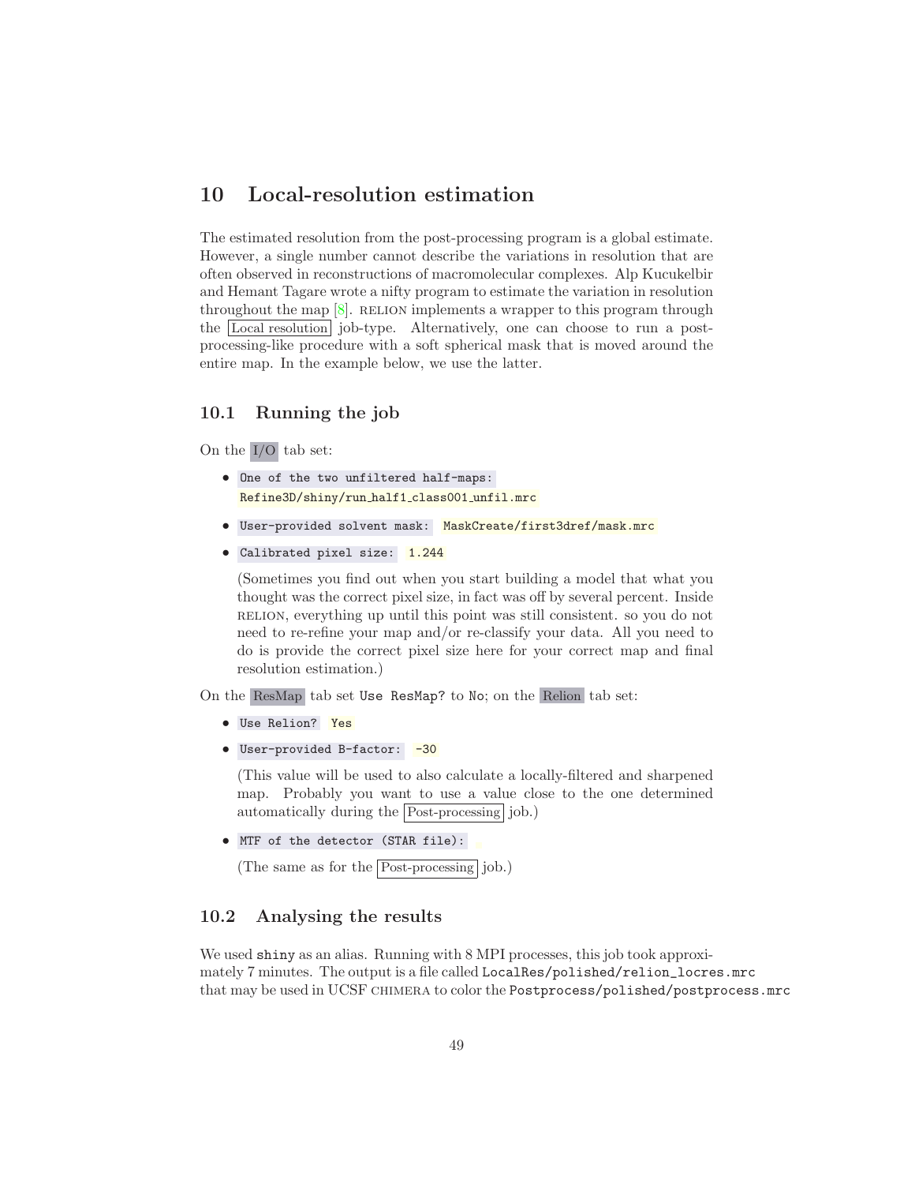# 10 Local-resolution estimation

The estimated resolution from the post-processing program is a global estimate. However, a single number cannot describe the variations in resolution that are often observed in reconstructions of macromolecular complexes. Alp Kucukelbir and Hemant Tagare wrote a nifty program to estimate the variation in resolution throughout the map [8]. RELION implements a wrapper to this program through the Local resolution job-type. Alternatively, one can choose to run a post-processing-like procedure with a soft spherical mask that is moved around the entire map. In the example below, we use the latter.

## 10.1 Running the job

On the I/O tab set:

- `One of the two unfiltered half-maps:` `Refine3D/shiny/run_half1_class001_unfil.mrc`
- `User-provided solvent mask:` `MaskCreate/first3dref/mask.mrc`
- `Calibrated pixel size:` `1.244`

  (Sometimes you find out when you start building a model that what you thought was the correct pixel size, in fact was off by several percent. Inside RELION, everything up until this point was still consistent. so you do not need to re-refine your map and/or re-classify your data. All you need to do is provide the correct pixel size here for your correct map and final resolution estimation.)

On the ResMap tab set `Use ResMap?` to `No`; on the Relion tab set:

- `Use Relion?` `Yes`
- `User-provided B-factor:` `-30`

  (This value will be used to also calculate a locally-filtered and sharpened map. Probably you want to use a value close to the one determined automatically during the Post-processing job.)

- `MTF of the detector (STAR file):`

  (The same as for the Post-processing job.)

## 10.2 Analysing the results

We used `shiny` as an alias. Running with 8 MPI processes, this job took approximately 7 minutes. The output is a file called `LocalRes/polished/relion_locres.mrc` that may be used in UCSF CHIMERA to color the `Postprocess/polished/postprocess.mrc`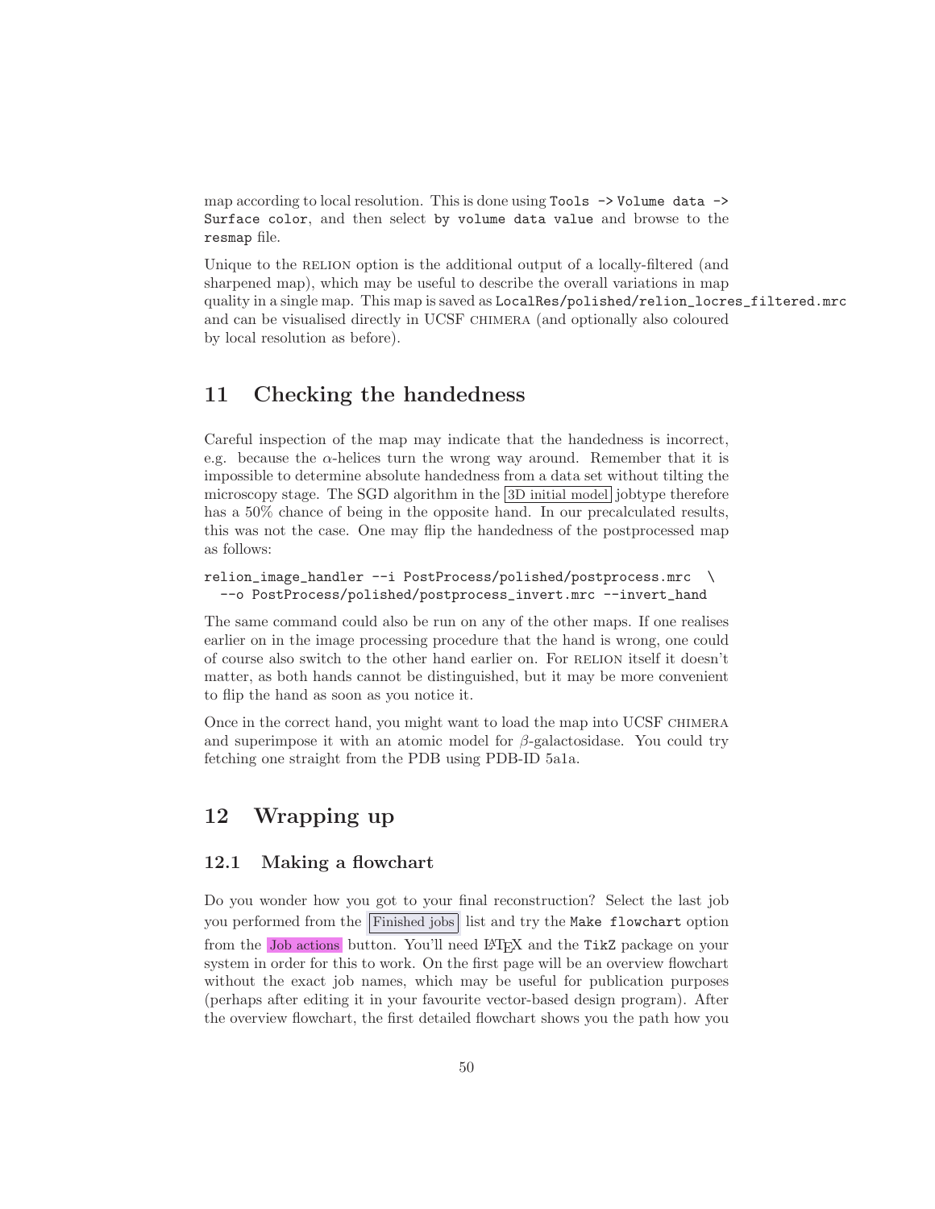map according to local resolution. This is done using `Tools -> Volume data -> Surface color`, and then select `by volume data value` and browse to the `resmap` file.

Unique to the RELION option is the additional output of a locally-filtered (and sharpened map), which may be useful to describe the overall variations in map quality in a single map. This map is saved as `LocalRes/polished/relion_locres_filtered.mrc` and can be visualised directly in UCSF CHIMERA (and optionally also coloured by local resolution as before).

# 11 Checking the handedness

Careful inspection of the map may indicate that the handedness is incorrect, e.g. because the $\alpha$-helices turn the wrong way around. Remember that it is impossible to determine absolute handedness from a data set without tilting the microscopy stage. The SGD algorithm in the 3D initial model jobtype therefore has a 50% chance of being in the opposite hand. In our precalculated results, this was not the case. One may flip the handedness of the postprocessed map as follows:

```
relion_image_handler --i PostProcess/polished/postprocess.mrc  \
  --o PostProcess/polished/postprocess_invert.mrc --invert_hand
```

The same command could also be run on any of the other maps. If one realises earlier on in the image processing procedure that the hand is wrong, one could of course also switch to the other hand earlier on. For RELION itself it doesn't matter, as both hands cannot be distinguished, but it may be more convenient to flip the hand as soon as you notice it.

Once in the correct hand, you might want to load the map into UCSF CHIMERA and superimpose it with an atomic model for $\beta$-galactosidase. You could try fetching one straight from the PDB using PDB-ID 5a1a.

# 12 Wrapping up

## 12.1 Making a flowchart

Do you wonder how you got to your final reconstruction? Select the last job you performed from the Finished jobs list and try the `Make flowchart` option from the Job actions button. You'll need LaTeX and the `TikZ` package on your system in order for this to work. On the first page will be an overview flowchart without the exact job names, which may be useful for publication purposes (perhaps after editing it in your favourite vector-based design program). After the overview flowchart, the first detailed flowchart shows you the path how you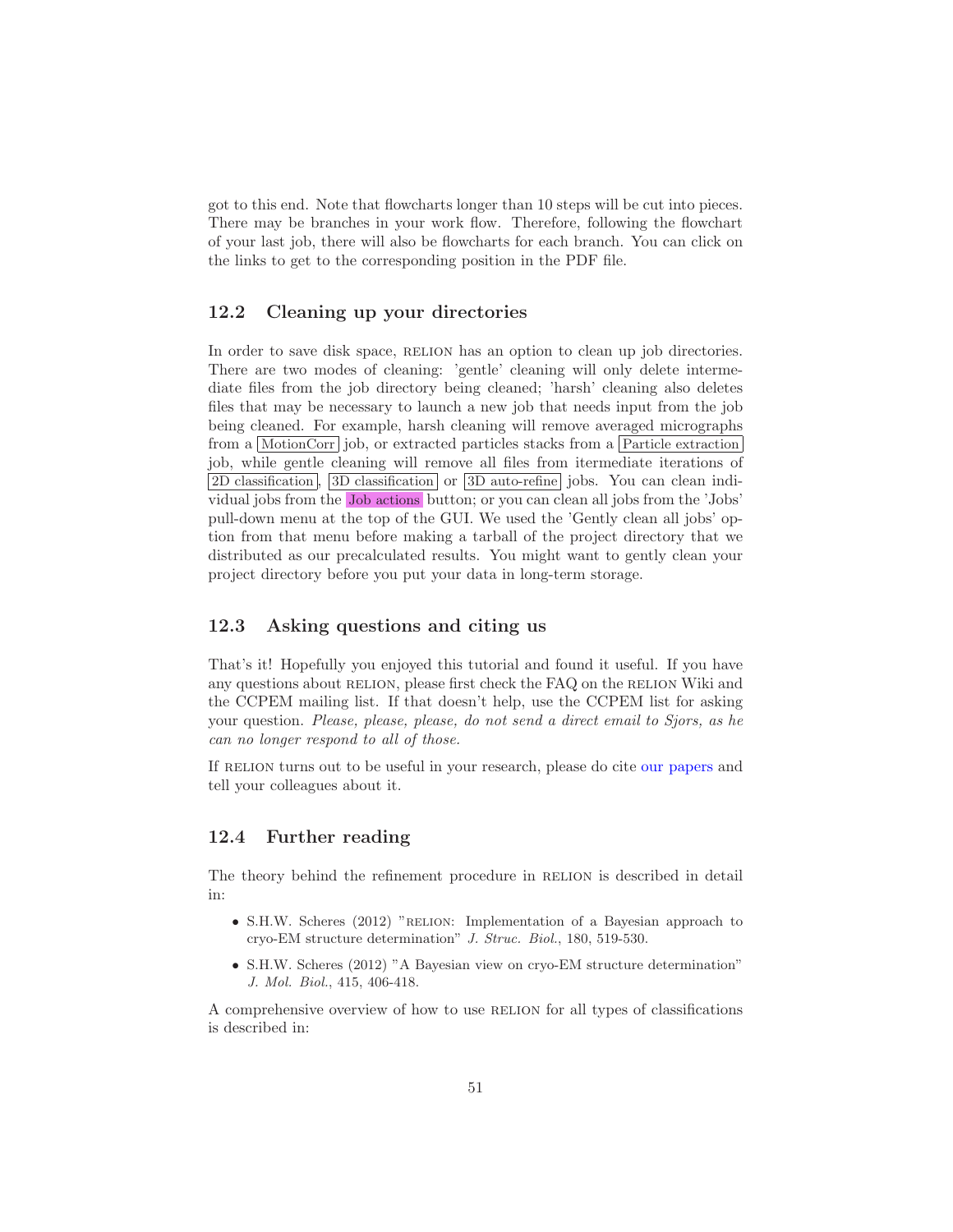got to this end. Note that flowcharts longer than 10 steps will be cut into pieces. There may be branches in your work flow. Therefore, following the flowchart of your last job, there will also be flowcharts for each branch. You can click on the links to get to the corresponding position in the PDF file.

## 12.2 Cleaning up your directories

In order to save disk space, RELION has an option to clean up job directories. There are two modes of cleaning: 'gentle' cleaning will only delete intermediate files from the job directory being cleaned; 'harsh' cleaning also deletes files that may be necessary to launch a new job that needs input from the job being cleaned. For example, harsh cleaning will remove averaged micrographs from a MotionCorr job, or extracted particles stacks from a Particle extraction job, while gentle cleaning will remove all files from intermediate iterations of 2D classification, 3D classification or 3D auto-refine jobs. You can clean individual jobs from the Job actions button; or you can clean all jobs from the 'Jobs' pull-down menu at the top of the GUI. We used the 'Gently clean all jobs' option from that menu before making a tarball of the project directory that we distributed as our precalculated results. You might want to gently clean your project directory before you put your data in long-term storage.

## 12.3 Asking questions and citing us

That's it! Hopefully you enjoyed this tutorial and found it useful. If you have any questions about RELION, please first check the FAQ on the RELION Wiki and the CCPEM mailing list. If that doesn't help, use the CCPEM list for asking your question. *Please, please, please, do not send a direct email to Sjors, as he can no longer respond to all of those.*

If RELION turns out to be useful in your research, please do cite our papers and tell your colleagues about it.

## 12.4 Further reading

The theory behind the refinement procedure in RELION is described in detail in:

- S.H.W. Scheres (2012) "RELION: Implementation of a Bayesian approach to cryo-EM structure determination" *J. Struc. Biol.*, 180, 519-530.
- S.H.W. Scheres (2012) "A Bayesian view on cryo-EM structure determination" *J. Mol. Biol.*, 415, 406-418.

A comprehensive overview of how to use RELION for all types of classifications is described in: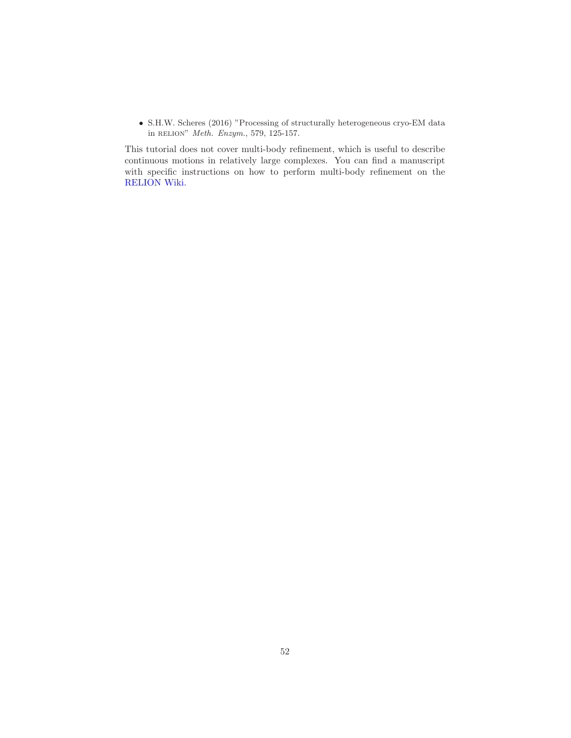- S.H.W. Scheres (2016) "Processing of structurally heterogeneous cryo-EM data in RELION" *Meth. Enzym.*, 579, 125-157.

This tutorial does not cover multi-body refinement, which is useful to describe continuous motions in relatively large complexes. You can find a manuscript with specific instructions on how to perform multi-body refinement on the RELION Wiki.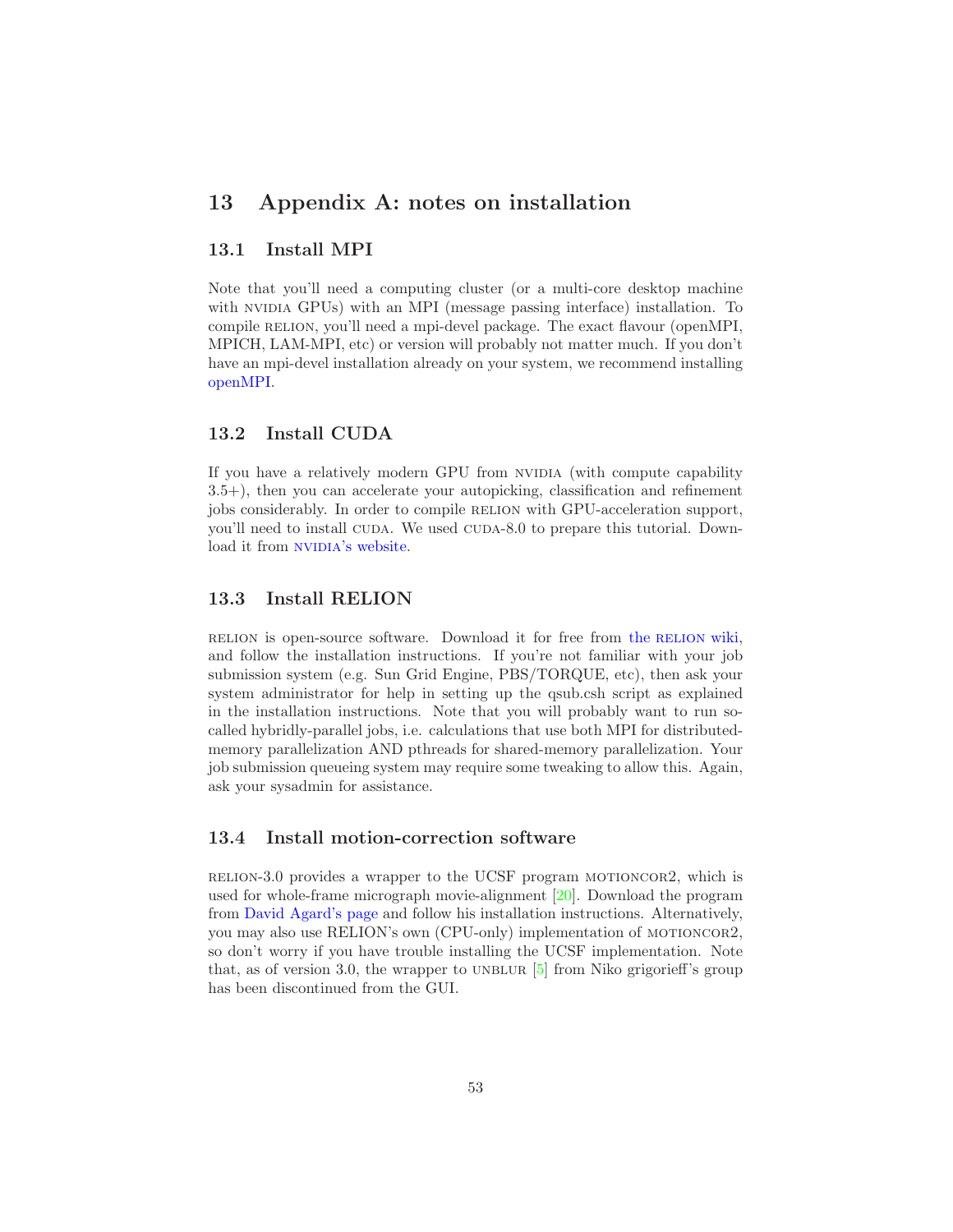# 13 Appendix A: notes on installation

## 13.1 Install MPI

Note that you'll need a computing cluster (or a multi-core desktop machine with NVIDIA GPUs) with an MPI (message passing interface) installation. To compile RELION, you'll need a mpi-devel package. The exact flavour (openMPI, MPICH, LAM-MPI, etc) or version will probably not matter much. If you don't have an mpi-devel installation already on your system, we recommend installing openMPI.

## 13.2 Install CUDA

If you have a relatively modern GPU from NVIDIA (with compute capability 3.5+), then you can accelerate your autopicking, classification and refinement jobs considerably. In order to compile RELION with GPU-acceleration support, you'll need to install CUDA. We used CUDA-8.0 to prepare this tutorial. Download it from NVIDIA's website.

## 13.3 Install RELION

RELION is open-source software. Download it for free from the RELION wiki, and follow the installation instructions. If you're not familiar with your job submission system (e.g. Sun Grid Engine, PBS/TORQUE, etc), then ask your system administrator for help in setting up the qsub.csh script as explained in the installation instructions. Note that you will probably want to run so-called hybridly-parallel jobs, i.e. calculations that use both MPI for distributed-memory parallelization AND pthreads for shared-memory parallelization. Your job submission queueing system may require some tweaking to allow this. Again, ask your sysadmin for assistance.

## 13.4 Install motion-correction software

RELION-3.0 provides a wrapper to the UCSF program MOTIONCOR2, which is used for whole-frame micrograph movie-alignment [20]. Download the program from David Agard's page and follow his installation instructions. Alternatively, you may also use RELION's own (CPU-only) implementation of MOTIONCOR2, so don't worry if you have trouble installing the UCSF implementation. Note that, as of version 3.0, the wrapper to UNBLUR [5] from Niko grigorieff's group has been discontinued from the GUI.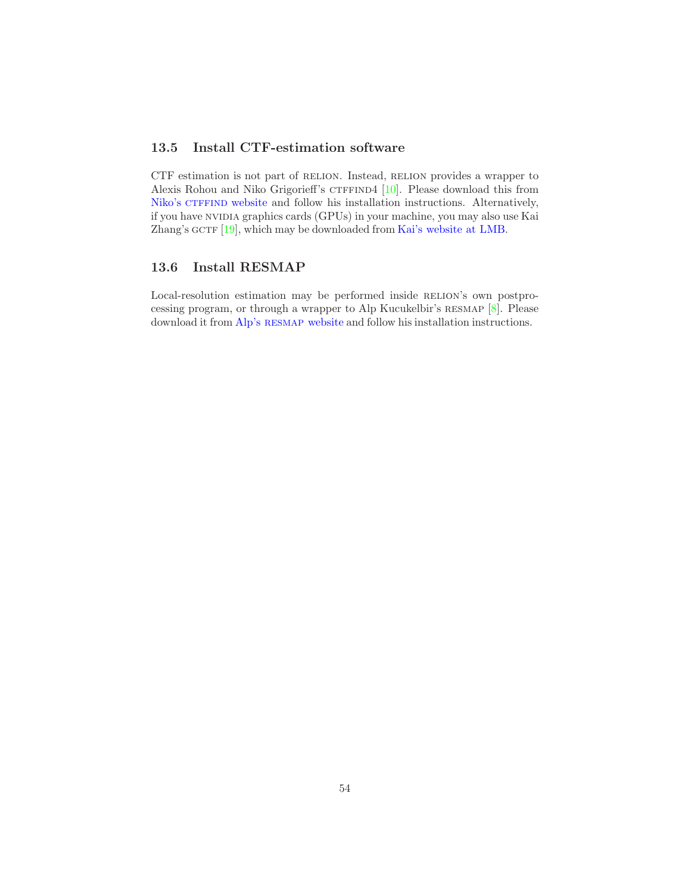## 13.5 Install CTF-estimation software

CTF estimation is not part of RELION. Instead, RELION provides a wrapper to Alexis Rohou and Niko Grigorieff's CTFFIND4 [10]. Please download this from Niko's CTFFIND website and follow his installation instructions. Alternatively, if you have NVIDIA graphics cards (GPUs) in your machine, you may also use Kai Zhang's GCTF [19], which may be downloaded from Kai's website at LMB.

## 13.6 Install RESMAP

Local-resolution estimation may be performed inside RELION's own postprocessing program, or through a wrapper to Alp Kucukelbir's RESMAP [8]. Please download it from Alp's RESMAP website and follow his installation instructions.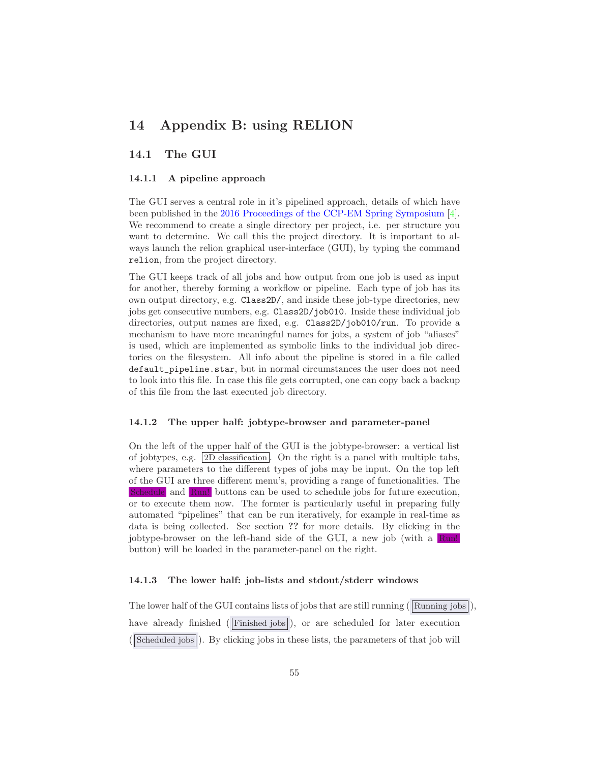# 14 Appendix B: using RELION

## 14.1 The GUI

### 14.1.1 A pipeline approach

The GUI serves a central role in it's pipelined approach, details of which have been published in the 2016 Proceedings of the CCP-EM Spring Symposium [4]. We recommend to create a single directory per project, i.e. per structure you want to determine. We call this the project directory. It is important to always launch the relion graphical user-interface (GUI), by typing the command `relion`, from the project directory.

The GUI keeps track of all jobs and how output from one job is used as input for another, thereby forming a workflow or pipeline. Each type of job has its own output directory, e.g. `Class2D/`, and inside these job-type directories, new jobs get consecutive numbers, e.g. `Class2D/job010`. Inside these individual job directories, output names are fixed, e.g. `Class2D/job010/run`. To provide a mechanism to have more meaningful names for jobs, a system of job "aliases" is used, which are implemented as symbolic links to the individual job directories on the filesystem. All info about the pipeline is stored in a file called `default_pipeline.star`, but in normal circumstances the user does not need to look into this file. In case this file gets corrupted, one can copy back a backup of this file from the last executed job directory.

### 14.1.2 The upper half: jobtype-browser and parameter-panel

On the left of the upper half of the GUI is the jobtype-browser: a vertical list of jobtypes, e.g. 2D classification. On the right is a panel with multiple tabs, where parameters to the different types of jobs may be input. On the top left of the GUI are three different menu's, providing a range of functionalities. The Schedule and Run! buttons can be used to schedule jobs for future execution, or to execute them now. The former is particularly useful in preparing fully automated "pipelines" that can be run iteratively, for example in real-time as data is being collected. See section ?? for more details. By clicking in the jobtype-browser on the left-hand side of the GUI, a new job (with a Run! button) will be loaded in the parameter-panel on the right.

### 14.1.3 The lower half: job-lists and stdout/stderr windows

The lower half of the GUI contains lists of jobs that are still running (Running jobs), have already finished (Finished jobs), or are scheduled for later execution (Scheduled jobs). By clicking jobs in these lists, the parameters of that job will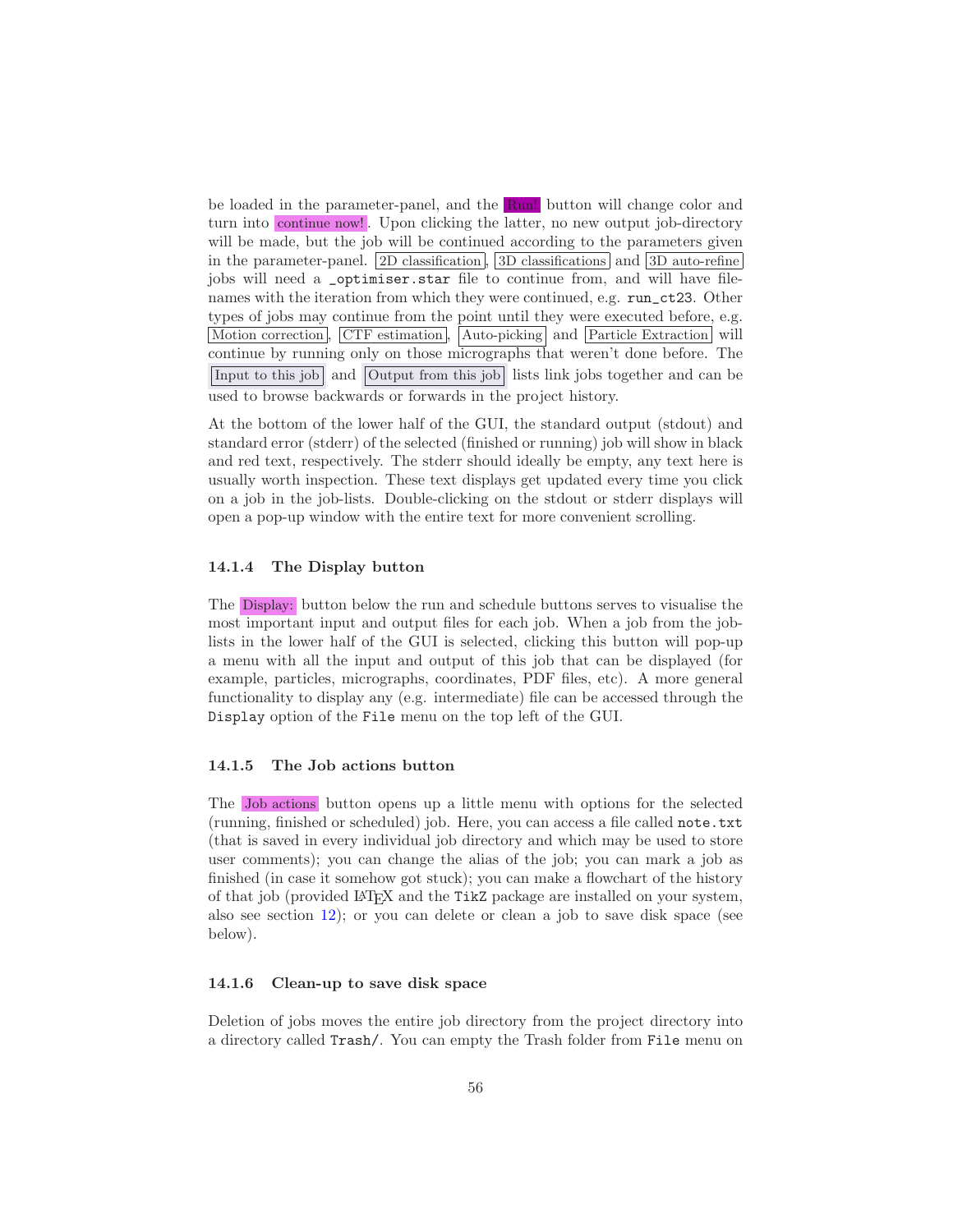be loaded in the parameter-panel, and the Run! button will change color and turn into continue now!. Upon clicking the latter, no new output job-directory will be made, but the job will be continued according to the parameters given in the parameter-panel. 2D classification, 3D classifications and 3D auto-refine jobs will need a `_optimiser.star` file to continue from, and will have filenames with the iteration from which they were continued, e.g. `run_ct23`. Other types of jobs may continue from the point until they were executed before, e.g. Motion correction, CTF estimation, Auto-picking and Particle Extraction will continue by running only on those micrographs that weren't done before. The Input to this job and Output from this job lists link jobs together and can be used to browse backwards or forwards in the project history.

At the bottom of the lower half of the GUI, the standard output (stdout) and standard error (stderr) of the selected (finished or running) job will show in black and red text, respectively. The stderr should ideally be empty, any text here is usually worth inspection. These text displays get updated every time you click on a job in the job-lists. Double-clicking on the stdout or stderr displays will open a pop-up window with the entire text for more convenient scrolling.

### 14.1.4 The Display button

The Display: button below the run and schedule buttons serves to visualise the most important input and output files for each job. When a job from the job-lists in the lower half of the GUI is selected, clicking this button will pop-up a menu with all the input and output of this job that can be displayed (for example, particles, micrographs, coordinates, PDF files, etc). A more general functionality to display any (e.g. intermediate) file can be accessed through the `Display` option of the `File` menu on the top left of the GUI.

### 14.1.5 The Job actions button

The Job actions button opens up a little menu with options for the selected (running, finished or scheduled) job. Here, you can access a file called `note.txt` (that is saved in every individual job directory and which may be used to store user comments); you can change the alias of the job; you can mark a job as finished (in case it somehow got stuck); you can make a flowchart of the history of that job (provided LaTeX and the `TikZ` package are installed on your system, also see section 12); or you can delete or clean a job to save disk space (see below).

### 14.1.6 Clean-up to save disk space

Deletion of jobs moves the entire job directory from the project directory into a directory called `Trash/`. You can empty the Trash folder from `File` menu on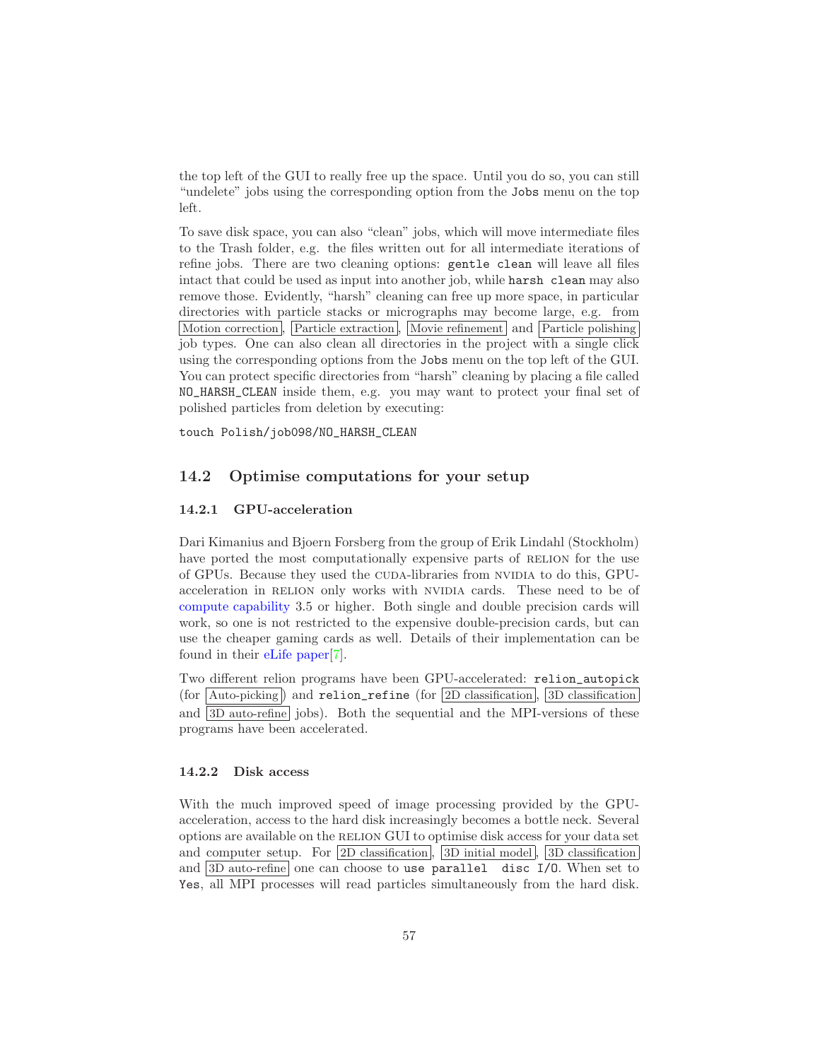the top left of the GUI to really free up the space. Until you do so, you can still "undelete" jobs using the corresponding option from the `Jobs` menu on the top left.

To save disk space, you can also "clean" jobs, which will move intermediate files to the Trash folder, e.g. the files written out for all intermediate iterations of refine jobs. There are two cleaning options: `gentle clean` will leave all files intact that could be used as input into another job, while `harsh clean` may also remove those. Evidently, "harsh" cleaning can free up more space, in particular directories with particle stacks or micrographs may become large, e.g. from Motion correction, Particle extraction, Movie refinement and Particle polishing job types. One can also clean all directories in the project with a single click using the corresponding options from the `Jobs` menu on the top left of the GUI. You can protect specific directories from "harsh" cleaning by placing a file called `NO_HARSH_CLEAN` inside them, e.g. you may want to protect your final set of polished particles from deletion by executing:

```
touch Polish/job098/NO_HARSH_CLEAN
```

## 14.2 Optimise computations for your setup

### 14.2.1 GPU-acceleration

Dari Kimanius and Bjoern Forsberg from the group of Erik Lindahl (Stockholm) have ported the most computationally expensive parts of RELION for the use of GPUs. Because they used the CUDA-libraries from NVIDIA to do this, GPU-acceleration in RELION only works with NVIDIA cards. These need to be of compute capability 3.5 or higher. Both single and double precision cards will work, so one is not restricted to the expensive double-precision cards, but can use the cheaper gaming cards as well. Details of their implementation can be found in their eLife paper[7].

Two different relion programs have been GPU-accelerated: `relion_autopick` (for Auto-picking) and `relion_refine` (for 2D classification, 3D classification and 3D auto-refine jobs). Both the sequential and the MPI-versions of these programs have been accelerated.

### 14.2.2 Disk access

With the much improved speed of image processing provided by the GPU-acceleration, access to the hard disk increasingly becomes a bottle neck. Several options are available on the RELION GUI to optimise disk access for your data set and computer setup. For 2D classification, 3D initial model, 3D classification and 3D auto-refine one can choose to `use parallel disc I/O`. When set to `Yes`, all MPI processes will read particles simultaneously from the hard disk.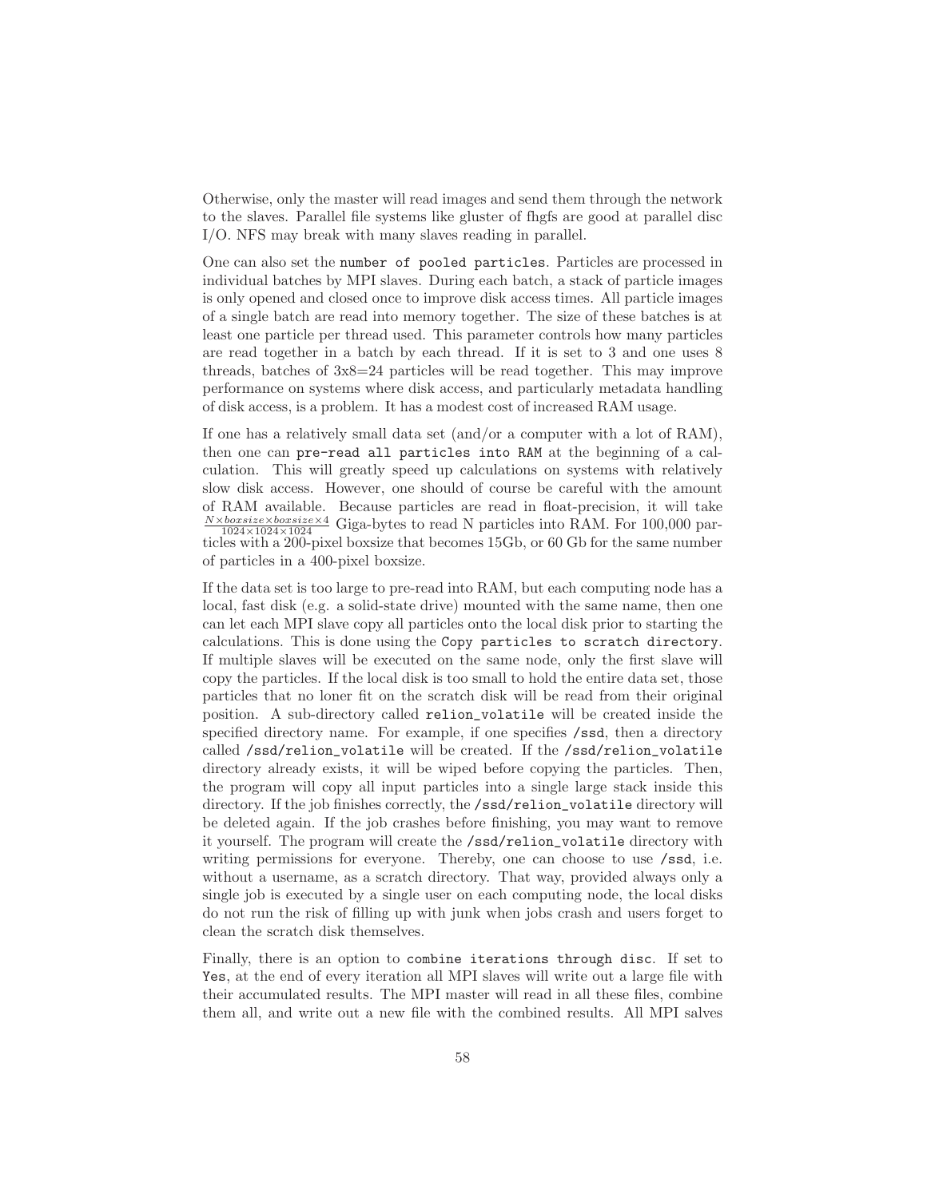Otherwise, only the master will read images and send them through the network to the slaves. Parallel file systems like gluster of fhgfs are good at parallel disc I/O. NFS may break with many slaves reading in parallel.

One can also set the `number of pooled particles`. Particles are processed in individual batches by MPI slaves. During each batch, a stack of particle images is only opened and closed once to improve disk access times. All particle images of a single batch are read into memory together. The size of these batches is at least one particle per thread used. This parameter controls how many particles are read together in a batch by each thread. If it is set to 3 and one uses 8 threads, batches of 3x8=24 particles will be read together. This may improve performance on systems where disk access, and particularly metadata handling of disk access, is a problem. It has a modest cost of increased RAM usage.

If one has a relatively small data set (and/or a computer with a lot of RAM), then one can `pre-read all particles into RAM` at the beginning of a calculation. This will greatly speed up calculations on systems with relatively slow disk access. However, one should of course be careful with the amount of RAM available. Because particles are read in float-precision, it will take $\frac{N \times boxsize \times boxsize \times 4}{1024 \times 1024 \times 1024}$ Giga-bytes to read N particles into RAM. For 100,000 particles with a 200-pixel boxsize that becomes 15Gb, or 60 Gb for the same number of particles in a 400-pixel boxsize.

If the data set is too large to pre-read into RAM, but each computing node has a local, fast disk (e.g. a solid-state drive) mounted with the same name, then one can let each MPI slave copy all particles onto the local disk prior to starting the calculations. This is done using the `Copy particles to scratch directory`. If multiple slaves will be executed on the same node, only the first slave will copy the particles. If the local disk is too small to hold the entire data set, those particles that no loner fit on the scratch disk will be read from their original position. A sub-directory called `relion_volatile` will be created inside the specified directory name. For example, if one specifies `/ssd`, then a directory called `/ssd/relion_volatile` will be created. If the `/ssd/relion_volatile` directory already exists, it will be wiped before copying the particles. Then, the program will copy all input particles into a single large stack inside this directory. If the job finishes correctly, the `/ssd/relion_volatile` directory will be deleted again. If the job crashes before finishing, you may want to remove it yourself. The program will create the `/ssd/relion_volatile` directory with writing permissions for everyone. Thereby, one can choose to use `/ssd`, i.e. without a username, as a scratch directory. That way, provided always only a single job is executed by a single user on each computing node, the local disks do not run the risk of filling up with junk when jobs crash and users forget to clean the scratch disk themselves.

Finally, there is an option to `combine iterations through disc`. If set to `Yes`, at the end of every iteration all MPI slaves will write out a large file with their accumulated results. The MPI master will read in all these files, combine them all, and write out a new file with the combined results. All MPI salves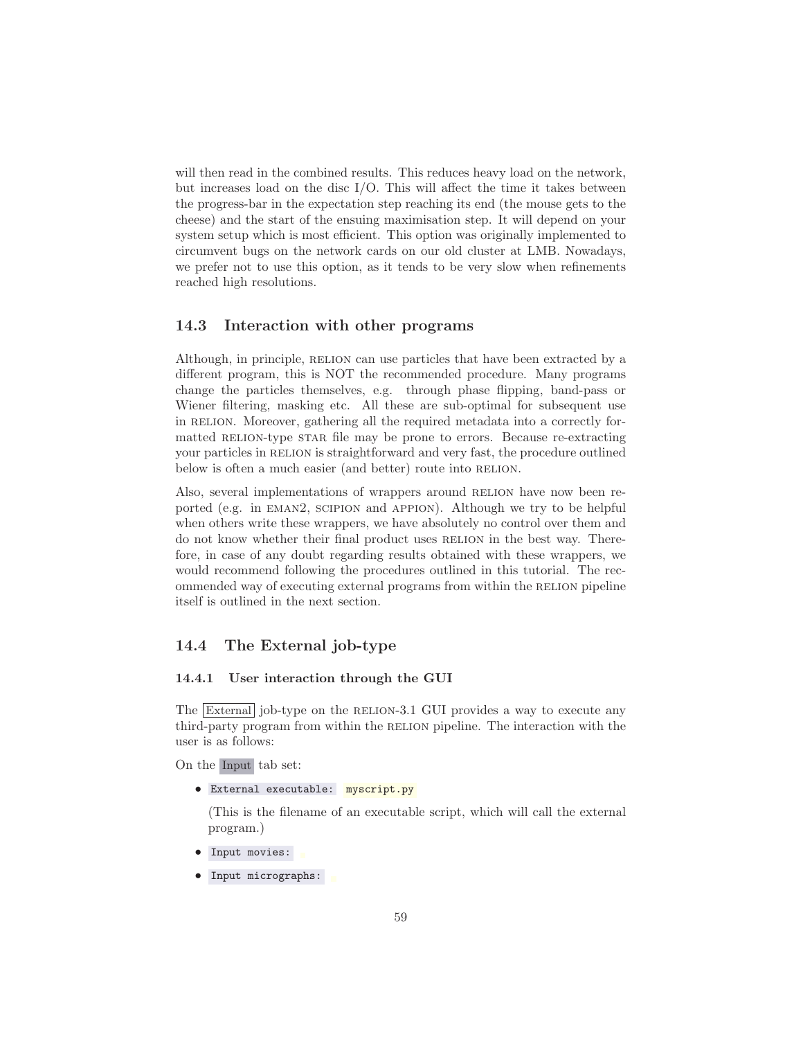will then read in the combined results. This reduces heavy load on the network, but increases load on the disc I/O. This will affect the time it takes between the progress-bar in the expectation step reaching its end (the mouse gets to the cheese) and the start of the ensuing maximisation step. It will depend on your system setup which is most efficient. This option was originally implemented to circumvent bugs on the network cards on our old cluster at LMB. Nowadays, we prefer not to use this option, as it tends to be very slow when refinements reached high resolutions.

## 14.3 Interaction with other programs

Although, in principle, RELION can use particles that have been extracted by a different program, this is NOT the recommended procedure. Many programs change the particles themselves, e.g. through phase flipping, band-pass or Wiener filtering, masking etc. All these are sub-optimal for subsequent use in RELION. Moreover, gathering all the required metadata into a correctly formatted RELION-type STAR file may be prone to errors. Because re-extracting your particles in RELION is straightforward and very fast, the procedure outlined below is often a much easier (and better) route into RELION.

Also, several implementations of wrappers around RELION have now been reported (e.g. in EMAN2, SCIPION and APPION). Although we try to be helpful when others write these wrappers, we have absolutely no control over them and do not know whether their final product uses RELION in the best way. Therefore, in case of any doubt regarding results obtained with these wrappers, we would recommend following the procedures outlined in this tutorial. The recommended way of executing external programs from within the RELION pipeline itself is outlined in the next section.

## 14.4 The External job-type

### 14.4.1 User interaction through the GUI

The External job-type on the RELION-3.1 GUI provides a way to execute any third-party program from within the RELION pipeline. The interaction with the user is as follows:

On the Input tab set:

- `External executable:` `myscript.py`

  (This is the filename of an executable script, which will call the external program.)

- `Input movies:`
- `Input micrographs:`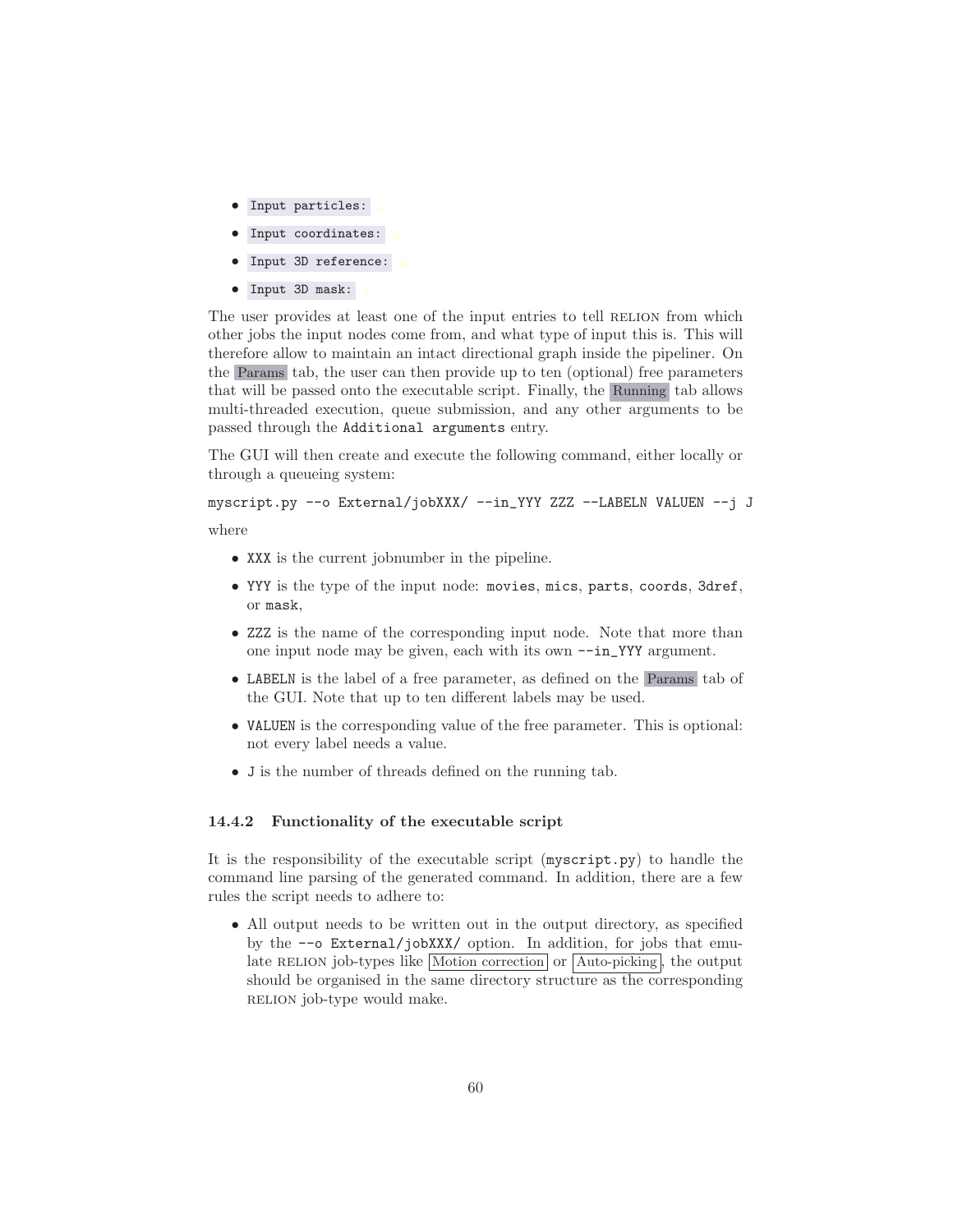- `Input particles:`
- `Input coordinates:`
- `Input 3D reference:`
- `Input 3D mask:`

The user provides at least one of the input entries to tell RELION from which other jobs the input nodes come from, and what type of input this is. This will therefore allow to maintain an intact directional graph inside the pipeliner. On the Params tab, the user can then provide up to ten (optional) free parameters that will be passed onto the executable script. Finally, the Running tab allows multi-threaded execution, queue submission, and any other arguments to be passed through the `Additional arguments` entry.

The GUI will then create and execute the following command, either locally or through a queueing system:

```
myscript.py --o External/jobXXX/ --in_YYY ZZZ --LABELN VALUEN --j J
```

where

- `XXX` is the current jobnumber in the pipeline.
- `YYY` is the type of the input node: `movies`, `mics`, `parts`, `coords`, `3dref`, or `mask`,
- `ZZZ` is the name of the corresponding input node. Note that more than one input node may be given, each with its own `--in_YYY` argument.
- `LABELN` is the label of a free parameter, as defined on the Params tab of the GUI. Note that up to ten different labels may be used.
- `VALUEN` is the corresponding value of the free parameter. This is optional: not every label needs a value.
- `J` is the number of threads defined on the running tab.

### 14.4.2 Functionality of the executable script

It is the responsibility of the executable script (`myscript.py`) to handle the command line parsing of the generated command. In addition, there are a few rules the script needs to adhere to:

- All output needs to be written out in the output directory, as specified by the `--o External/jobXXX/` option. In addition, for jobs that emulate RELION job-types like Motion correction or Auto-picking, the output should be organised in the same directory structure as the corresponding RELION job-type would make.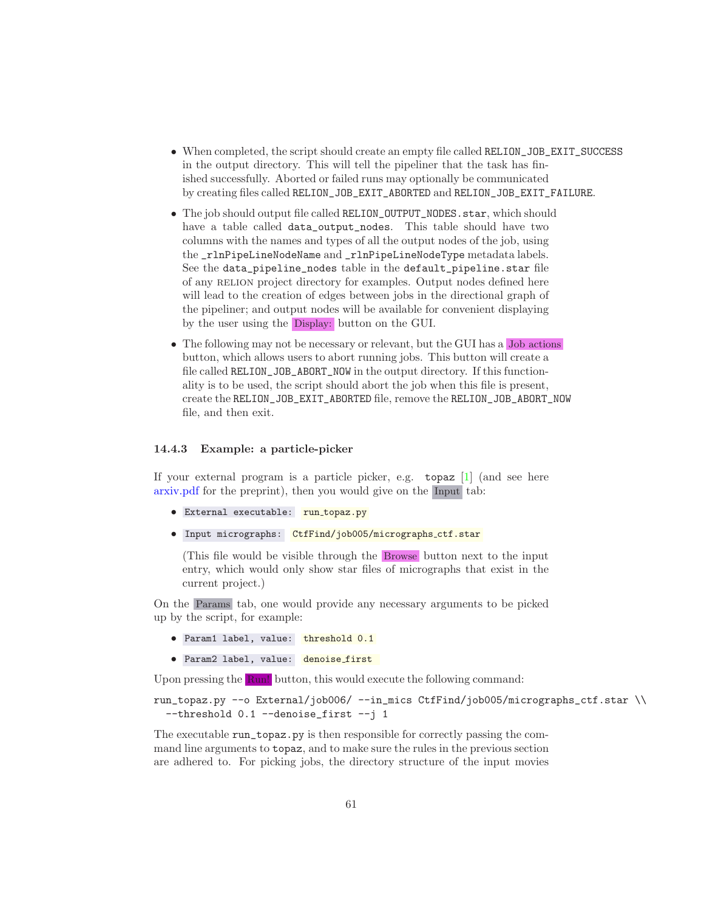- When completed, the script should create an empty file called `RELION_JOB_EXIT_SUCCESS` in the output directory. This will tell the pipeliner that the task has finished successfully. Aborted or failed runs may optionally be communicated by creating files called `RELION_JOB_EXIT_ABORTED` and `RELION_JOB_EXIT_FAILURE`.
- The job should output file called `RELION_OUTPUT_NODES.star`, which should have a table called `data_output_nodes`. This table should have two columns with the names and types of all the output nodes of the job, using the `_rlnPipeLineNodeName` and `_rlnPipeLineNodeType` metadata labels. See the `data_pipeline_nodes` table in the `default_pipeline.star` file of any RELION project directory for examples. Output nodes defined here will lead to the creation of edges between jobs in the directional graph of the pipeliner; and output nodes will be available for convenient displaying by the user using the Display: button on the GUI.
- The following may not be necessary or relevant, but the GUI has a Job actions button, which allows users to abort running jobs. This button will create a file called `RELION_JOB_ABORT_NOW` in the output directory. If this functionality is to be used, the script should abort the job when this file is present, create the `RELION_JOB_EXIT_ABORTED` file, remove the `RELION_JOB_ABORT_NOW` file, and then exit.

### 14.4.3 Example: a particle-picker

If your external program is a particle picker, e.g. `topaz` [1] (and see here arxiv.pdf for the preprint), then you would give on the Input tab:

- `External executable:` `run_topaz.py`
- `Input micrographs:` `CtfFind/job005/micrographs_ctf.star`

  (This file would be visible through the Browse button next to the input entry, which would only show star files of micrographs that exist in the current project.)

On the Params tab, one would provide any necessary arguments to be picked up by the script, for example:

- `Param1 label, value:` `threshold 0.1`
- `Param2 label, value:` `denoise_first`

Upon pressing the Run! button, this would execute the following command:

```
run_topaz.py --o External/job006/ --in_mics CtfFind/job005/micrographs_ctf.star \\
  --threshold 0.1 --denoise_first --j 1
```

The executable `run_topaz.py` is then responsible for correctly passing the command line arguments to `topaz`, and to make sure the rules in the previous section are adhered to. For picking jobs, the directory structure of the input movies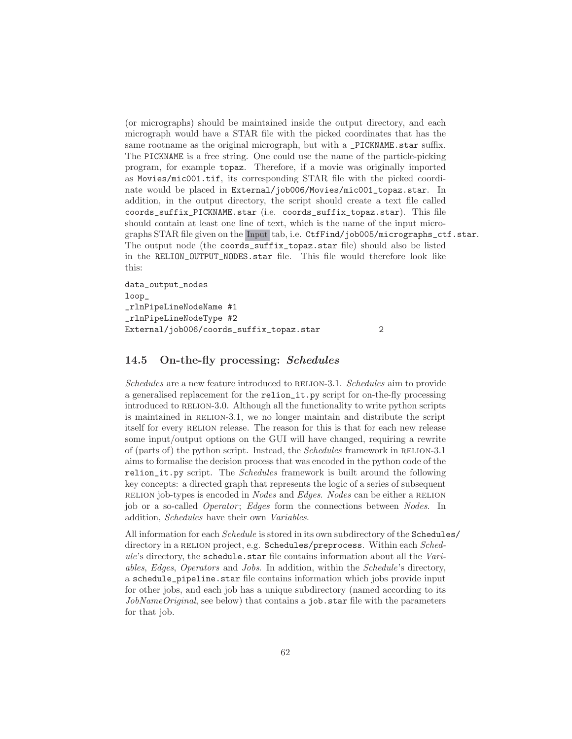(or micrographs) should be maintained inside the output directory, and each micrograph would have a STAR file with the picked coordinates that has the same rootname as the original micrograph, but with a `_PICKNAME.star` suffix. The `PICKNAME` is a free string. One could use the name of the particle-picking program, for example `topaz`. Therefore, if a movie was originally imported as `Movies/mic001.tif`, its corresponding STAR file with the picked coordinate would be placed in `External/job006/Movies/mic001_topaz.star`. In addition, in the output directory, the script should create a text file called `coords_suffix_PICKNAME.star` (i.e. `coords_suffix_topaz.star`). This file should contain at least one line of text, which is the name of the input micrographs STAR file given on the Input tab, i.e. `CtfFind/job005/micrographs_ctf.star`. The output node (the `coords_suffix_topaz.star` file) should also be listed in the `RELION_OUTPUT_NODES.star` file. This file would therefore look like this:

```
data_output_nodes
loop_
_rlnPipeLineNodeName #1
_rlnPipeLineNodeType #2
External/job006/coords_suffix_topaz.star            2
```

## 14.5 On-the-fly processing: *Schedules*

*Schedules* are a new feature introduced to RELION-3.1. *Schedules* aim to provide a generalised replacement for the `relion_it.py` script for on-the-fly processing introduced to RELION-3.0. Although all the functionality to write python scripts is maintained in RELION-3.1, we no longer maintain and distribute the script itself for every RELION release. The reason for this is that for each new release some input/output options on the GUI will have changed, requiring a rewrite of (parts of) the python script. Instead, the *Schedules* framework in RELION-3.1 aims to formalise the decision process that was encoded in the python code of the `relion_it.py` script. The *Schedules* framework is built around the following key concepts: a directed graph that represents the logic of a series of subsequent RELION job-types is encoded in *Nodes* and *Edges*. *Nodes* can be either a RELION job or a so-called *Operator*; *Edges* form the connections between *Nodes*. In addition, *Schedules* have their own *Variables*.

All information for each *Schedule* is stored in its own subdirectory of the `Schedules/` directory in a RELION project, e.g. `Schedules/preprocess`. Within each *Schedule*'s directory, the `schedule.star` file contains information about all the *Variables*, *Edges*, *Operators* and *Jobs*. In addition, within the *Schedule*'s directory, a `schedule_pipeline.star` file contains information which jobs provide input for other jobs, and each job has a unique subdirectory (named according to its *JobNameOriginal*, see below) that contains a `job.star` file with the parameters for that job.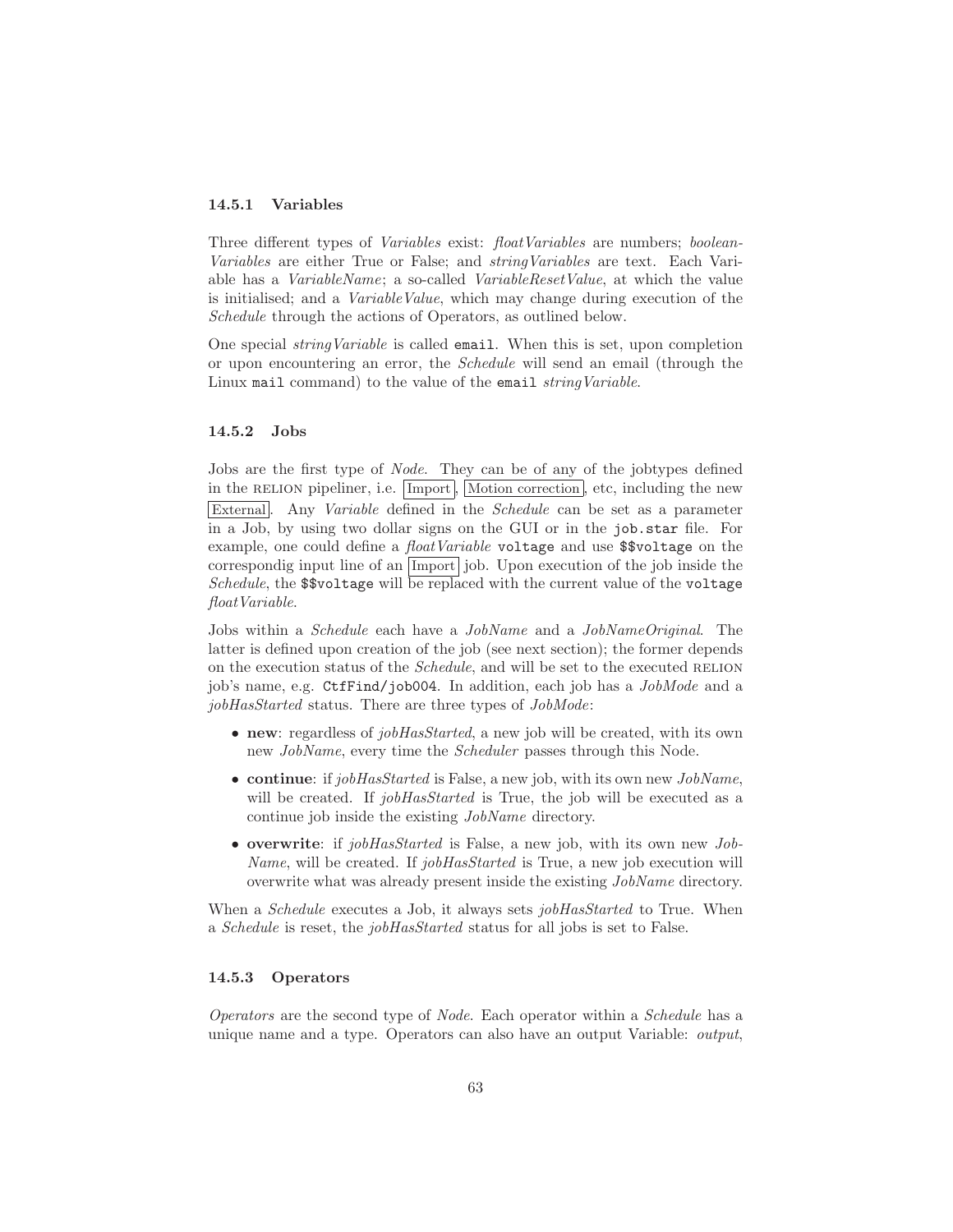### 14.5.1 Variables

Three different types of *Variables* exist: *floatVariables* are numbers; *booleanVariables* are either True or False; and *stringVariables* are text. Each Variable has a *VariableName*; a so-called *VariableResetValue*, at which the value is initialised; and a *VariableValue*, which may change during execution of the *Schedule* through the actions of Operators, as outlined below.

One special *stringVariable* is called `email`. When this is set, upon completion or upon encountering an error, the *Schedule* will send an email (through the Linux `mail` command) to the value of the `email` *stringVariable*.

### 14.5.2 Jobs

Jobs are the first type of *Node*. They can be of any of the jobtypes defined in the RELION pipeliner, i.e. Import, Motion correction, etc, including the new External. Any *Variable* defined in the *Schedule* can be set as a parameter in a Job, by using two dollar signs on the GUI or in the `job.star` file. For example, one could define a *floatVariable* `voltage` and use `$$voltage` on the correspondig input line of an Import job. Upon execution of the job inside the *Schedule*, the `$$voltage` will be replaced with the current value of the `voltage` *floatVariable*.

Jobs within a *Schedule* each have a *JobName* and a *JobNameOriginal*. The latter is defined upon creation of the job (see next section); the former depends on the execution status of the *Schedule*, and will be set to the executed RELION job's name, e.g. `CtfFind/job004`. In addition, each job has a *JobMode* and a *jobHasStarted* status. There are three types of *JobMode*:

- **new**: regardless of *jobHasStarted*, a new job will be created, with its own new *JobName*, every time the *Scheduler* passes through this Node.
- **continue**: if *jobHasStarted* is False, a new job, with its own new *JobName*, will be created. If *jobHasStarted* is True, the job will be executed as a continue job inside the existing *JobName* directory.
- **overwrite**: if *jobHasStarted* is False, a new job, with its own new *JobName*, will be created. If *jobHasStarted* is True, a new job execution will overwrite what was already present inside the existing *JobName* directory.

When a *Schedule* executes a Job, it always sets *jobHasStarted* to True. When a *Schedule* is reset, the *jobHasStarted* status for all jobs is set to False.

### 14.5.3 Operators

*Operators* are the second type of *Node*. Each operator within a *Schedule* has a unique name and a type. Operators can also have an output Variable: *output*,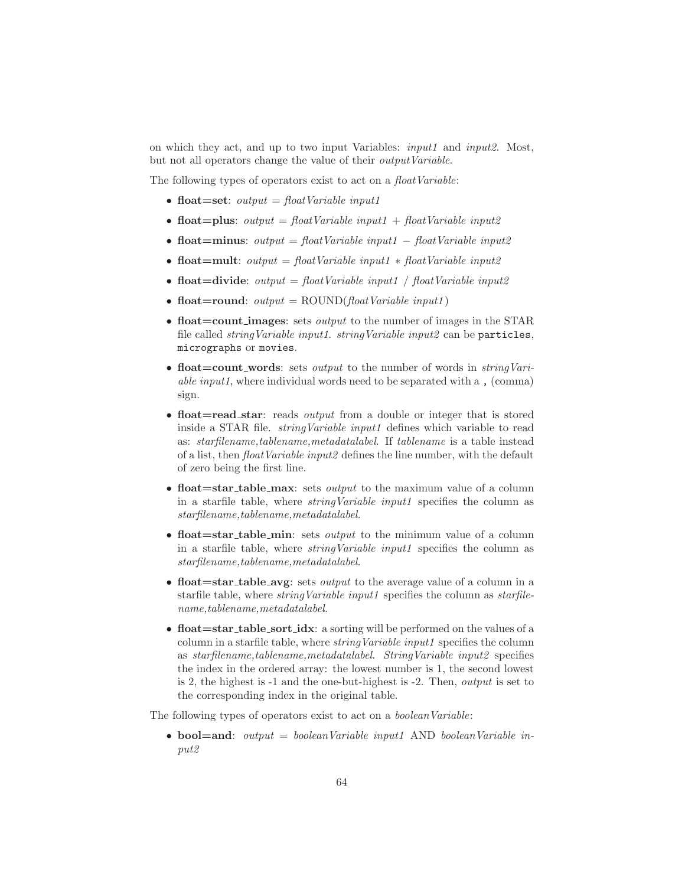on which they act, and up to two input Variables: *input1* and *input2*. Most, but not all operators change the value of their *outputVariable*.

The following types of operators exist to act on a *floatVariable*:

- **float=set**: *output* = *floatVariable input1*
- **float=plus**: *output* = *floatVariable input1* + *floatVariable input2*
- **float=minus**: *output* = *floatVariable input1* − *floatVariable input2*
- **float=mult**: *output* = *floatVariable input1* ∗ *floatVariable input2*
- **float=divide**: *output* = *floatVariable input1* / *floatVariable input2*
- **float=round**: *output* = ROUND(*floatVariable input1*)
- **float=count_images**: sets *output* to the number of images in the STAR file called *stringVariable input1*. *stringVariable input2* can be `particles`, `micrographs` or `movies`.
- **float=count_words**: sets *output* to the number of words in *stringVariable input1*, where individual words need to be separated with a `,` (comma) sign.
- **float=read_star**: reads *output* from a double or integer that is stored inside a STAR file. *stringVariable input1* defines which variable to read as: *starfilename,tablename,metadatalabel*. If *tablename* is a table instead of a list, then *floatVariable input2* defines the line number, with the default of zero being the first line.
- **float=star_table_max**: sets *output* to the maximum value of a column in a starfile table, where *stringVariable input1* specifies the column as *starfilename,tablename,metadatalabel*.
- **float=star_table_min**: sets *output* to the minimum value of a column in a starfile table, where *stringVariable input1* specifies the column as *starfilename,tablename,metadatalabel*.
- **float=star_table_avg**: sets *output* to the average value of a column in a starfile table, where *stringVariable input1* specifies the column as *starfilename,tablename,metadatalabel*.
- **float=star_table_sort_idx**: a sorting will be performed on the values of a column in a starfile table, where *stringVariable input1* specifies the column as *starfilename,tablename,metadatalabel*. *StringVariable input2* specifies the index in the ordered array: the lowest number is 1, the second lowest is 2, the highest is -1 and the one-but-highest is -2. Then, *output* is set to the corresponding index in the original table.

The following types of operators exist to act on a *booleanVariable*:

- **bool=and**: *output* = *booleanVariable input1* AND *booleanVariable input2*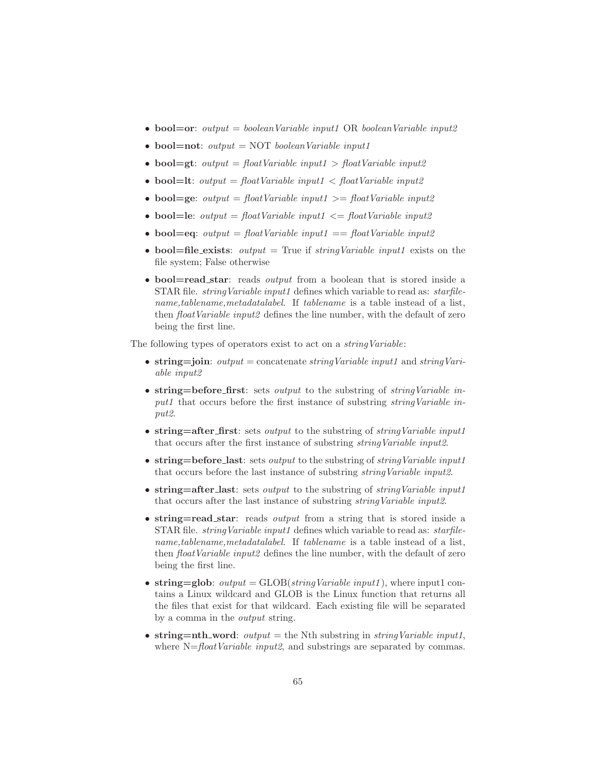- **bool=or**: *output* = *booleanVariable input1* OR *booleanVariable input2*
- **bool=not**: *output* = NOT *booleanVariable input1*
- **bool=gt**: *output* = *floatVariable input1* > *floatVariable input2*
- **bool=lt**: *output* = *floatVariable input1* < *floatVariable input2*
- **bool=ge**: *output* = *floatVariable input1* >= *floatVariable input2*
- **bool=le**: *output* = *floatVariable input1* <= *floatVariable input2*
- **bool=eq**: *output* = *floatVariable input1* == *floatVariable input2*
- **bool=file_exists**: *output* = True if *stringVariable input1* exists on the file system; False otherwise
- **bool=read_star**: reads *output* from a boolean that is stored inside a STAR file. *stringVariable input1* defines which variable to read as: *starfilename,tablename,metadatalabel*. If *tablename* is a table instead of a list, then *floatVariable input2* defines the line number, with the default of zero being the first line.

The following types of operators exist to act on a *stringVariable*:

- **string=join**: *output* = concatenate *stringVariable input1* and *stringVariable input2*
- **string=before_first**: sets *output* to the substring of *stringVariable input1* that occurs before the first instance of substring *stringVariable input2*.
- **string=after_first**: sets *output* to the substring of *stringVariable input1* that occurs after the first instance of substring *stringVariable input2*.
- **string=before_last**: sets *output* to the substring of *stringVariable input1* that occurs before the last instance of substring *stringVariable input2*.
- **string=after_last**: sets *output* to the substring of *stringVariable input1* that occurs after the last instance of substring *stringVariable input2*.
- **string=read_star**: reads *output* from a string that is stored inside a STAR file. *stringVariable input1* defines which variable to read as: *starfilename,tablename,metadatalabel*. If *tablename* is a table instead of a list, then *floatVariable input2* defines the line number, with the default of zero being the first line.
- **string=glob**: *output* = GLOB(*stringVariable input1*), where input1 contains a Linux wildcard and GLOB is the Linux function that returns all the files that exist for that wildcard. Each existing file will be separated by a comma in the *output* string.
- **string=nth_word**: *output* = the Nth substring in *stringVariable input1*, where N=*floatVariable input2*, and substrings are separated by commas.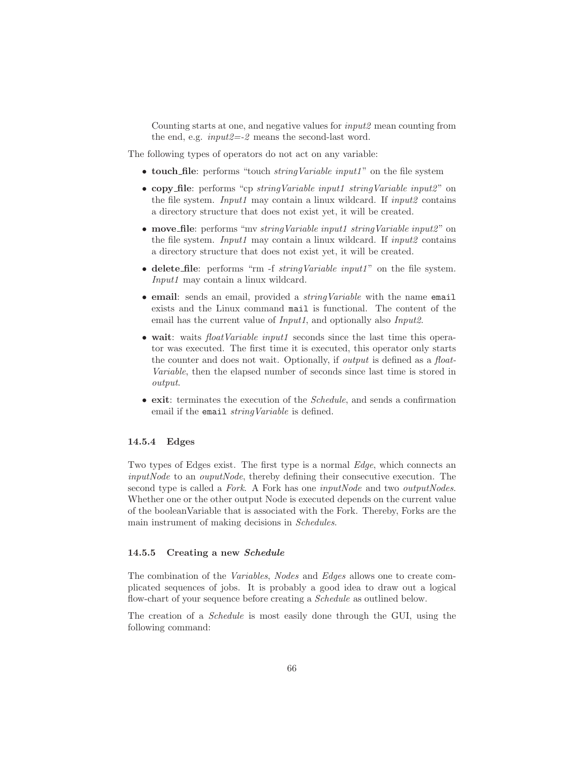Counting starts at one, and negative values for *input2* mean counting from the end, e.g. *input2=-2* means the second-last word.

The following types of operators do not act on any variable:

- **touch_file**: performs "touch *stringVariable input1*" on the file system
- **copy_file**: performs "cp *stringVariable input1 stringVariable input2*" on the file system. *Input1* may contain a linux wildcard. If *input2* contains a directory structure that does not exist yet, it will be created.
- **move_file**: performs "mv *stringVariable input1 stringVariable input2*" on the file system. *Input1* may contain a linux wildcard. If *input2* contains a directory structure that does not exist yet, it will be created.
- **delete_file**: performs "rm -f *stringVariable input1*" on the file system. *Input1* may contain a linux wildcard.
- **email**: sends an email, provided a *stringVariable* with the name `email` exists and the Linux command `mail` is functional. The content of the email has the current value of *Input1*, and optionally also *Input2*.
- **wait**: waits *floatVariable input1* seconds since the last time this operator was executed. The first time it is executed, this operator only starts the counter and does not wait. Optionally, if *output* is defined as a *floatVariable*, then the elapsed number of seconds since last time is stored in *output*.
- **exit**: terminates the execution of the *Schedule*, and sends a confirmation email if the `email` *stringVariable* is defined.

### 14.5.4 Edges

Two types of Edges exist. The first type is a normal *Edge*, which connects an *inputNode* to an *ouputNode*, thereby defining their consecutive execution. The second type is called a *Fork*. A Fork has one *inputNode* and two *outputNodes*. Whether one or the other output Node is executed depends on the current value of the booleanVariable that is associated with the Fork. Thereby, Forks are the main instrument of making decisions in *Schedules*.

### 14.5.5 Creating a new *Schedule*

The combination of the *Variables*, *Nodes* and *Edges* allows one to create complicated sequences of jobs. It is probably a good idea to draw out a logical flow-chart of your sequence before creating a *Schedule* as outlined below.

The creation of a *Schedule* is most easily done through the GUI, using the following command: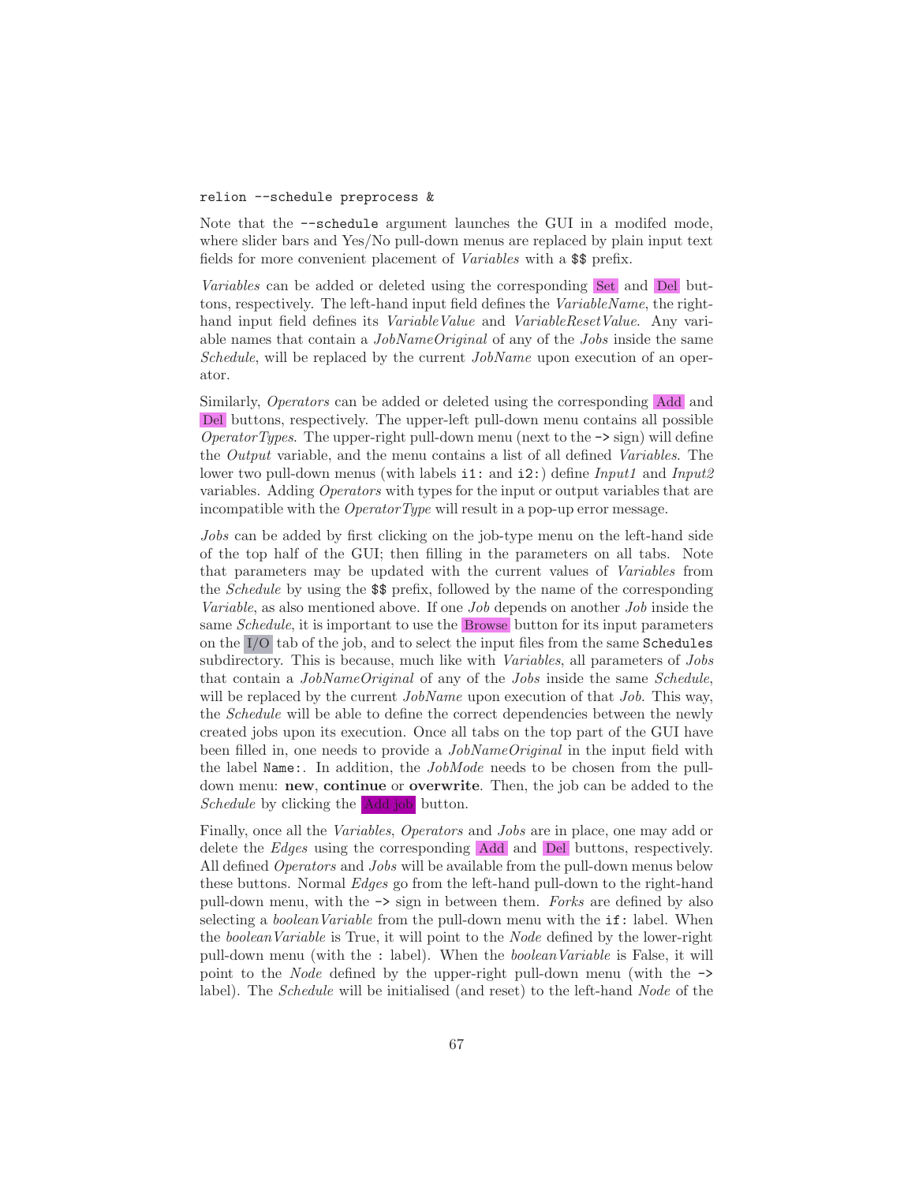```
relion --schedule preprocess &
```

Note that the `--schedule` argument launches the GUI in a modifed mode, where slider bars and Yes/No pull-down menus are replaced by plain input text fields for more convenient placement of *Variables* with a `$$` prefix.

*Variables* can be added or deleted using the corresponding Set and Del buttons, respectively. The left-hand input field defines the *VariableName*, the right-hand input field defines its *VariableValue* and *VariableResetValue*. Any variable names that contain a *JobNameOriginal* of any of the *Jobs* inside the same *Schedule*, will be replaced by the current *JobName* upon execution of an operator.

Similarly, *Operators* can be added or deleted using the corresponding Add and Del buttons, respectively. The upper-left pull-down menu contains all possible *OperatorTypes*. The upper-right pull-down menu (next to the `->` sign) will define the *Output* variable, and the menu contains a list of all defined *Variables*. The lower two pull-down menus (with labels `i1:` and `i2:`) define *Input1* and *Input2* variables. Adding *Operators* with types for the input or output variables that are incompatible with the *OperatorType* will result in a pop-up error message.

*Jobs* can be added by first clicking on the job-type menu on the left-hand side of the top half of the GUI; then filling in the parameters on all tabs. Note that parameters may be updated with the current values of *Variables* from the *Schedule* by using the `$$` prefix, followed by the name of the corresponding *Variable*, as also mentioned above. If one *Job* depends on another *Job* inside the same *Schedule*, it is important to use the Browse button for its input parameters on the I/O tab of the job, and to select the input files from the same `Schedules` subdirectory. This is because, much like with *Variables*, all parameters of *Jobs* that contain a *JobNameOriginal* of any of the *Jobs* inside the same *Schedule*, will be replaced by the current *JobName* upon execution of that *Job*. This way, the *Schedule* will be able to define the correct dependencies between the newly created jobs upon its execution. Once all tabs on the top part of the GUI have been filled in, one needs to provide a *JobNameOriginal* in the input field with the label `Name:`. In addition, the *JobMode* needs to be chosen from the pull-down menu: **new**, **continue** or **overwrite**. Then, the job can be added to the *Schedule* by clicking the Add job button.

Finally, once all the *Variables*, *Operators* and *Jobs* are in place, one may add or delete the *Edges* using the corresponding Add and Del buttons, respectively. All defined *Operators* and *Jobs* will be available from the pull-down menus below these buttons. Normal *Edges* go from the left-hand pull-down to the right-hand pull-down menu, with the `->` sign in between them. *Forks* are defined by also selecting a *booleanVariable* from the pull-down menu with the `if:` label. When the *booleanVariable* is True, it will point to the *Node* defined by the lower-right pull-down menu (with the `:` label). When the *booleanVariable* is False, it will point to the *Node* defined by the upper-right pull-down menu (with the `->` label). The *Schedule* will be initialised (and reset) to the left-hand *Node* of the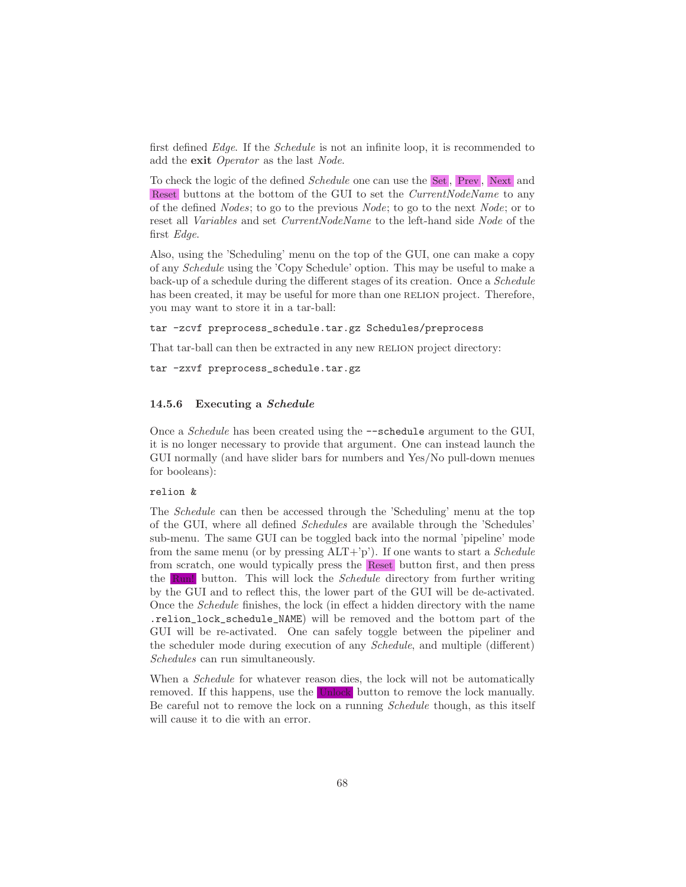first defined *Edge*. If the *Schedule* is not an infinite loop, it is recommended to add the **exit** *Operator* as the last *Node*.

To check the logic of the defined *Schedule* one can use the Set, Prev, Next and Reset buttons at the bottom of the GUI to set the *CurrentNodeName* to any of the defined *Nodes*; to go to the previous *Node*; to go to the next *Node*; or to reset all *Variables* and set *CurrentNodeName* to the left-hand side *Node* of the first *Edge*.

Also, using the 'Scheduling' menu on the top of the GUI, one can make a copy of any *Schedule* using the 'Copy Schedule' option. This may be useful to make a back-up of a schedule during the different stages of its creation. Once a *Schedule* has been created, it may be useful for more than one RELION project. Therefore, you may want to store it in a tar-ball:

```
tar -zcvf preprocess_schedule.tar.gz Schedules/preprocess
```

That tar-ball can then be extracted in any new RELION project directory:

```
tar -zxvf preprocess_schedule.tar.gz
```

### 14.5.6 Executing a *Schedule*

Once a *Schedule* has been created using the `--schedule` argument to the GUI, it is no longer necessary to provide that argument. One can instead launch the GUI normally (and have slider bars for numbers and Yes/No pull-down menues for booleans):

```
relion &
```

The *Schedule* can then be accessed through the 'Scheduling' menu at the top of the GUI, where all defined *Schedules* are available through the 'Schedules' sub-menu. The same GUI can be toggled back into the normal 'pipeline' mode from the same menu (or by pressing ALT+'p'). If one wants to start a *Schedule* from scratch, one would typically press the Reset button first, and then press the Run! button. This will lock the *Schedule* directory from further writing by the GUI and to reflect this, the lower part of the GUI will be de-activated. Once the *Schedule* finishes, the lock (in effect a hidden directory with the name `.relion_lock_schedule_NAME`) will be removed and the bottom part of the GUI will be re-activated. One can safely toggle between the pipeliner and the scheduler mode during execution of any *Schedule*, and multiple (different) *Schedules* can run simultaneously.

When a *Schedule* for whatever reason dies, the lock will not be automatically removed. If this happens, use the Unlock button to remove the lock manually. Be careful not to remove the lock on a running *Schedule* though, as this itself will cause it to die with an error.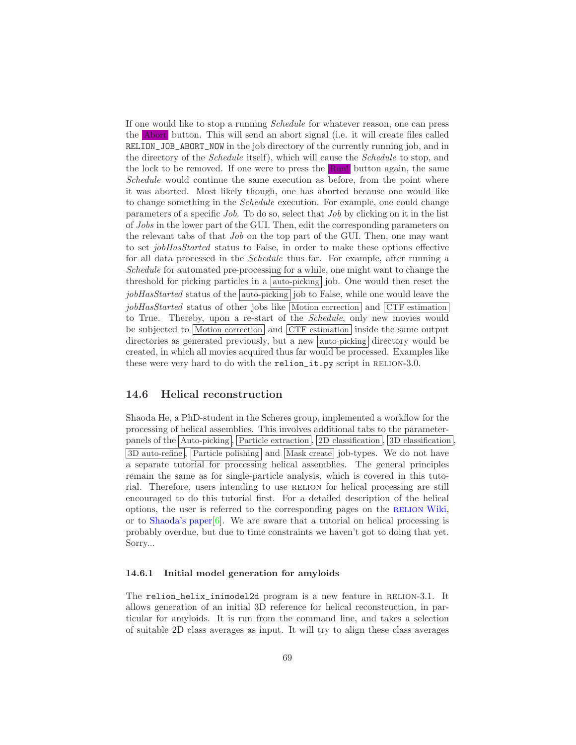If one would like to stop a running *Schedule* for whatever reason, one can press the Abort button. This will send an abort signal (i.e. it will create files called `RELION_JOB_ABORT_NOW` in the job directory of the currently running job, and in the directory of the *Schedule* itself), which will cause the *Schedule* to stop, and the lock to be removed. If one were to press the Run! button again, the same *Schedule* would continue the same execution as before, from the point where it was aborted. Most likely though, one has aborted because one would like to change something in the *Schedule* execution. For example, one could change parameters of a specific *Job*. To do so, select that *Job* by clicking on it in the list of *Jobs* in the lower part of the GUI. Then, edit the corresponding parameters on the relevant tabs of that *Job* on the top part of the GUI. Then, one may want to set *jobHasStarted* status to False, in order to make these options effective for all data processed in the *Schedule* thus far. For example, after running a *Schedule* for automated pre-processing for a while, one might want to change the threshold for picking particles in a auto-picking job. One would then reset the *jobHasStarted* status of the auto-picking job to False, while one would leave the *jobHasStarted* status of other jobs like Motion correction and CTF estimation to True. Thereby, upon a re-start of the *Schedule*, only new movies would be subjected to Motion correction and CTF estimation inside the same output directories as generated previously, but a new auto-picking directory would be created, in which all movies acquired thus far would be processed. Examples like these were very hard to do with the `relion_it.py` script in RELION-3.0.

## 14.6 Helical reconstruction

Shaoda He, a PhD-student in the Scheres group, implemented a workflow for the processing of helical assemblies. This involves additional tabs to the parameter-panels of the Auto-picking, Particle extraction, 2D classification, 3D classification, 3D auto-refine, Particle polishing and Mask create job-types. We do not have a separate tutorial for processing helical assemblies. The general principles remain the same as for single-particle analysis, which is covered in this tutorial. Therefore, users intending to use RELION for helical processing are still encouraged to do this tutorial first. For a detailed description of the helical options, the user is referred to the corresponding pages on the RELION Wiki, or to Shaoda's paper[6]. We are aware that a tutorial on helical processing is probably overdue, but due to time constraints we haven't got to doing that yet. Sorry...

### 14.6.1 Initial model generation for amyloids

The `relion_helix_inimodel2d` program is a new feature in RELION-3.1. It allows generation of an initial 3D reference for helical reconstruction, in particular for amyloids. It is run from the command line, and takes a selection of suitable 2D class averages as input. It will try to align these class averages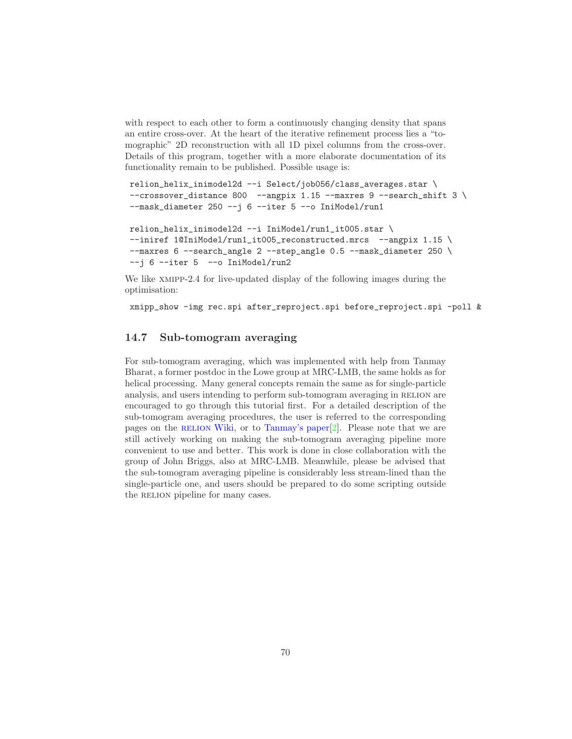with respect to each other to form a continuously changing density that spans an entire cross-over. At the heart of the iterative refinement process lies a "tomographic" 2D reconstruction with all 1D pixel columns from the cross-over. Details of this program, together with a more elaborate documentation of its functionality remain to be published. Possible usage is:

```
relion_helix_inimodel2d --i Select/job056/class_averages.star \
--crossover_distance 800  --angpix 1.15 --maxres 9 --search_shift 3 \
--mask_diameter 250 --j 6 --iter 5 --o IniModel/run1

relion_helix_inimodel2d --i IniModel/run1_it005.star \
--iniref 1@IniModel/run1_it005_reconstructed.mrcs  --angpix 1.15 \
--maxres 6 --search_angle 2 --step_angle 0.5 --mask_diameter 250 \
--j 6 --iter 5  --o IniModel/run2
```

We like XMIPP-2.4 for live-updated display of the following images during the optimisation:

```
xmipp_show -img rec.spi after_reproject.spi before_reproject.spi -poll &
```

## 14.7 Sub-tomogram averaging

For sub-tomogram averaging, which was implemented with help from Tanmay Bharat, a former postdoc in the Lowe group at MRC-LMB, the same holds as for helical processing. Many general concepts remain the same as for single-particle analysis, and users intending to perform sub-tomogram averaging in RELION are encouraged to go through this tutorial first. For a detailed description of the sub-tomogram averaging procedures, the user is referred to the corresponding pages on the RELION Wiki, or to Tanmay's paper[2]. Please note that we are still actively working on making the sub-tomogram averaging pipeline more convenient to use and better. This work is done in close collaboration with the group of John Briggs, also at MRC-LMB. Meanwhile, please be advised that the sub-tomogram averaging pipeline is considerably less stream-lined than the single-particle one, and users should be prepared to do some scripting outside the RELION pipeline for many cases.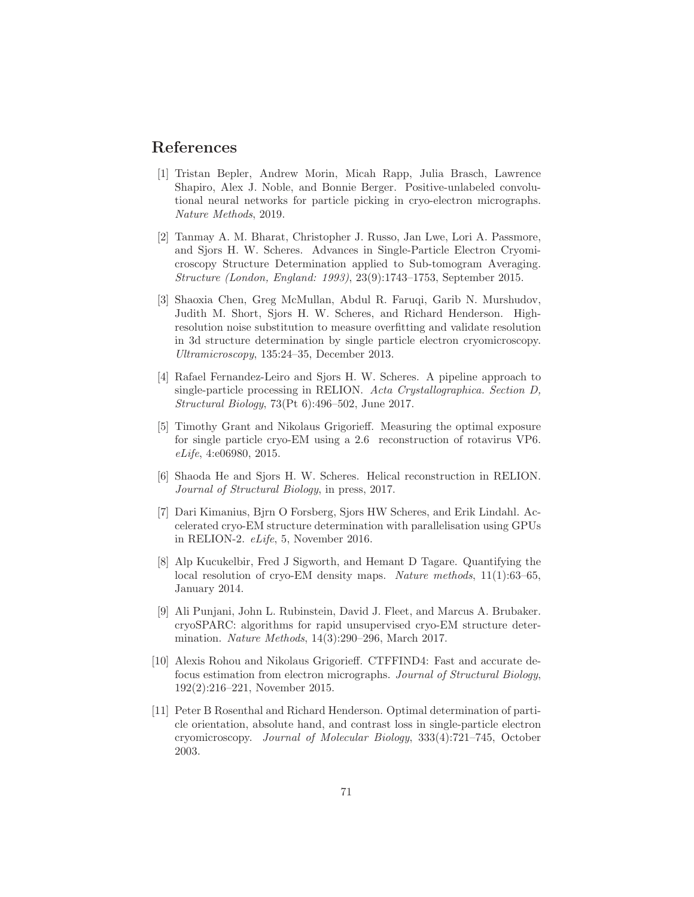# References

[1] Tristan Bepler, Andrew Morin, Micah Rapp, Julia Brasch, Lawrence Shapiro, Alex J. Noble, and Bonnie Berger. Positive-unlabeled convolutional neural networks for particle picking in cryo-electron micrographs. *Nature Methods*, 2019.

[2] Tanmay A. M. Bharat, Christopher J. Russo, Jan Lwe, Lori A. Passmore, and Sjors H. W. Scheres. Advances in Single-Particle Electron Cryomicroscopy Structure Determination applied to Sub-tomogram Averaging. *Structure (London, England: 1993)*, 23(9):1743–1753, September 2015.

[3] Shaoxia Chen, Greg McMullan, Abdul R. Faruqi, Garib N. Murshudov, Judith M. Short, Sjors H. W. Scheres, and Richard Henderson. High-resolution noise substitution to measure overfitting and validate resolution in 3d structure determination by single particle electron cryomicroscopy. *Ultramicroscopy*, 135:24–35, December 2013.

[4] Rafael Fernandez-Leiro and Sjors H. W. Scheres. A pipeline approach to single-particle processing in RELION. *Acta Crystallographica. Section D, Structural Biology*, 73(Pt 6):496–502, June 2017.

[5] Timothy Grant and Nikolaus Grigorieff. Measuring the optimal exposure for single particle cryo-EM using a 2.6  reconstruction of rotavirus VP6. *eLife*, 4:e06980, 2015.

[6] Shaoda He and Sjors H. W. Scheres. Helical reconstruction in RELION. *Journal of Structural Biology*, in press, 2017.

[7] Dari Kimanius, Bjrn O Forsberg, Sjors HW Scheres, and Erik Lindahl. Accelerated cryo-EM structure determination with parallelisation using GPUs in RELION-2. *eLife*, 5, November 2016.

[8] Alp Kucukelbir, Fred J Sigworth, and Hemant D Tagare. Quantifying the local resolution of cryo-EM density maps. *Nature methods*, 11(1):63–65, January 2014.

[9] Ali Punjani, John L. Rubinstein, David J. Fleet, and Marcus A. Brubaker. cryoSPARC: algorithms for rapid unsupervised cryo-EM structure determination. *Nature Methods*, 14(3):290–296, March 2017.

[10] Alexis Rohou and Nikolaus Grigorieff. CTFFIND4: Fast and accurate defocus estimation from electron micrographs. *Journal of Structural Biology*, 192(2):216–221, November 2015.

[11] Peter B Rosenthal and Richard Henderson. Optimal determination of particle orientation, absolute hand, and contrast loss in single-particle electron cryomicroscopy. *Journal of Molecular Biology*, 333(4):721–745, October 2003.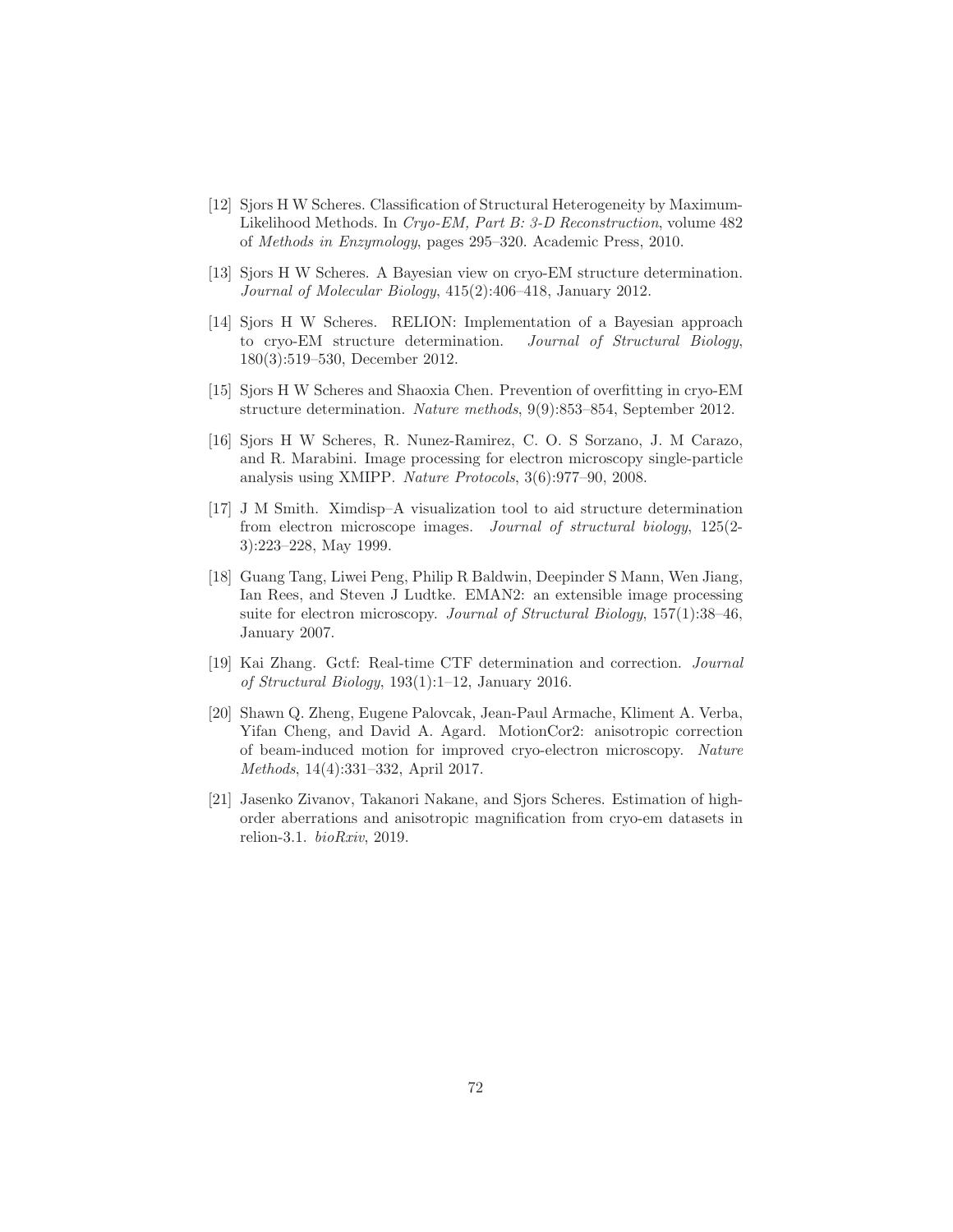[12] Sjors H W Scheres. Classification of Structural Heterogeneity by Maximum-Likelihood Methods. In *Cryo-EM, Part B: 3-D Reconstruction*, volume 482 of *Methods in Enzymology*, pages 295–320. Academic Press, 2010.

[13] Sjors H W Scheres. A Bayesian view on cryo-EM structure determination. *Journal of Molecular Biology*, 415(2):406–418, January 2012.

[14] Sjors H W Scheres. RELION: Implementation of a Bayesian approach to cryo-EM structure determination. *Journal of Structural Biology*, 180(3):519–530, December 2012.

[15] Sjors H W Scheres and Shaoxia Chen. Prevention of overfitting in cryo-EM structure determination. *Nature methods*, 9(9):853–854, September 2012.

[16] Sjors H W Scheres, R. Nunez-Ramirez, C. O. S Sorzano, J. M Carazo, and R. Marabini. Image processing for electron microscopy single-particle analysis using XMIPP. *Nature Protocols*, 3(6):977–90, 2008.

[17] J M Smith. Ximdisp–A visualization tool to aid structure determination from electron microscope images. *Journal of structural biology*, 125(2-3):223–228, May 1999.

[18] Guang Tang, Liwei Peng, Philip R Baldwin, Deepinder S Mann, Wen Jiang, Ian Rees, and Steven J Ludtke. EMAN2: an extensible image processing suite for electron microscopy. *Journal of Structural Biology*, 157(1):38–46, January 2007.

[19] Kai Zhang. Gctf: Real-time CTF determination and correction. *Journal of Structural Biology*, 193(1):1–12, January 2016.

[20] Shawn Q. Zheng, Eugene Palovcak, Jean-Paul Armache, Kliment A. Verba, Yifan Cheng, and David A. Agard. MotionCor2: anisotropic correction of beam-induced motion for improved cryo-electron microscopy. *Nature Methods*, 14(4):331–332, April 2017.

[21] Jasenko Zivanov, Takanori Nakane, and Sjors Scheres. Estimation of high-order aberrations and anisotropic magnification from cryo-em datasets in relion-3.1. *bioRxiv*, 2019.